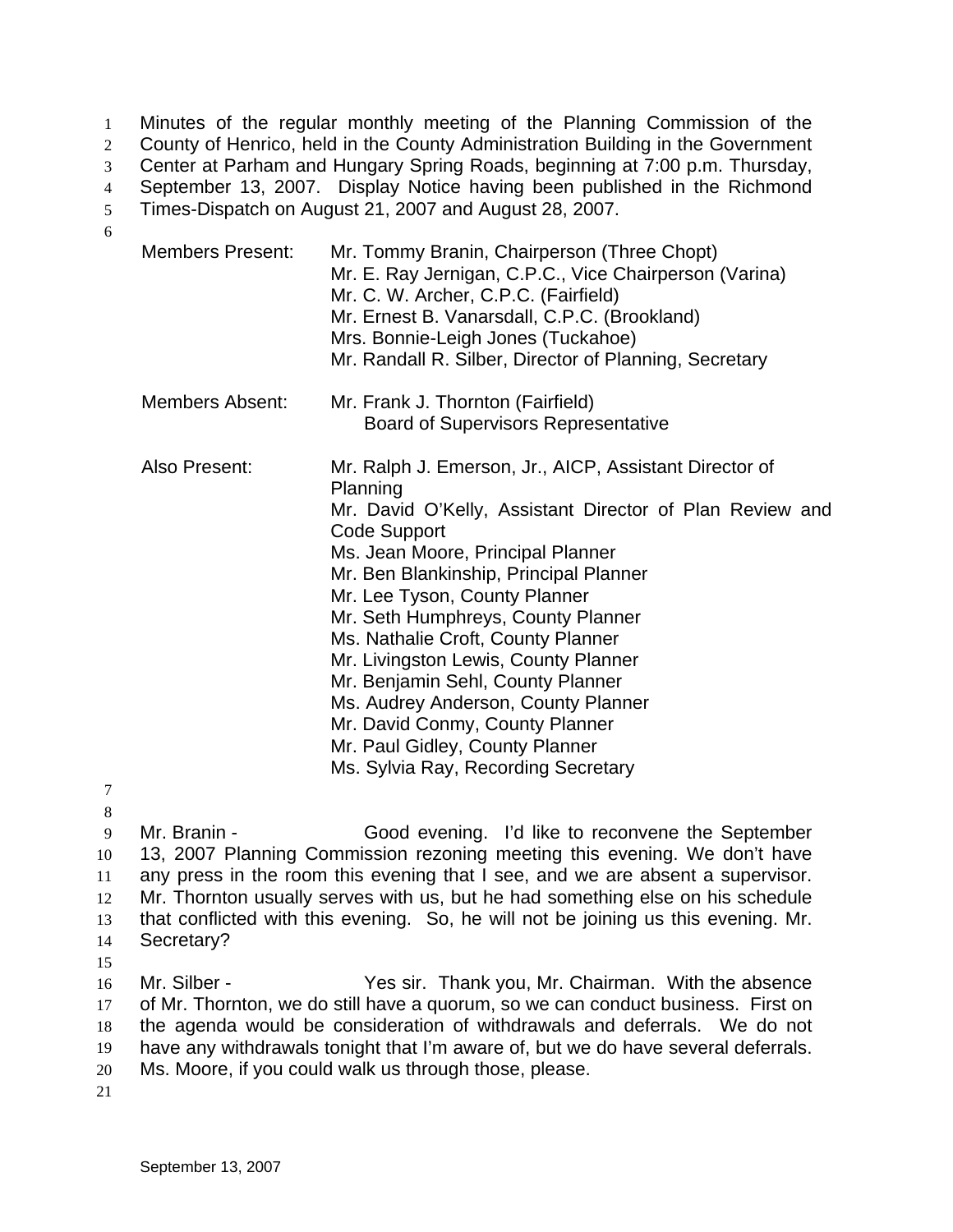Minutes of the regular monthly meeting of the Planning Commission of the County of Henrico, held in the County Administration Building in the Government Center at Parham and Hungary Spring Roads, beginning at 7:00 p.m. Thursday, September 13, 2007. Display Notice having been published in the Richmond Times-Dispatch on August 21, 2007 and August 28, 2007.

| | |
|---|---|
| Members Present: | Mr. Tommy Branin, Chairperson (Three Chopt)<br>Mr. E. Ray Jernigan, C.P.C., Vice Chairperson (Varina)<br>Mr. C. W. Archer, C.P.C. (Fairfield)<br>Mr. Ernest B. Vanarsdall, C.P.C. (Brookland)<br>Mrs. Bonnie-Leigh Jones (Tuckahoe)<br>Mr. Randall R. Silber, Director of Planning, Secretary |
| Members Absent: | Mr. Frank J. Thornton (Fairfield)<br>Board of Supervisors Representative |
| Also Present: | Mr. Ralph J. Emerson, Jr., AICP, Assistant Director of Planning<br>Mr. David O'Kelly, Assistant Director of Plan Review and Code Support<br>Ms. Jean Moore, Principal Planner<br>Mr. Ben Blankinship, Principal Planner<br>Mr. Lee Tyson, County Planner<br>Mr. Seth Humphreys, County Planner<br>Ms. Nathalie Croft, County Planner<br>Mr. Livingston Lewis, County Planner<br>Mr. Benjamin Sehl, County Planner<br>Ms. Audrey Anderson, County Planner<br>Mr. David Conmy, County Planner<br>Mr. Paul Gidley, County Planner<br>Ms. Sylvia Ray, Recording Secretary |

Mr. Branin - Good evening. I'd like to reconvene the September 13, 2007 Planning Commission rezoning meeting this evening. We don't have any press in the room this evening that I see, and we are absent a supervisor. Mr. Thornton usually serves with us, but he had something else on his schedule that conflicted with this evening. So, he will not be joining us this evening. Mr. Secretary?

Mr. Silber - Yes sir. Thank you, Mr. Chairman. With the absence of Mr. Thornton, we do still have a quorum, so we can conduct business. First on the agenda would be consideration of withdrawals and deferrals. We do not have any withdrawals tonight that I'm aware of, but we do have several deferrals. Ms. Moore, if you could walk us through those, please.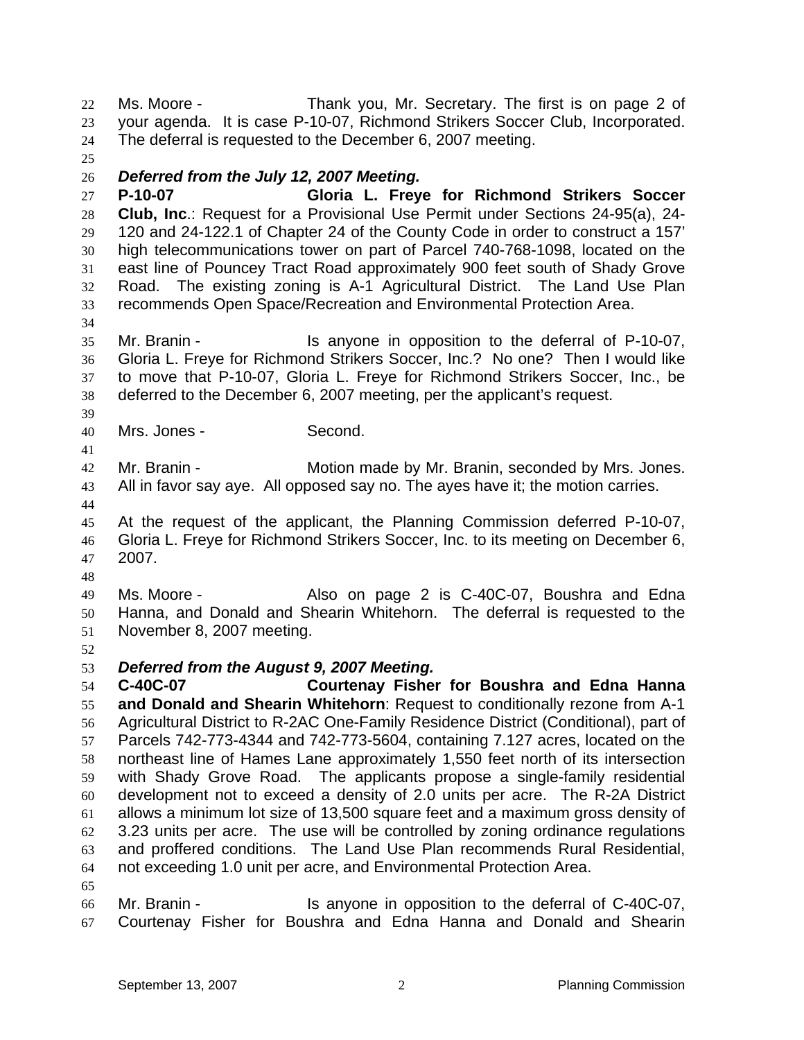Ms. Moore - Thank you, Mr. Secretary. The first is on page 2 of your agenda. It is case P-10-07, Richmond Strikers Soccer Club, Incorporated. The deferral is requested to the December 6, 2007 meeting.

***Deferred from the July 12, 2007 Meeting.***

**P-10-07 Gloria L. Freye for Richmond Strikers Soccer Club, Inc.**: Request for a Provisional Use Permit under Sections 24-95(a), 24-120 and 24-122.1 of Chapter 24 of the County Code in order to construct a 157' high telecommunications tower on part of Parcel 740-768-1098, located on the east line of Pouncey Tract Road approximately 900 feet south of Shady Grove Road. The existing zoning is A-1 Agricultural District. The Land Use Plan recommends Open Space/Recreation and Environmental Protection Area.

Mr. Branin - Is anyone in opposition to the deferral of P-10-07, Gloria L. Freye for Richmond Strikers Soccer, Inc.? No one? Then I would like to move that P-10-07, Gloria L. Freye for Richmond Strikers Soccer, Inc., be deferred to the December 6, 2007 meeting, per the applicant's request.

Mrs. Jones - Second.

Mr. Branin - Motion made by Mr. Branin, seconded by Mrs. Jones. All in favor say aye. All opposed say no. The ayes have it; the motion carries.

At the request of the applicant, the Planning Commission deferred P-10-07, Gloria L. Freye for Richmond Strikers Soccer, Inc. to its meeting on December 6, 2007.

Ms. Moore - Also on page 2 is C-40C-07, Boushra and Edna Hanna, and Donald and Shearin Whitehorn. The deferral is requested to the November 8, 2007 meeting.

***Deferred from the August 9, 2007 Meeting.***

**C-40C-07 Courtenay Fisher for Boushra and Edna Hanna and Donald and Shearin Whitehorn**: Request to conditionally rezone from A-1 Agricultural District to R-2AC One-Family Residence District (Conditional), part of Parcels 742-773-4344 and 742-773-5604, containing 7.127 acres, located on the northeast line of Hames Lane approximately 1,550 feet north of its intersection with Shady Grove Road. The applicants propose a single-family residential development not to exceed a density of 2.0 units per acre. The R-2A District allows a minimum lot size of 13,500 square feet and a maximum gross density of 3.23 units per acre. The use will be controlled by zoning ordinance regulations and proffered conditions. The Land Use Plan recommends Rural Residential, not exceeding 1.0 unit per acre, and Environmental Protection Area.

Mr. Branin - Is anyone in opposition to the deferral of C-40C-07, Courtenay Fisher for Boushra and Edna Hanna and Donald and Shearin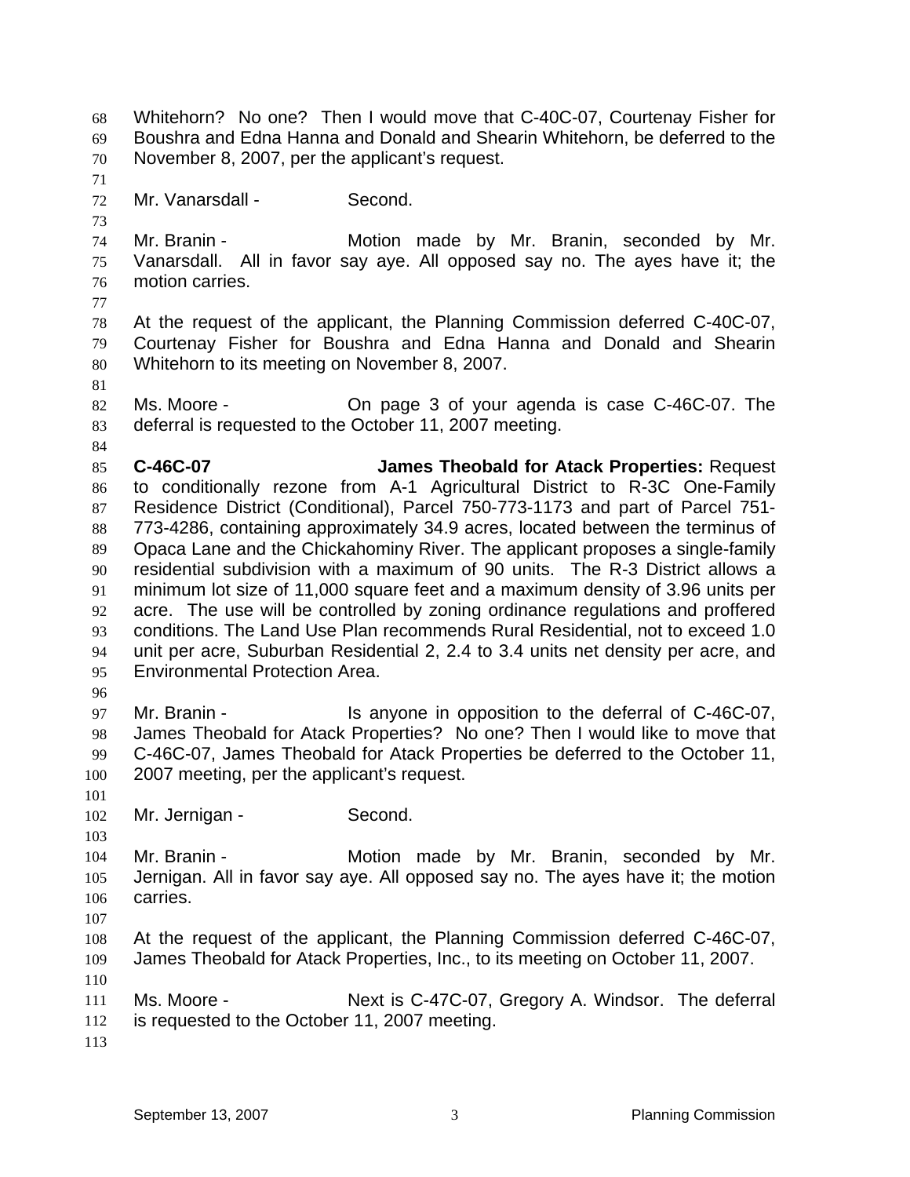Whitehorn? No one? Then I would move that C-40C-07, Courtenay Fisher for Boushra and Edna Hanna and Donald and Shearin Whitehorn, be deferred to the November 8, 2007, per the applicant's request.

Mr. Vanarsdall - Second.

Mr. Branin - Motion made by Mr. Branin, seconded by Mr. Vanarsdall. All in favor say aye. All opposed say no. The ayes have it; the motion carries.

At the request of the applicant, the Planning Commission deferred C-40C-07, Courtenay Fisher for Boushra and Edna Hanna and Donald and Shearin Whitehorn to its meeting on November 8, 2007.

Ms. Moore - On page 3 of your agenda is case C-46C-07. The deferral is requested to the October 11, 2007 meeting.

**C-46C-07 James Theobald for Atack Properties:** Request to conditionally rezone from A-1 Agricultural District to R-3C One-Family Residence District (Conditional), Parcel 750-773-1173 and part of Parcel 751-773-4286, containing approximately 34.9 acres, located between the terminus of Opaca Lane and the Chickahominy River. The applicant proposes a single-family residential subdivision with a maximum of 90 units. The R-3 District allows a minimum lot size of 11,000 square feet and a maximum density of 3.96 units per acre. The use will be controlled by zoning ordinance regulations and proffered conditions. The Land Use Plan recommends Rural Residential, not to exceed 1.0 unit per acre, Suburban Residential 2, 2.4 to 3.4 units net density per acre, and Environmental Protection Area.

Mr. Branin - Is anyone in opposition to the deferral of C-46C-07, James Theobald for Atack Properties? No one? Then I would like to move that C-46C-07, James Theobald for Atack Properties be deferred to the October 11, 2007 meeting, per the applicant's request.

Mr. Jernigan - Second.

Mr. Branin - Motion made by Mr. Branin, seconded by Mr. Jernigan. All in favor say aye. All opposed say no. The ayes have it; the motion carries.

At the request of the applicant, the Planning Commission deferred C-46C-07, James Theobald for Atack Properties, Inc., to its meeting on October 11, 2007.

Ms. Moore - Next is C-47C-07, Gregory A. Windsor. The deferral is requested to the October 11, 2007 meeting.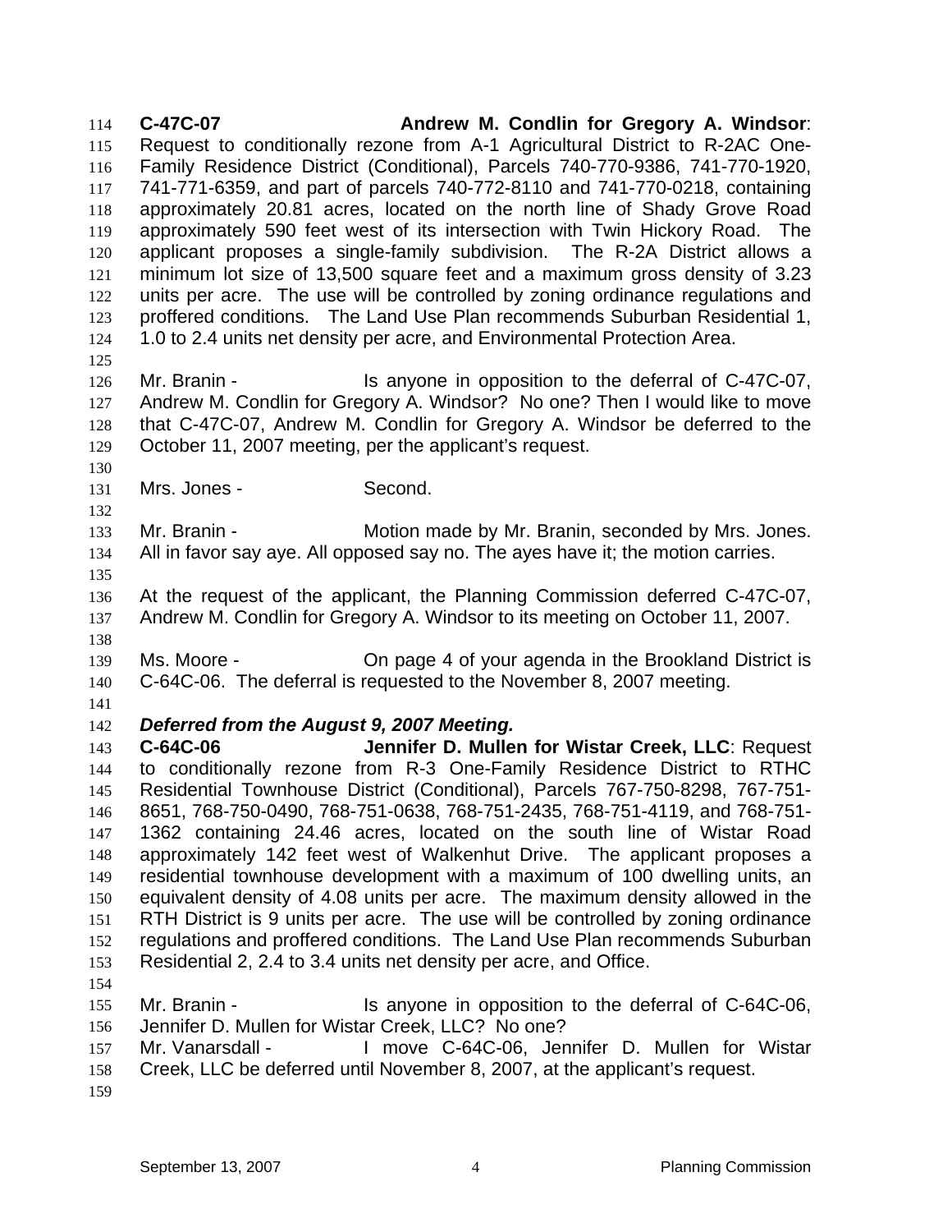**C-47C-07 Andrew M. Condlin for Gregory A. Windsor**: Request to conditionally rezone from A-1 Agricultural District to R-2AC One-Family Residence District (Conditional), Parcels 740-770-9386, 741-770-1920, 741-771-6359, and part of parcels 740-772-8110 and 741-770-0218, containing approximately 20.81 acres, located on the north line of Shady Grove Road approximately 590 feet west of its intersection with Twin Hickory Road. The applicant proposes a single-family subdivision. The R-2A District allows a minimum lot size of 13,500 square feet and a maximum gross density of 3.23 units per acre. The use will be controlled by zoning ordinance regulations and proffered conditions. The Land Use Plan recommends Suburban Residential 1, 1.0 to 2.4 units net density per acre, and Environmental Protection Area.

Mr. Branin - Is anyone in opposition to the deferral of C-47C-07, Andrew M. Condlin for Gregory A. Windsor? No one? Then I would like to move that C-47C-07, Andrew M. Condlin for Gregory A. Windsor be deferred to the October 11, 2007 meeting, per the applicant's request.

Mrs. Jones - Second.

Mr. Branin - Motion made by Mr. Branin, seconded by Mrs. Jones. All in favor say aye. All opposed say no. The ayes have it; the motion carries.

At the request of the applicant, the Planning Commission deferred C-47C-07, Andrew M. Condlin for Gregory A. Windsor to its meeting on October 11, 2007.

Ms. Moore - On page 4 of your agenda in the Brookland District is C-64C-06. The deferral is requested to the November 8, 2007 meeting.

***Deferred from the August 9, 2007 Meeting.***

**C-64C-06 Jennifer D. Mullen for Wistar Creek, LLC**: Request to conditionally rezone from R-3 One-Family Residence District to RTHC Residential Townhouse District (Conditional), Parcels 767-750-8298, 767-751-8651, 768-750-0490, 768-751-0638, 768-751-2435, 768-751-4119, and 768-751-1362 containing 24.46 acres, located on the south line of Wistar Road approximately 142 feet west of Walkenhut Drive. The applicant proposes a residential townhouse development with a maximum of 100 dwelling units, an equivalent density of 4.08 units per acre. The maximum density allowed in the RTH District is 9 units per acre. The use will be controlled by zoning ordinance regulations and proffered conditions. The Land Use Plan recommends Suburban Residential 2, 2.4 to 3.4 units net density per acre, and Office.

Mr. Branin - Is anyone in opposition to the deferral of C-64C-06, Jennifer D. Mullen for Wistar Creek, LLC? No one?

Mr. Vanarsdall - I move C-64C-06, Jennifer D. Mullen for Wistar Creek, LLC be deferred until November 8, 2007, at the applicant's request.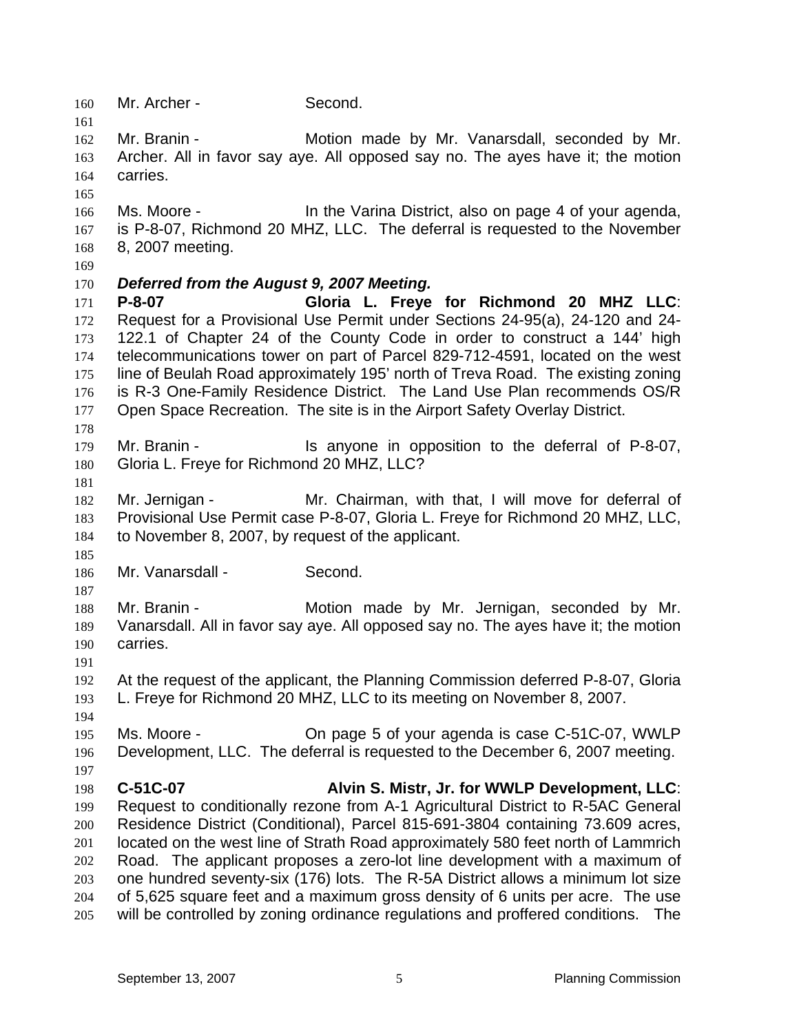Mr. Archer - Second.

Mr. Branin - Motion made by Mr. Vanarsdall, seconded by Mr. Archer. All in favor say aye. All opposed say no. The ayes have it; the motion carries.

Ms. Moore - In the Varina District, also on page 4 of your agenda, is P-8-07, Richmond 20 MHZ, LLC. The deferral is requested to the November 8, 2007 meeting.

***Deferred from the August 9, 2007 Meeting.***

**P-8-07 Gloria L. Freye for Richmond 20 MHZ LLC**: Request for a Provisional Use Permit under Sections 24-95(a), 24-120 and 24-122.1 of Chapter 24 of the County Code in order to construct a 144' high telecommunications tower on part of Parcel 829-712-4591, located on the west line of Beulah Road approximately 195' north of Treva Road. The existing zoning is R-3 One-Family Residence District. The Land Use Plan recommends OS/R Open Space Recreation. The site is in the Airport Safety Overlay District.

Mr. Branin - Is anyone in opposition to the deferral of P-8-07, Gloria L. Freye for Richmond 20 MHZ, LLC?

Mr. Jernigan - Mr. Chairman, with that, I will move for deferral of Provisional Use Permit case P-8-07, Gloria L. Freye for Richmond 20 MHZ, LLC, to November 8, 2007, by request of the applicant.

Mr. Vanarsdall - Second.

Mr. Branin - Motion made by Mr. Jernigan, seconded by Mr. Vanarsdall. All in favor say aye. All opposed say no. The ayes have it; the motion carries.

At the request of the applicant, the Planning Commission deferred P-8-07, Gloria L. Freye for Richmond 20 MHZ, LLC to its meeting on November 8, 2007.

Ms. Moore - On page 5 of your agenda is case C-51C-07, WWLP Development, LLC. The deferral is requested to the December 6, 2007 meeting.

**C-51C-07 Alvin S. Mistr, Jr. for WWLP Development, LLC**: Request to conditionally rezone from A-1 Agricultural District to R-5AC General Residence District (Conditional), Parcel 815-691-3804 containing 73.609 acres, located on the west line of Strath Road approximately 580 feet north of Lammrich Road. The applicant proposes a zero-lot line development with a maximum of one hundred seventy-six (176) lots. The R-5A District allows a minimum lot size of 5,625 square feet and a maximum gross density of 6 units per acre. The use will be controlled by zoning ordinance regulations and proffered conditions. The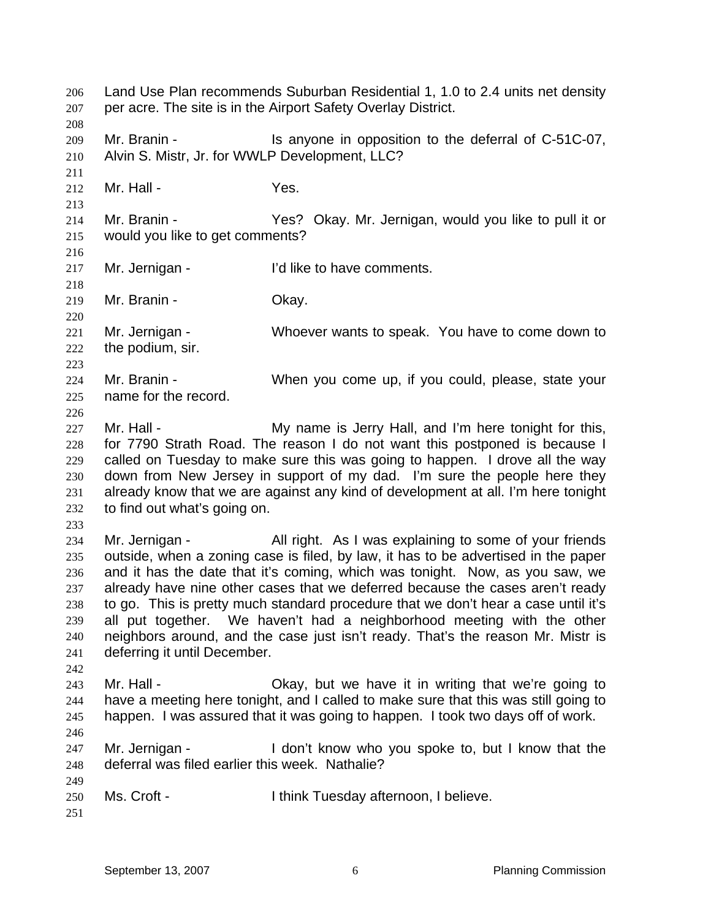Land Use Plan recommends Suburban Residential 1, 1.0 to 2.4 units net density per acre. The site is in the Airport Safety Overlay District.

Mr. Branin - Is anyone in opposition to the deferral of C-51C-07, Alvin S. Mistr, Jr. for WWLP Development, LLC?

Mr. Hall - Yes.

Mr. Branin - Yes? Okay. Mr. Jernigan, would you like to pull it or would you like to get comments?

Mr. Jernigan - I'd like to have comments.

Mr. Branin - Okay.

Mr. Jernigan - Whoever wants to speak. You have to come down to the podium, sir.

Mr. Branin - When you come up, if you could, please, state your name for the record.

Mr. Hall - My name is Jerry Hall, and I'm here tonight for this, for 7790 Strath Road. The reason I do not want this postponed is because I called on Tuesday to make sure this was going to happen. I drove all the way down from New Jersey in support of my dad. I'm sure the people here they already know that we are against any kind of development at all. I'm here tonight to find out what's going on.

Mr. Jernigan - All right. As I was explaining to some of your friends outside, when a zoning case is filed, by law, it has to be advertised in the paper and it has the date that it's coming, which was tonight. Now, as you saw, we already have nine other cases that we deferred because the cases aren't ready to go. This is pretty much standard procedure that we don't hear a case until it's all put together. We haven't had a neighborhood meeting with the other neighbors around, and the case just isn't ready. That's the reason Mr. Mistr is deferring it until December.

Mr. Hall - Okay, but we have it in writing that we're going to have a meeting here tonight, and I called to make sure that this was still going to happen. I was assured that it was going to happen. I took two days off of work.

Mr. Jernigan - I don't know who you spoke to, but I know that the deferral was filed earlier this week. Nathalie?

Ms. Croft - I think Tuesday afternoon, I believe.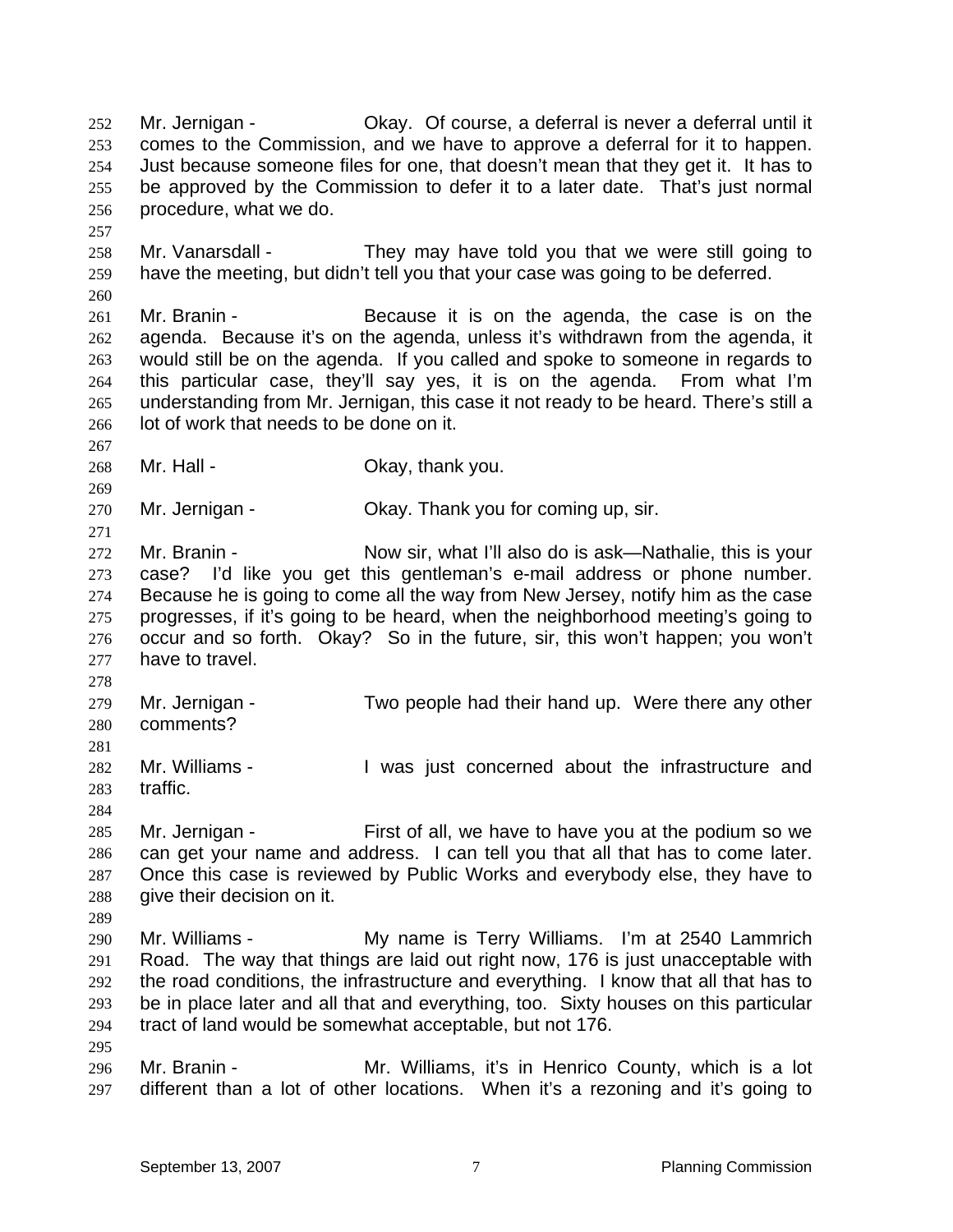Mr. Jernigan - Okay. Of course, a deferral is never a deferral until it comes to the Commission, and we have to approve a deferral for it to happen. Just because someone files for one, that doesn't mean that they get it. It has to be approved by the Commission to defer it to a later date. That's just normal procedure, what we do.

Mr. Vanarsdall - They may have told you that we were still going to have the meeting, but didn't tell you that your case was going to be deferred.

Mr. Branin - Because it is on the agenda, the case is on the agenda. Because it's on the agenda, unless it's withdrawn from the agenda, it would still be on the agenda. If you called and spoke to someone in regards to this particular case, they'll say yes, it is on the agenda. From what I'm understanding from Mr. Jernigan, this case it not ready to be heard. There's still a lot of work that needs to be done on it.

Mr. Hall - Okay, thank you.

Mr. Jernigan - Okay. Thank you for coming up, sir.

Mr. Branin - Now sir, what I'll also do is ask—Nathalie, this is your case? I'd like you get this gentleman's e-mail address or phone number. Because he is going to come all the way from New Jersey, notify him as the case progresses, if it's going to be heard, when the neighborhood meeting's going to occur and so forth. Okay? So in the future, sir, this won't happen; you won't have to travel.

Mr. Jernigan - Two people had their hand up. Were there any other comments?

Mr. Williams - I was just concerned about the infrastructure and traffic.

Mr. Jernigan - First of all, we have to have you at the podium so we can get your name and address. I can tell you that all that has to come later. Once this case is reviewed by Public Works and everybody else, they have to give their decision on it.

Mr. Williams - My name is Terry Williams. I'm at 2540 Lammrich Road. The way that things are laid out right now, 176 is just unacceptable with the road conditions, the infrastructure and everything. I know that all that has to be in place later and all that and everything, too. Sixty houses on this particular tract of land would be somewhat acceptable, but not 176.

Mr. Branin - Mr. Williams, it's in Henrico County, which is a lot different than a lot of other locations. When it's a rezoning and it's going to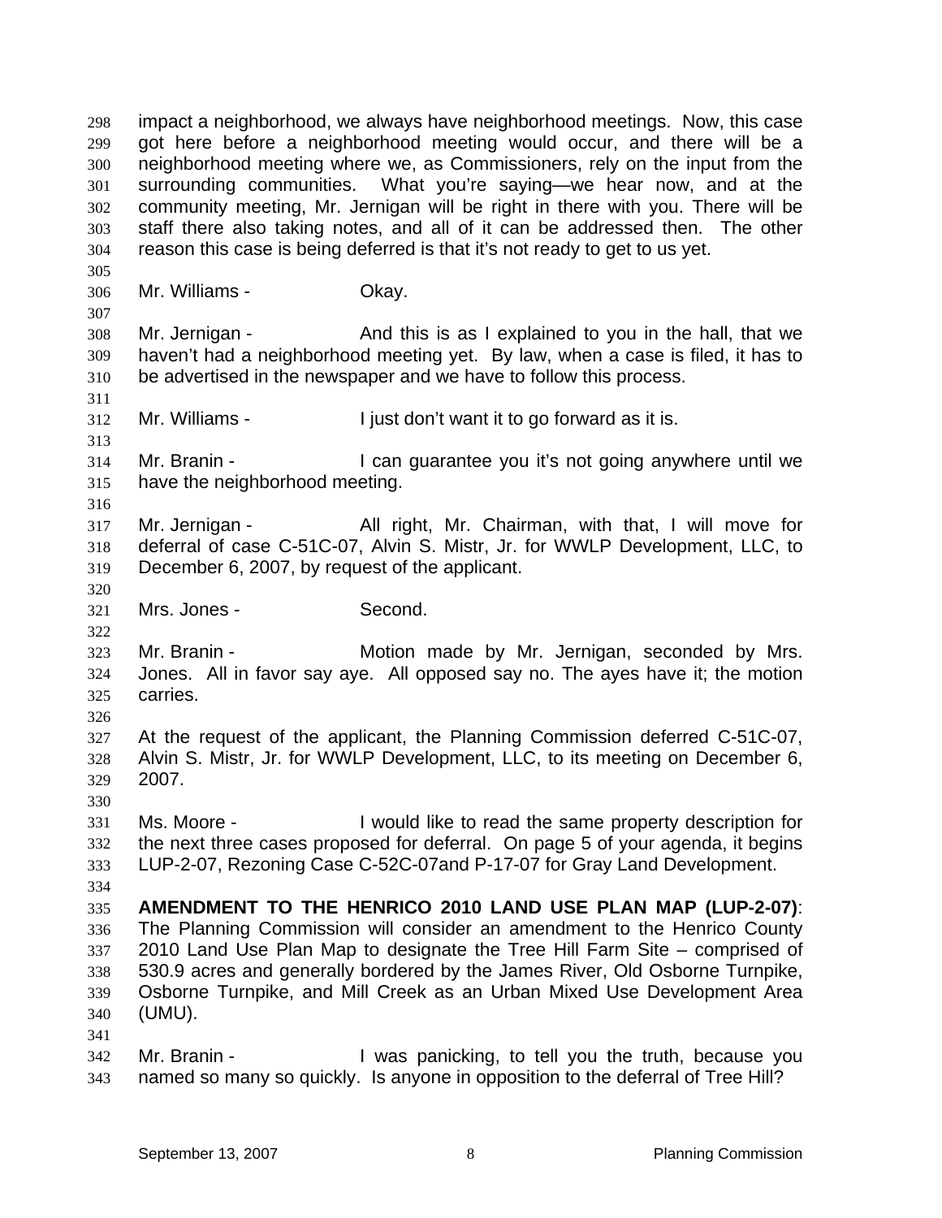impact a neighborhood, we always have neighborhood meetings. Now, this case got here before a neighborhood meeting would occur, and there will be a neighborhood meeting where we, as Commissioners, rely on the input from the surrounding communities. What you're saying—we hear now, and at the community meeting, Mr. Jernigan will be right in there with you. There will be staff there also taking notes, and all of it can be addressed then. The other reason this case is being deferred is that it's not ready to get to us yet.

Mr. Williams - Okay.

Mr. Jernigan - And this is as I explained to you in the hall, that we haven't had a neighborhood meeting yet. By law, when a case is filed, it has to be advertised in the newspaper and we have to follow this process.

Mr. Williams - I just don't want it to go forward as it is.

Mr. Branin - I can guarantee you it's not going anywhere until we have the neighborhood meeting.

Mr. Jernigan - All right, Mr. Chairman, with that, I will move for deferral of case C-51C-07, Alvin S. Mistr, Jr. for WWLP Development, LLC, to December 6, 2007, by request of the applicant.

Mrs. Jones - Second.

Mr. Branin - Motion made by Mr. Jernigan, seconded by Mrs. Jones. All in favor say aye. All opposed say no. The ayes have it; the motion carries.

At the request of the applicant, the Planning Commission deferred C-51C-07, Alvin S. Mistr, Jr. for WWLP Development, LLC, to its meeting on December 6, 2007.

Ms. Moore - I would like to read the same property description for the next three cases proposed for deferral. On page 5 of your agenda, it begins LUP-2-07, Rezoning Case C-52C-07and P-17-07 for Gray Land Development.

**AMENDMENT TO THE HENRICO 2010 LAND USE PLAN MAP (LUP-2-07)**: The Planning Commission will consider an amendment to the Henrico County 2010 Land Use Plan Map to designate the Tree Hill Farm Site – comprised of 530.9 acres and generally bordered by the James River, Old Osborne Turnpike, Osborne Turnpike, and Mill Creek as an Urban Mixed Use Development Area (UMU).

Mr. Branin - I was panicking, to tell you the truth, because you named so many so quickly. Is anyone in opposition to the deferral of Tree Hill?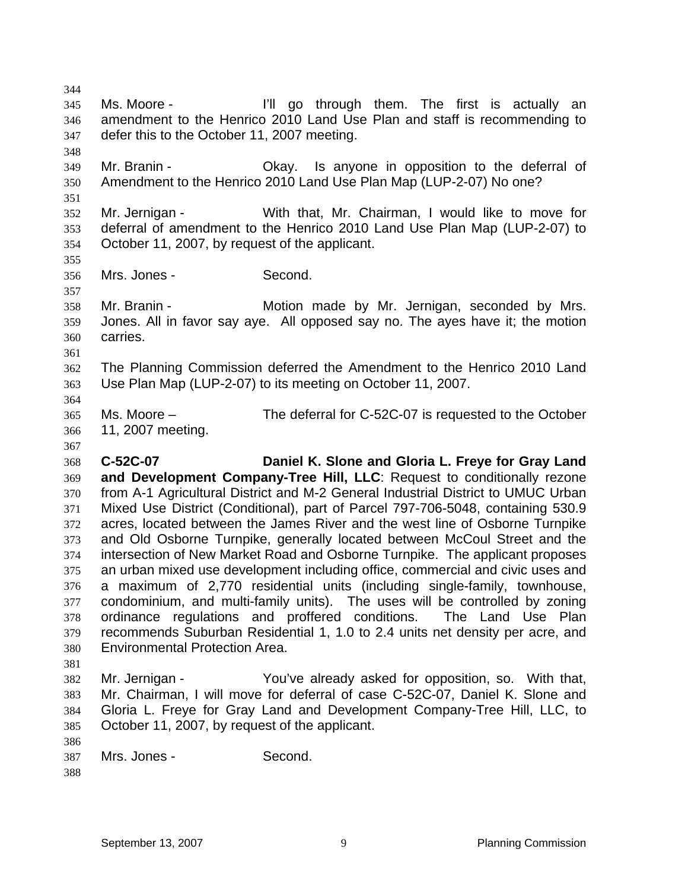Ms. Moore - I'll go through them. The first is actually an amendment to the Henrico 2010 Land Use Plan and staff is recommending to defer this to the October 11, 2007 meeting.

Mr. Branin - Okay. Is anyone in opposition to the deferral of Amendment to the Henrico 2010 Land Use Plan Map (LUP-2-07) No one?

Mr. Jernigan - With that, Mr. Chairman, I would like to move for deferral of amendment to the Henrico 2010 Land Use Plan Map (LUP-2-07) to October 11, 2007, by request of the applicant.

Mrs. Jones - Second.

Mr. Branin - Motion made by Mr. Jernigan, seconded by Mrs. Jones. All in favor say aye. All opposed say no. The ayes have it; the motion carries.

The Planning Commission deferred the Amendment to the Henrico 2010 Land Use Plan Map (LUP-2-07) to its meeting on October 11, 2007.

Ms. Moore – The deferral for C-52C-07 is requested to the October 11, 2007 meeting.

**C-52C-07 Daniel K. Slone and Gloria L. Freye for Gray Land and Development Company-Tree Hill, LLC**: Request to conditionally rezone from A-1 Agricultural District and M-2 General Industrial District to UMUC Urban Mixed Use District (Conditional), part of Parcel 797-706-5048, containing 530.9 acres, located between the James River and the west line of Osborne Turnpike and Old Osborne Turnpike, generally located between McCoul Street and the intersection of New Market Road and Osborne Turnpike. The applicant proposes an urban mixed use development including office, commercial and civic uses and a maximum of 2,770 residential units (including single-family, townhouse, condominium, and multi-family units). The uses will be controlled by zoning ordinance regulations and proffered conditions. The Land Use Plan recommends Suburban Residential 1, 1.0 to 2.4 units net density per acre, and Environmental Protection Area.

Mr. Jernigan - You've already asked for opposition, so. With that, Mr. Chairman, I will move for deferral of case C-52C-07, Daniel K. Slone and Gloria L. Freye for Gray Land and Development Company-Tree Hill, LLC, to October 11, 2007, by request of the applicant.

Mrs. Jones - Second.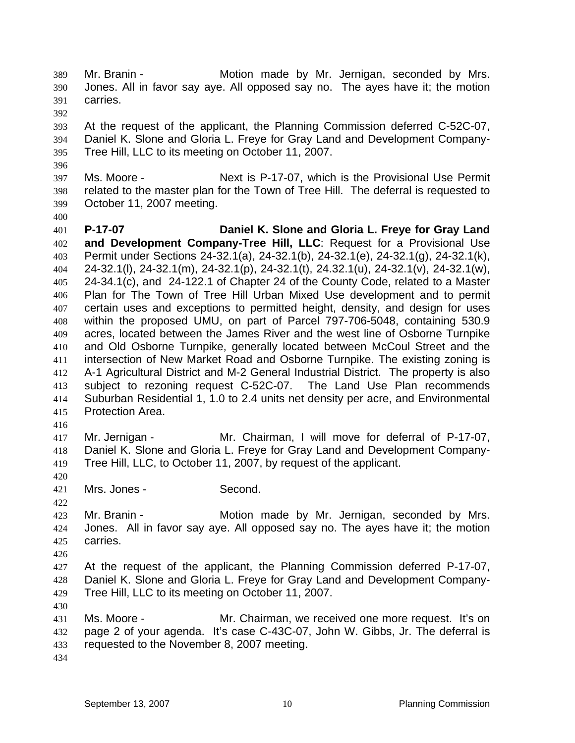Mr. Branin - Motion made by Mr. Jernigan, seconded by Mrs. Jones. All in favor say aye. All opposed say no. The ayes have it; the motion carries.

At the request of the applicant, the Planning Commission deferred C-52C-07, Daniel K. Slone and Gloria L. Freye for Gray Land and Development Company-Tree Hill, LLC to its meeting on October 11, 2007.

Ms. Moore - Next is P-17-07, which is the Provisional Use Permit related to the master plan for the Town of Tree Hill. The deferral is requested to October 11, 2007 meeting.

**P-17-07 Daniel K. Slone and Gloria L. Freye for Gray Land and Development Company-Tree Hill, LLC**: Request for a Provisional Use Permit under Sections 24-32.1(a), 24-32.1(b), 24-32.1(e), 24-32.1(g), 24-32.1(k), 24-32.1(l), 24-32.1(m), 24-32.1(p), 24-32.1(t), 24.32.1(u), 24-32.1(v), 24-32.1(w), 24-34.1(c), and 24-122.1 of Chapter 24 of the County Code, related to a Master Plan for The Town of Tree Hill Urban Mixed Use development and to permit certain uses and exceptions to permitted height, density, and design for uses within the proposed UMU, on part of Parcel 797-706-5048, containing 530.9 acres, located between the James River and the west line of Osborne Turnpike and Old Osborne Turnpike, generally located between McCoul Street and the intersection of New Market Road and Osborne Turnpike. The existing zoning is A-1 Agricultural District and M-2 General Industrial District. The property is also subject to rezoning request C-52C-07. The Land Use Plan recommends Suburban Residential 1, 1.0 to 2.4 units net density per acre, and Environmental Protection Area.

Mr. Jernigan - Mr. Chairman, I will move for deferral of P-17-07, Daniel K. Slone and Gloria L. Freye for Gray Land and Development Company-Tree Hill, LLC, to October 11, 2007, by request of the applicant.

Mrs. Jones - Second.

Mr. Branin - Motion made by Mr. Jernigan, seconded by Mrs. Jones. All in favor say aye. All opposed say no. The ayes have it; the motion carries.

At the request of the applicant, the Planning Commission deferred P-17-07, Daniel K. Slone and Gloria L. Freye for Gray Land and Development Company-Tree Hill, LLC to its meeting on October 11, 2007.

Ms. Moore - Mr. Chairman, we received one more request. It's on page 2 of your agenda. It's case C-43C-07, John W. Gibbs, Jr. The deferral is requested to the November 8, 2007 meeting.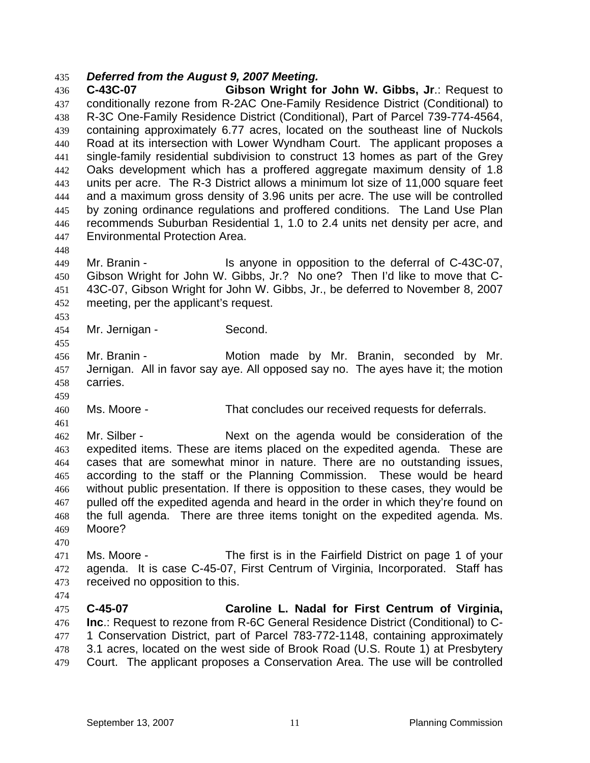***Deferred from the August 9, 2007 Meeting.***

**C-43C-07 Gibson Wright for John W. Gibbs, Jr**.: Request to conditionally rezone from R-2AC One-Family Residence District (Conditional) to R-3C One-Family Residence District (Conditional), Part of Parcel 739-774-4564, containing approximately 6.77 acres, located on the southeast line of Nuckols Road at its intersection with Lower Wyndham Court. The applicant proposes a single-family residential subdivision to construct 13 homes as part of the Grey Oaks development which has a proffered aggregate maximum density of 1.8 units per acre. The R-3 District allows a minimum lot size of 11,000 square feet and a maximum gross density of 3.96 units per acre. The use will be controlled by zoning ordinance regulations and proffered conditions. The Land Use Plan recommends Suburban Residential 1, 1.0 to 2.4 units net density per acre, and Environmental Protection Area.

Mr. Branin - Is anyone in opposition to the deferral of C-43C-07, Gibson Wright for John W. Gibbs, Jr.? No one? Then I'd like to move that C-43C-07, Gibson Wright for John W. Gibbs, Jr., be deferred to November 8, 2007 meeting, per the applicant's request.

Mr. Jernigan - Second.

Mr. Branin - Motion made by Mr. Branin, seconded by Mr. Jernigan. All in favor say aye. All opposed say no. The ayes have it; the motion carries.

Ms. Moore - That concludes our received requests for deferrals.

Mr. Silber - Next on the agenda would be consideration of the expedited items. These are items placed on the expedited agenda. These are cases that are somewhat minor in nature. There are no outstanding issues, according to the staff or the Planning Commission. These would be heard without public presentation. If there is opposition to these cases, they would be pulled off the expedited agenda and heard in the order in which they're found on the full agenda. There are three items tonight on the expedited agenda. Ms. Moore?

Ms. Moore - The first is in the Fairfield District on page 1 of your agenda. It is case C-45-07, First Centrum of Virginia, Incorporated. Staff has received no opposition to this.

**C-45-07 Caroline L. Nadal for First Centrum of Virginia, Inc**.: Request to rezone from R-6C General Residence District (Conditional) to C-1 Conservation District, part of Parcel 783-772-1148, containing approximately 3.1 acres, located on the west side of Brook Road (U.S. Route 1) at Presbytery Court. The applicant proposes a Conservation Area. The use will be controlled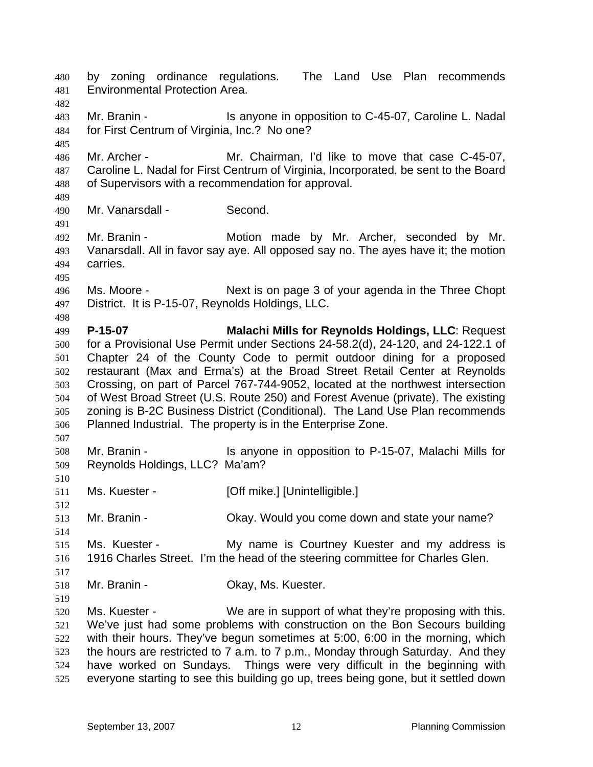by zoning ordinance regulations. The Land Use Plan recommends Environmental Protection Area.

Mr. Branin - Is anyone in opposition to C-45-07, Caroline L. Nadal for First Centrum of Virginia, Inc.? No one?

Mr. Archer - Mr. Chairman, I'd like to move that case C-45-07, Caroline L. Nadal for First Centrum of Virginia, Incorporated, be sent to the Board of Supervisors with a recommendation for approval.

Mr. Vanarsdall - Second.

Mr. Branin - Motion made by Mr. Archer, seconded by Mr. Vanarsdall. All in favor say aye. All opposed say no. The ayes have it; the motion carries.

Ms. Moore - Next is on page 3 of your agenda in the Three Chopt District. It is P-15-07, Reynolds Holdings, LLC.

**P-15-07 Malachi Mills for Reynolds Holdings, LLC**: Request for a Provisional Use Permit under Sections 24-58.2(d), 24-120, and 24-122.1 of Chapter 24 of the County Code to permit outdoor dining for a proposed restaurant (Max and Erma's) at the Broad Street Retail Center at Reynolds Crossing, on part of Parcel 767-744-9052, located at the northwest intersection of West Broad Street (U.S. Route 250) and Forest Avenue (private). The existing zoning is B-2C Business District (Conditional). The Land Use Plan recommends Planned Industrial. The property is in the Enterprise Zone.

Mr. Branin - Is anyone in opposition to P-15-07, Malachi Mills for Reynolds Holdings, LLC? Ma'am?

Ms. Kuester - [Off mike.] [Unintelligible.]

Mr. Branin - Okay. Would you come down and state your name?

Ms. Kuester - My name is Courtney Kuester and my address is 1916 Charles Street. I'm the head of the steering committee for Charles Glen.

Mr. Branin - Okay, Ms. Kuester.

Ms. Kuester - We are in support of what they're proposing with this. We've just had some problems with construction on the Bon Secours building with their hours. They've begun sometimes at 5:00, 6:00 in the morning, which the hours are restricted to 7 a.m. to 7 p.m., Monday through Saturday. And they have worked on Sundays. Things were very difficult in the beginning with everyone starting to see this building go up, trees being gone, but it settled down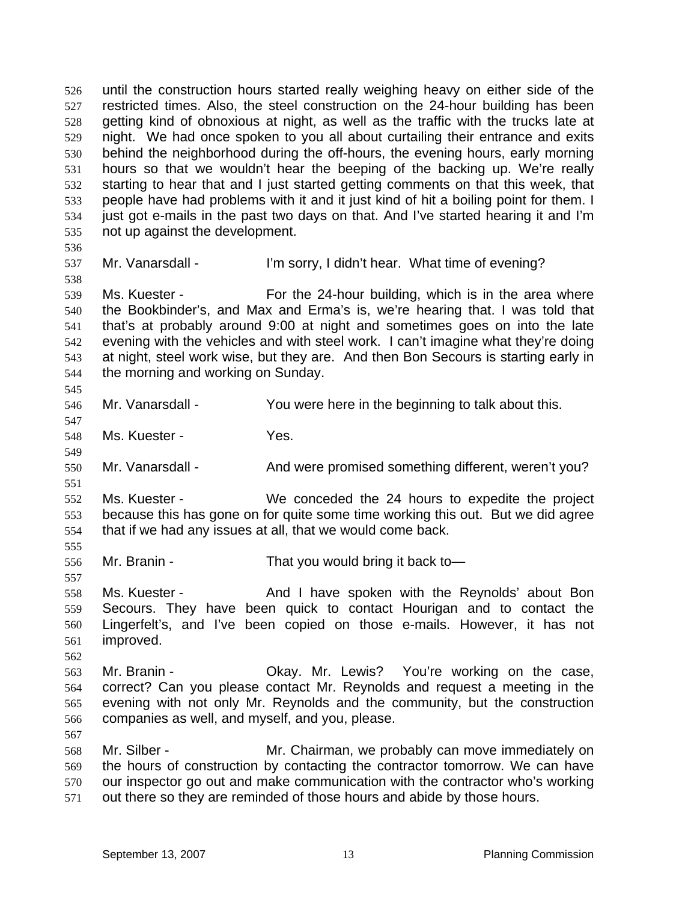until the construction hours started really weighing heavy on either side of the restricted times. Also, the steel construction on the 24-hour building has been getting kind of obnoxious at night, as well as the traffic with the trucks late at night. We had once spoken to you all about curtailing their entrance and exits behind the neighborhood during the off-hours, the evening hours, early morning hours so that we wouldn't hear the beeping of the backing up. We're really starting to hear that and I just started getting comments on that this week, that people have had problems with it and it just kind of hit a boiling point for them. I just got e-mails in the past two days on that. And I've started hearing it and I'm not up against the development.

Mr. Vanarsdall - I'm sorry, I didn't hear. What time of evening?

Ms. Kuester - For the 24-hour building, which is in the area where the Bookbinder's, and Max and Erma's is, we're hearing that. I was told that that's at probably around 9:00 at night and sometimes goes on into the late evening with the vehicles and with steel work. I can't imagine what they're doing at night, steel work wise, but they are. And then Bon Secours is starting early in the morning and working on Sunday.

Mr. Vanarsdall - You were here in the beginning to talk about this.

Ms. Kuester - Yes.

Mr. Vanarsdall - And were promised something different, weren't you?

Ms. Kuester - We conceded the 24 hours to expedite the project because this has gone on for quite some time working this out. But we did agree that if we had any issues at all, that we would come back.

Mr. Branin - That you would bring it back to—

Ms. Kuester - And I have spoken with the Reynolds' about Bon Secours. They have been quick to contact Hourigan and to contact the Lingerfelt's, and I've been copied on those e-mails. However, it has not improved.

Mr. Branin - Okay. Mr. Lewis? You're working on the case, correct? Can you please contact Mr. Reynolds and request a meeting in the evening with not only Mr. Reynolds and the community, but the construction companies as well, and myself, and you, please.

Mr. Silber - Mr. Chairman, we probably can move immediately on the hours of construction by contacting the contractor tomorrow. We can have our inspector go out and make communication with the contractor who's working out there so they are reminded of those hours and abide by those hours.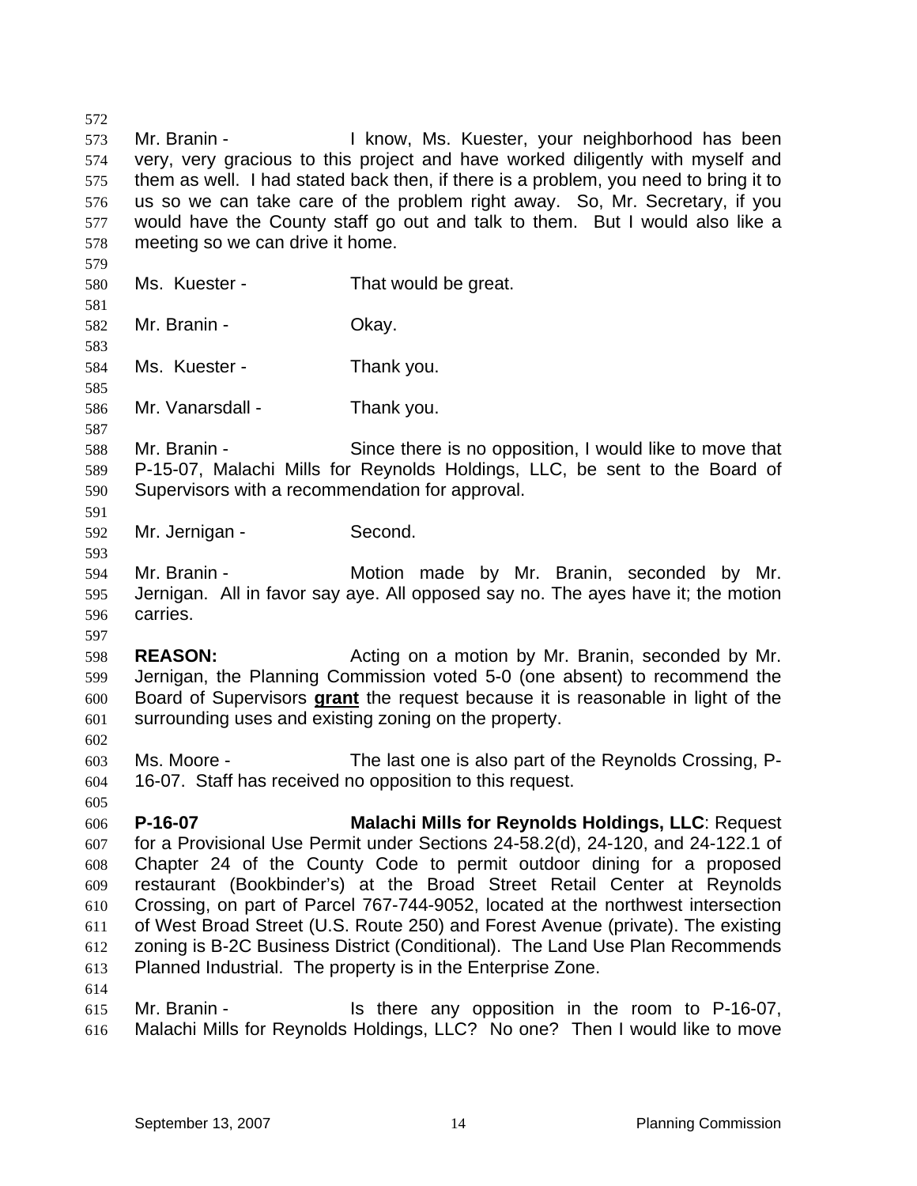Mr. Branin - I know, Ms. Kuester, your neighborhood has been very, very gracious to this project and have worked diligently with myself and them as well. I had stated back then, if there is a problem, you need to bring it to us so we can take care of the problem right away. So, Mr. Secretary, if you would have the County staff go out and talk to them. But I would also like a meeting so we can drive it home.

Ms. Kuester - That would be great.

Mr. Branin - Okay.

Ms. Kuester - Thank you.

Mr. Vanarsdall - Thank you.

Mr. Branin - Since there is no opposition, I would like to move that P-15-07, Malachi Mills for Reynolds Holdings, LLC, be sent to the Board of Supervisors with a recommendation for approval.

Mr. Jernigan - Second.

Mr. Branin - Motion made by Mr. Branin, seconded by Mr. Jernigan. All in favor say aye. All opposed say no. The ayes have it; the motion carries.

**REASON:** Acting on a motion by Mr. Branin, seconded by Mr. Jernigan, the Planning Commission voted 5-0 (one absent) to recommend the Board of Supervisors **grant** the request because it is reasonable in light of the surrounding uses and existing zoning on the property.

Ms. Moore - The last one is also part of the Reynolds Crossing, P-16-07. Staff has received no opposition to this request.

**P-16-07** **Malachi Mills for Reynolds Holdings, LLC**: Request for a Provisional Use Permit under Sections 24-58.2(d), 24-120, and 24-122.1 of Chapter 24 of the County Code to permit outdoor dining for a proposed restaurant (Bookbinder's) at the Broad Street Retail Center at Reynolds Crossing, on part of Parcel 767-744-9052, located at the northwest intersection of West Broad Street (U.S. Route 250) and Forest Avenue (private). The existing zoning is B-2C Business District (Conditional). The Land Use Plan Recommends Planned Industrial. The property is in the Enterprise Zone.

Mr. Branin - Is there any opposition in the room to P-16-07, Malachi Mills for Reynolds Holdings, LLC? No one? Then I would like to move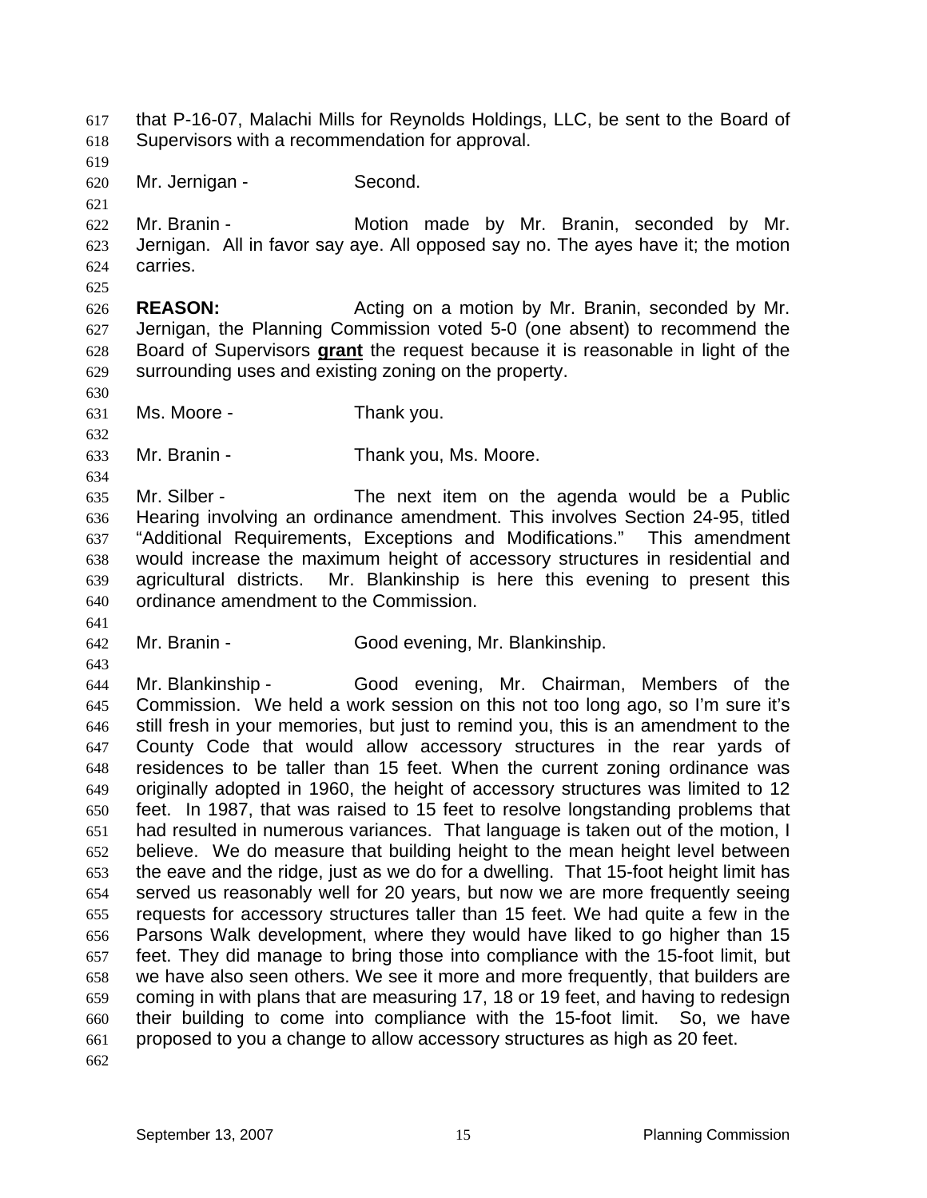that P-16-07, Malachi Mills for Reynolds Holdings, LLC, be sent to the Board of Supervisors with a recommendation for approval.

Mr. Jernigan - Second.

Mr. Branin - Motion made by Mr. Branin, seconded by Mr. Jernigan. All in favor say aye. All opposed say no. The ayes have it; the motion carries.

**REASON:** Acting on a motion by Mr. Branin, seconded by Mr. Jernigan, the Planning Commission voted 5-0 (one absent) to recommend the Board of Supervisors **grant** the request because it is reasonable in light of the surrounding uses and existing zoning on the property.

Ms. Moore - Thank you.

Mr. Branin - Thank you, Ms. Moore.

Mr. Silber - The next item on the agenda would be a Public Hearing involving an ordinance amendment. This involves Section 24-95, titled "Additional Requirements, Exceptions and Modifications." This amendment would increase the maximum height of accessory structures in residential and agricultural districts. Mr. Blankinship is here this evening to present this ordinance amendment to the Commission.

Mr. Branin - Good evening, Mr. Blankinship.

Mr. Blankinship - Good evening, Mr. Chairman, Members of the Commission. We held a work session on this not too long ago, so I'm sure it's still fresh in your memories, but just to remind you, this is an amendment to the County Code that would allow accessory structures in the rear yards of residences to be taller than 15 feet. When the current zoning ordinance was originally adopted in 1960, the height of accessory structures was limited to 12 feet. In 1987, that was raised to 15 feet to resolve longstanding problems that had resulted in numerous variances. That language is taken out of the motion, I believe. We do measure that building height to the mean height level between the eave and the ridge, just as we do for a dwelling. That 15-foot height limit has served us reasonably well for 20 years, but now we are more frequently seeing requests for accessory structures taller than 15 feet. We had quite a few in the Parsons Walk development, where they would have liked to go higher than 15 feet. They did manage to bring those into compliance with the 15-foot limit, but we have also seen others. We see it more and more frequently, that builders are coming in with plans that are measuring 17, 18 or 19 feet, and having to redesign their building to come into compliance with the 15-foot limit. So, we have proposed to you a change to allow accessory structures as high as 20 feet.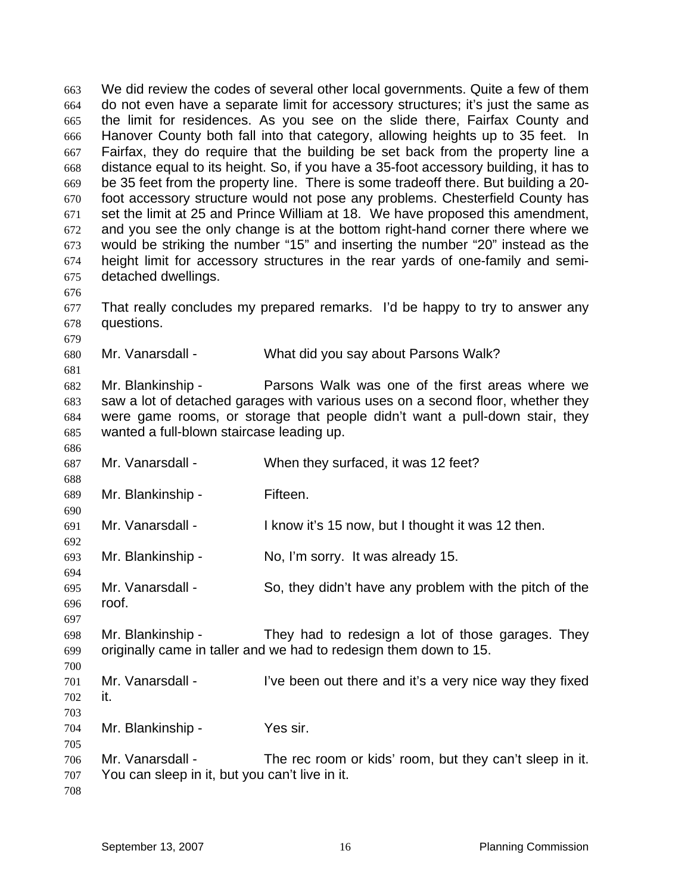We did review the codes of several other local governments. Quite a few of them do not even have a separate limit for accessory structures; it's just the same as the limit for residences. As you see on the slide there, Fairfax County and Hanover County both fall into that category, allowing heights up to 35 feet. In Fairfax, they do require that the building be set back from the property line a distance equal to its height. So, if you have a 35-foot accessory building, it has to be 35 feet from the property line. There is some tradeoff there. But building a 20-foot accessory structure would not pose any problems. Chesterfield County has set the limit at 25 and Prince William at 18. We have proposed this amendment, and you see the only change is at the bottom right-hand corner there where we would be striking the number "15" and inserting the number "20" instead as the height limit for accessory structures in the rear yards of one-family and semi-detached dwellings.

That really concludes my prepared remarks. I'd be happy to try to answer any questions.

Mr. Vanarsdall - What did you say about Parsons Walk?

Mr. Blankinship - Parsons Walk was one of the first areas where we saw a lot of detached garages with various uses on a second floor, whether they were game rooms, or storage that people didn't want a pull-down stair, they wanted a full-blown staircase leading up.

Mr. Vanarsdall - When they surfaced, it was 12 feet?

Mr. Blankinship - Fifteen.

Mr. Vanarsdall - I know it's 15 now, but I thought it was 12 then.

Mr. Blankinship - No, I'm sorry. It was already 15.

Mr. Vanarsdall - So, they didn't have any problem with the pitch of the roof.

Mr. Blankinship - They had to redesign a lot of those garages. They originally came in taller and we had to redesign them down to 15.

Mr. Vanarsdall - I've been out there and it's a very nice way they fixed it.

Mr. Blankinship - Yes sir.

Mr. Vanarsdall - The rec room or kids' room, but they can't sleep in it. You can sleep in it, but you can't live in it.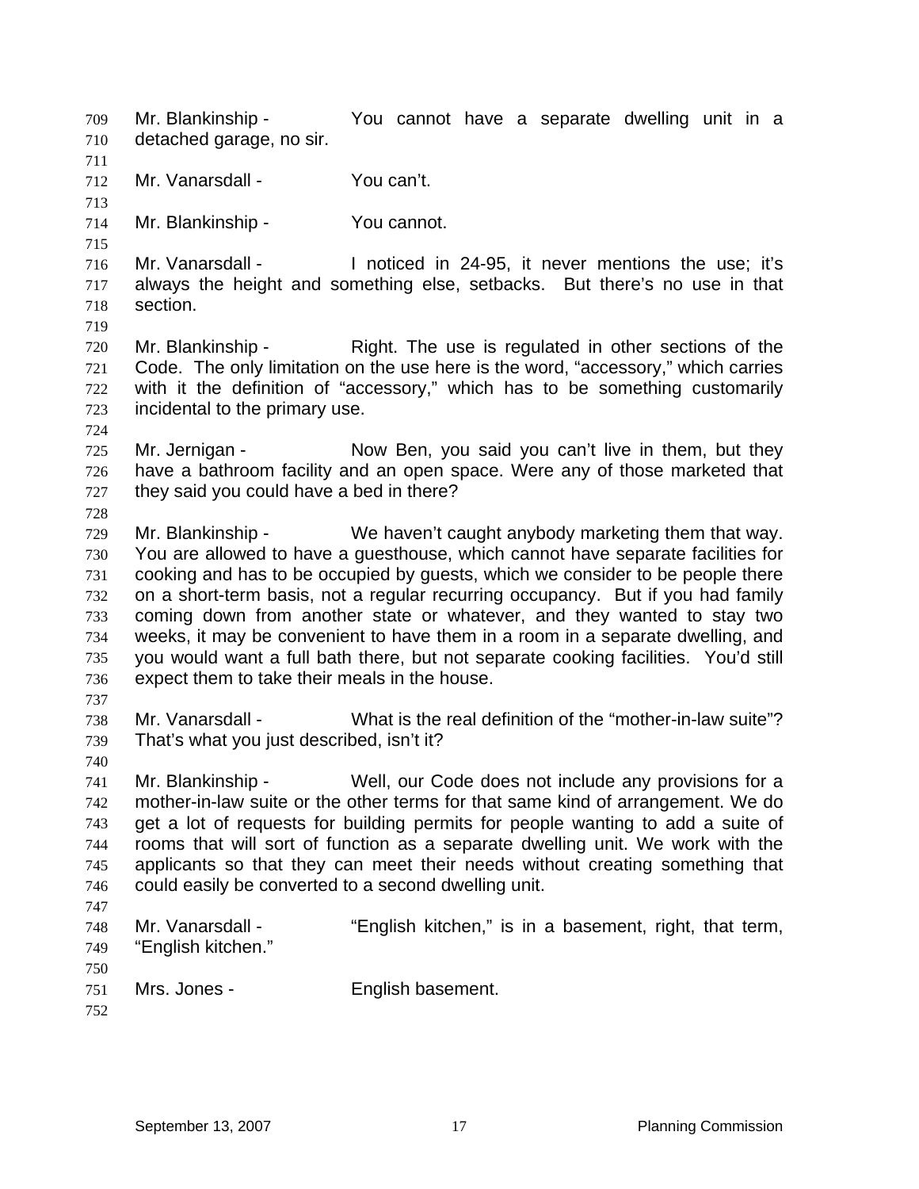Mr. Blankinship - You cannot have a separate dwelling unit in a detached garage, no sir.

Mr. Vanarsdall - You can't.

Mr. Blankinship - You cannot.

Mr. Vanarsdall - I noticed in 24-95, it never mentions the use; it's always the height and something else, setbacks. But there's no use in that section.

Mr. Blankinship - Right. The use is regulated in other sections of the Code. The only limitation on the use here is the word, "accessory," which carries with it the definition of "accessory," which has to be something customarily incidental to the primary use.

Mr. Jernigan - Now Ben, you said you can't live in them, but they have a bathroom facility and an open space. Were any of those marketed that they said you could have a bed in there?

Mr. Blankinship - We haven't caught anybody marketing them that way. You are allowed to have a guesthouse, which cannot have separate facilities for cooking and has to be occupied by guests, which we consider to be people there on a short-term basis, not a regular recurring occupancy. But if you had family coming down from another state or whatever, and they wanted to stay two weeks, it may be convenient to have them in a room in a separate dwelling, and you would want a full bath there, but not separate cooking facilities. You'd still expect them to take their meals in the house.

Mr. Vanarsdall - What is the real definition of the "mother-in-law suite"? That's what you just described, isn't it?

Mr. Blankinship - Well, our Code does not include any provisions for a mother-in-law suite or the other terms for that same kind of arrangement. We do get a lot of requests for building permits for people wanting to add a suite of rooms that will sort of function as a separate dwelling unit. We work with the applicants so that they can meet their needs without creating something that could easily be converted to a second dwelling unit.

Mr. Vanarsdall - "English kitchen," is in a basement, right, that term, "English kitchen."

Mrs. Jones - English basement.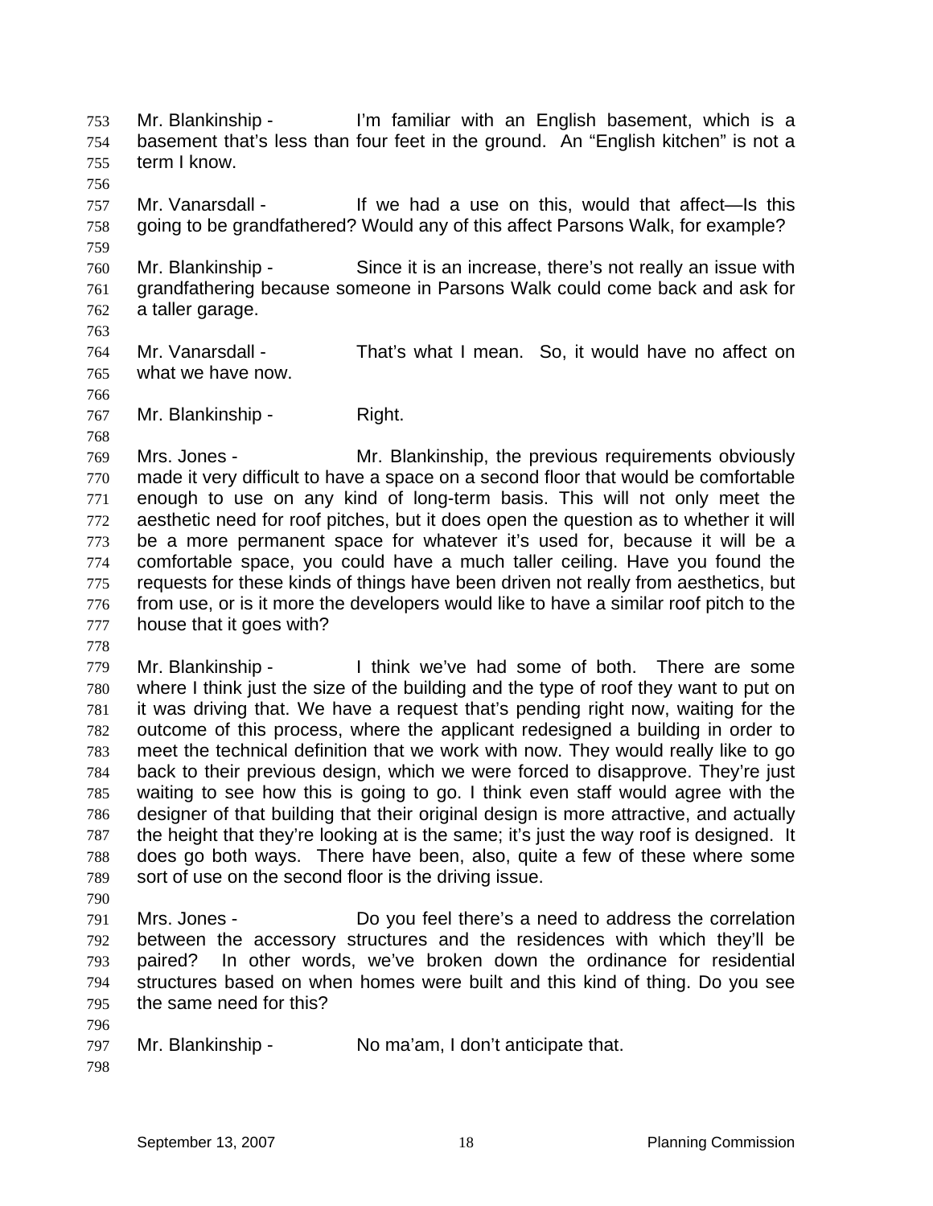Mr. Blankinship - I'm familiar with an English basement, which is a basement that's less than four feet in the ground. An "English kitchen" is not a term I know.

Mr. Vanarsdall - If we had a use on this, would that affect—Is this going to be grandfathered? Would any of this affect Parsons Walk, for example?

Mr. Blankinship - Since it is an increase, there's not really an issue with grandfathering because someone in Parsons Walk could come back and ask for a taller garage.

Mr. Vanarsdall - That's what I mean. So, it would have no affect on what we have now.

Mr. Blankinship - Right.

Mrs. Jones - Mr. Blankinship, the previous requirements obviously made it very difficult to have a space on a second floor that would be comfortable enough to use on any kind of long-term basis. This will not only meet the aesthetic need for roof pitches, but it does open the question as to whether it will be a more permanent space for whatever it's used for, because it will be a comfortable space, you could have a much taller ceiling. Have you found the requests for these kinds of things have been driven not really from aesthetics, but from use, or is it more the developers would like to have a similar roof pitch to the house that it goes with?

Mr. Blankinship - I think we've had some of both. There are some where I think just the size of the building and the type of roof they want to put on it was driving that. We have a request that's pending right now, waiting for the outcome of this process, where the applicant redesigned a building in order to meet the technical definition that we work with now. They would really like to go back to their previous design, which we were forced to disapprove. They're just waiting to see how this is going to go. I think even staff would agree with the designer of that building that their original design is more attractive, and actually the height that they're looking at is the same; it's just the way roof is designed. It does go both ways. There have been, also, quite a few of these where some sort of use on the second floor is the driving issue.

Mrs. Jones - Do you feel there's a need to address the correlation between the accessory structures and the residences with which they'll be paired? In other words, we've broken down the ordinance for residential structures based on when homes were built and this kind of thing. Do you see the same need for this?

Mr. Blankinship - No ma'am, I don't anticipate that.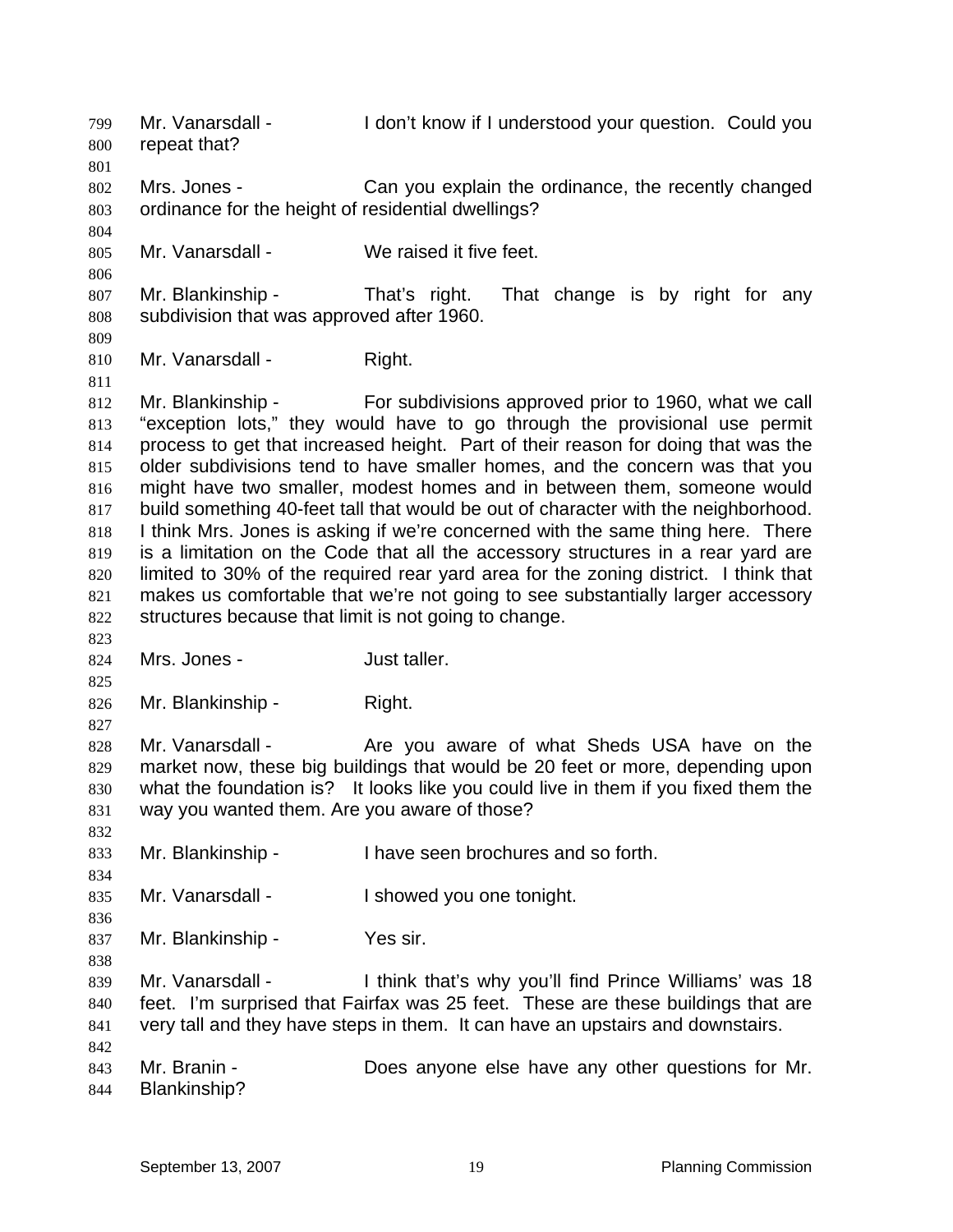Mr. Vanarsdall - I don't know if I understood your question. Could you repeat that?

Mrs. Jones - Can you explain the ordinance, the recently changed ordinance for the height of residential dwellings?

Mr. Vanarsdall - We raised it five feet.

Mr. Blankinship - That's right. That change is by right for any subdivision that was approved after 1960.

Mr. Vanarsdall - Right.

Mr. Blankinship - For subdivisions approved prior to 1960, what we call "exception lots," they would have to go through the provisional use permit process to get that increased height. Part of their reason for doing that was the older subdivisions tend to have smaller homes, and the concern was that you might have two smaller, modest homes and in between them, someone would build something 40-feet tall that would be out of character with the neighborhood. I think Mrs. Jones is asking if we're concerned with the same thing here. There is a limitation on the Code that all the accessory structures in a rear yard are limited to 30% of the required rear yard area for the zoning district. I think that makes us comfortable that we're not going to see substantially larger accessory structures because that limit is not going to change.

Mrs. Jones - Just taller.

Mr. Blankinship - Right.

Mr. Vanarsdall - Are you aware of what Sheds USA have on the market now, these big buildings that would be 20 feet or more, depending upon what the foundation is? It looks like you could live in them if you fixed them the way you wanted them. Are you aware of those?

Mr. Blankinship - I have seen brochures and so forth.

Mr. Vanarsdall - I showed you one tonight.

Mr. Blankinship - Yes sir.

Mr. Vanarsdall - I think that's why you'll find Prince Williams' was 18 feet. I'm surprised that Fairfax was 25 feet. These are these buildings that are very tall and they have steps in them. It can have an upstairs and downstairs.

Mr. Branin - Does anyone else have any other questions for Mr. Blankinship?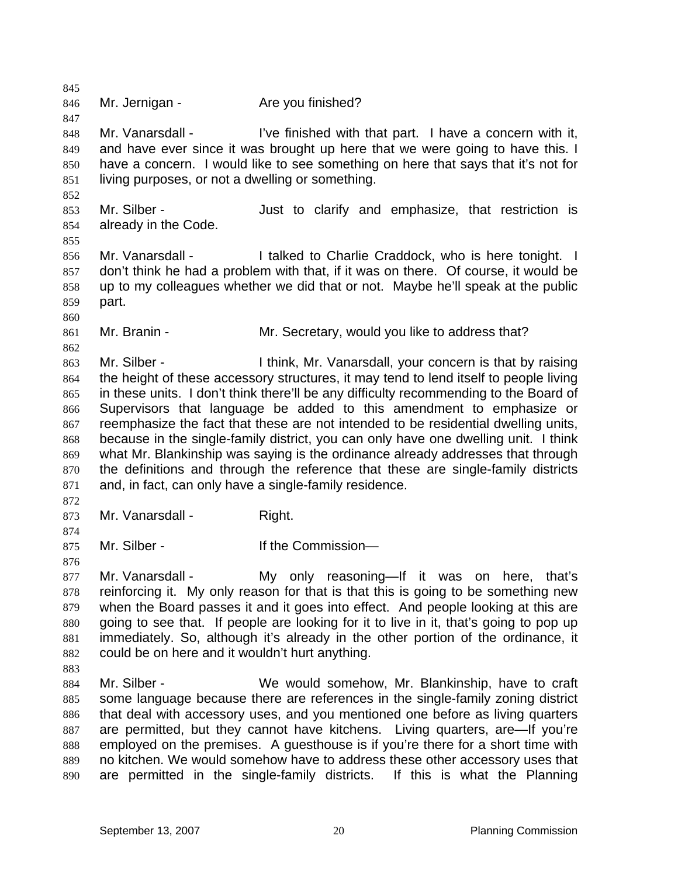Mr. Jernigan - Are you finished?

Mr. Vanarsdall - I've finished with that part. I have a concern with it, and have ever since it was brought up here that we were going to have this. I have a concern. I would like to see something on here that says that it's not for living purposes, or not a dwelling or something.

Mr. Silber - Just to clarify and emphasize, that restriction is already in the Code.

Mr. Vanarsdall - I talked to Charlie Craddock, who is here tonight. I don't think he had a problem with that, if it was on there. Of course, it would be up to my colleagues whether we did that or not. Maybe he'll speak at the public part.

Mr. Branin - Mr. Secretary, would you like to address that?

Mr. Silber - I think, Mr. Vanarsdall, your concern is that by raising the height of these accessory structures, it may tend to lend itself to people living in these units. I don't think there'll be any difficulty recommending to the Board of Supervisors that language be added to this amendment to emphasize or reemphasize the fact that these are not intended to be residential dwelling units, because in the single-family district, you can only have one dwelling unit. I think what Mr. Blankinship was saying is the ordinance already addresses that through the definitions and through the reference that these are single-family districts and, in fact, can only have a single-family residence.

Mr. Vanarsdall - Right.

Mr. Silber - If the Commission—

Mr. Vanarsdall - My only reasoning—If it was on here, that's reinforcing it. My only reason for that is that this is going to be something new when the Board passes it and it goes into effect. And people looking at this are going to see that. If people are looking for it to live in it, that's going to pop up immediately. So, although it's already in the other portion of the ordinance, it could be on here and it wouldn't hurt anything.

Mr. Silber - We would somehow, Mr. Blankinship, have to craft some language because there are references in the single-family zoning district that deal with accessory uses, and you mentioned one before as living quarters are permitted, but they cannot have kitchens. Living quarters, are—If you're employed on the premises. A guesthouse is if you're there for a short time with no kitchen. We would somehow have to address these other accessory uses that are permitted in the single-family districts. If this is what the Planning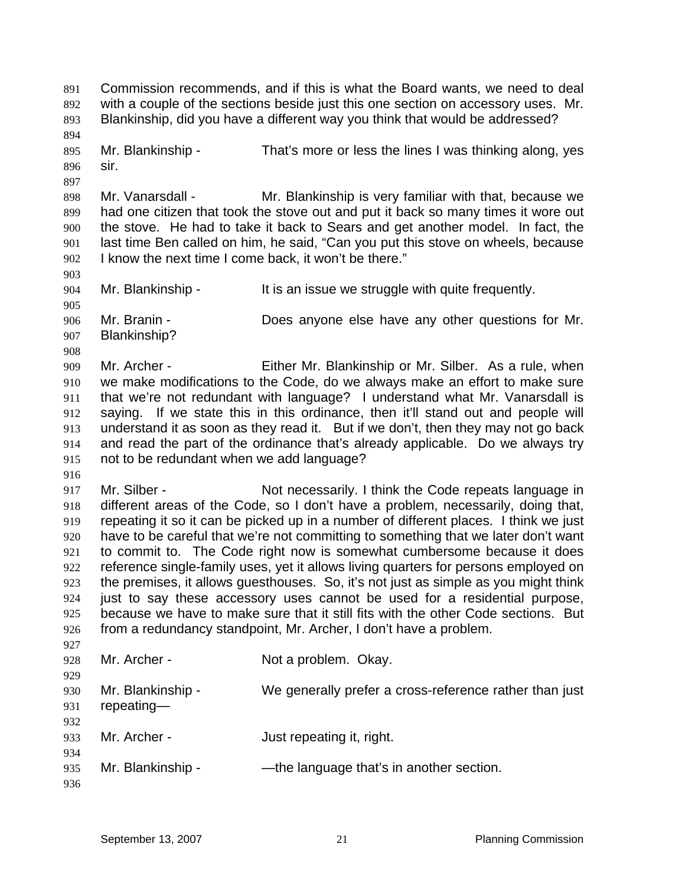Commission recommends, and if this is what the Board wants, we need to deal with a couple of the sections beside just this one section on accessory uses. Mr. Blankinship, did you have a different way you think that would be addressed?

Mr. Blankinship - That's more or less the lines I was thinking along, yes sir.

Mr. Vanarsdall - Mr. Blankinship is very familiar with that, because we had one citizen that took the stove out and put it back so many times it wore out the stove. He had to take it back to Sears and get another model. In fact, the last time Ben called on him, he said, "Can you put this stove on wheels, because I know the next time I come back, it won't be there."

Mr. Blankinship - It is an issue we struggle with quite frequently.

Mr. Branin - Does anyone else have any other questions for Mr. Blankinship?

Mr. Archer - Either Mr. Blankinship or Mr. Silber. As a rule, when we make modifications to the Code, do we always make an effort to make sure that we're not redundant with language? I understand what Mr. Vanarsdall is saying. If we state this in this ordinance, then it'll stand out and people will understand it as soon as they read it. But if we don't, then they may not go back and read the part of the ordinance that's already applicable. Do we always try not to be redundant when we add language?

Mr. Silber - Not necessarily. I think the Code repeats language in different areas of the Code, so I don't have a problem, necessarily, doing that, repeating it so it can be picked up in a number of different places. I think we just have to be careful that we're not committing to something that we later don't want to commit to. The Code right now is somewhat cumbersome because it does reference single-family uses, yet it allows living quarters for persons employed on the premises, it allows guesthouses. So, it's not just as simple as you might think just to say these accessory uses cannot be used for a residential purpose, because we have to make sure that it still fits with the other Code sections. But from a redundancy standpoint, Mr. Archer, I don't have a problem.

Mr. Archer - Not a problem. Okay.

Mr. Blankinship - We generally prefer a cross-reference rather than just repeating—

Mr. Archer - Just repeating it, right.

Mr. Blankinship - —the language that's in another section.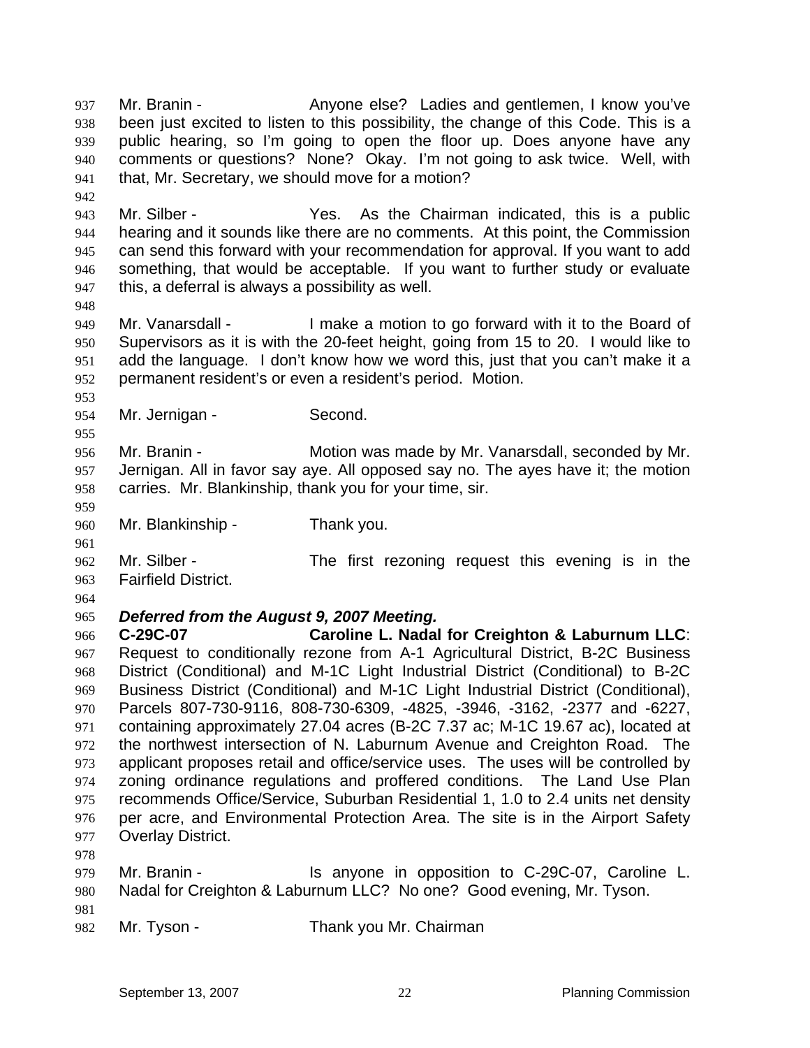937 Mr. Branin - Anyone else? Ladies and gentlemen, I know you've
938 been just excited to listen to this possibility, the change of this Code. This is a
939 public hearing, so I'm going to open the floor up. Does anyone have any
940 comments or questions? None? Okay. I'm not going to ask twice. Well, with
941 that, Mr. Secretary, we should move for a motion?
942
943 Mr. Silber - Yes. As the Chairman indicated, this is a public
944 hearing and it sounds like there are no comments. At this point, the Commission
945 can send this forward with your recommendation for approval. If you want to add
946 something, that would be acceptable. If you want to further study or evaluate
947 this, a deferral is always a possibility as well.
948
949 Mr. Vanarsdall - I make a motion to go forward with it to the Board of
950 Supervisors as it is with the 20-feet height, going from 15 to 20. I would like to
951 add the language. I don't know how we word this, just that you can't make it a
952 permanent resident's or even a resident's period. Motion.
953
954 Mr. Jernigan - Second.
955
956 Mr. Branin - Motion was made by Mr. Vanarsdall, seconded by Mr.
957 Jernigan. All in favor say aye. All opposed say no. The ayes have it; the motion
958 carries. Mr. Blankinship, thank you for your time, sir.
959
960 Mr. Blankinship - Thank you.
961
962 Mr. Silber - The first rezoning request this evening is in the
963 Fairfield District.
964
965 ***Deferred from the August 9, 2007 Meeting.***
966 **C-29C-07 Caroline L. Nadal for Creighton & Laburnum LLC**:
967 Request to conditionally rezone from A-1 Agricultural District, B-2C Business
968 District (Conditional) and M-1C Light Industrial District (Conditional) to B-2C
969 Business District (Conditional) and M-1C Light Industrial District (Conditional),
970 Parcels 807-730-9116, 808-730-6309, -4825, -3946, -3162, -2377 and -6227,
971 containing approximately 27.04 acres (B-2C 7.37 ac; M-1C 19.67 ac), located at
972 the northwest intersection of N. Laburnum Avenue and Creighton Road. The
973 applicant proposes retail and office/service uses. The uses will be controlled by
974 zoning ordinance regulations and proffered conditions. The Land Use Plan
975 recommends Office/Service, Suburban Residential 1, 1.0 to 2.4 units net density
976 per acre, and Environmental Protection Area. The site is in the Airport Safety
977 Overlay District.
978
979 Mr. Branin - Is anyone in opposition to C-29C-07, Caroline L.
980 Nadal for Creighton & Laburnum LLC? No one? Good evening, Mr. Tyson.
981
982 Mr. Tyson - Thank you Mr. Chairman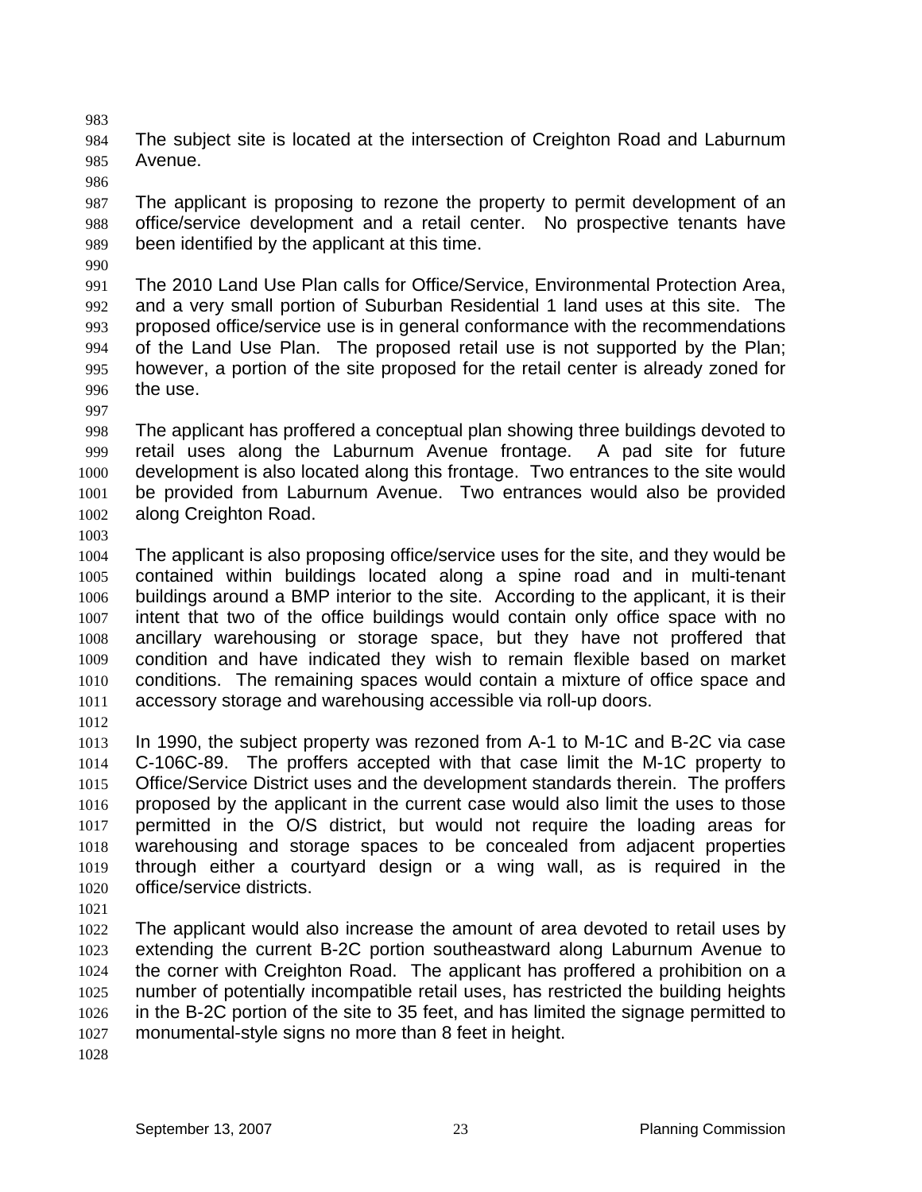The subject site is located at the intersection of Creighton Road and Laburnum Avenue.

The applicant is proposing to rezone the property to permit development of an office/service development and a retail center. No prospective tenants have been identified by the applicant at this time.

The 2010 Land Use Plan calls for Office/Service, Environmental Protection Area, and a very small portion of Suburban Residential 1 land uses at this site. The proposed office/service use is in general conformance with the recommendations of the Land Use Plan. The proposed retail use is not supported by the Plan; however, a portion of the site proposed for the retail center is already zoned for the use.

The applicant has proffered a conceptual plan showing three buildings devoted to retail uses along the Laburnum Avenue frontage. A pad site for future development is also located along this frontage. Two entrances to the site would be provided from Laburnum Avenue. Two entrances would also be provided along Creighton Road.

The applicant is also proposing office/service uses for the site, and they would be contained within buildings located along a spine road and in multi-tenant buildings around a BMP interior to the site. According to the applicant, it is their intent that two of the office buildings would contain only office space with no ancillary warehousing or storage space, but they have not proffered that condition and have indicated they wish to remain flexible based on market conditions. The remaining spaces would contain a mixture of office space and accessory storage and warehousing accessible via roll-up doors.

In 1990, the subject property was rezoned from A-1 to M-1C and B-2C via case C-106C-89. The proffers accepted with that case limit the M-1C property to Office/Service District uses and the development standards therein. The proffers proposed by the applicant in the current case would also limit the uses to those permitted in the O/S district, but would not require the loading areas for warehousing and storage spaces to be concealed from adjacent properties through either a courtyard design or a wing wall, as is required in the office/service districts.

The applicant would also increase the amount of area devoted to retail uses by extending the current B-2C portion southeastward along Laburnum Avenue to the corner with Creighton Road. The applicant has proffered a prohibition on a number of potentially incompatible retail uses, has restricted the building heights in the B-2C portion of the site to 35 feet, and has limited the signage permitted to monumental-style signs no more than 8 feet in height.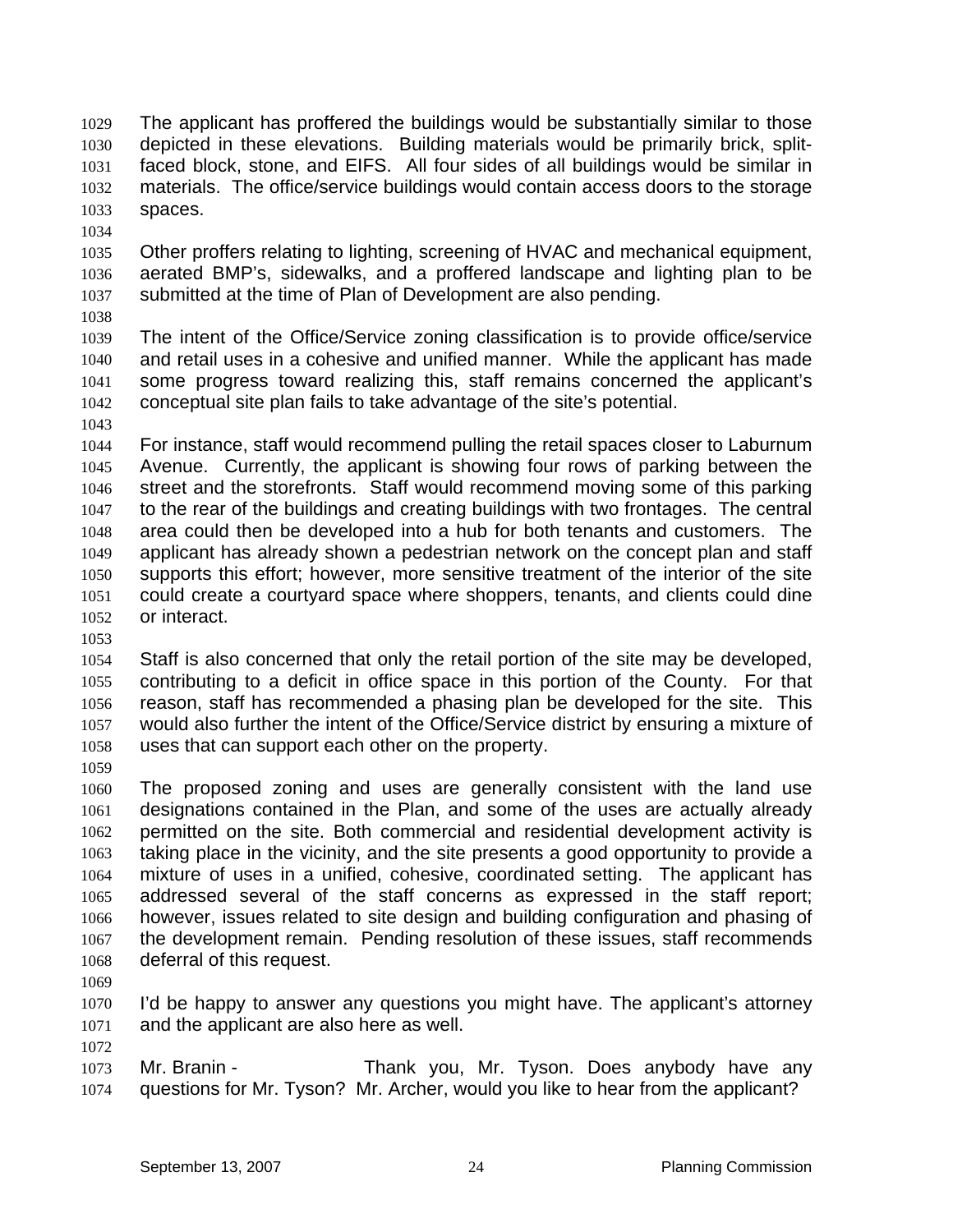The applicant has proffered the buildings would be substantially similar to those depicted in these elevations. Building materials would be primarily brick, split-faced block, stone, and EIFS. All four sides of all buildings would be similar in materials. The office/service buildings would contain access doors to the storage spaces.

Other proffers relating to lighting, screening of HVAC and mechanical equipment, aerated BMP's, sidewalks, and a proffered landscape and lighting plan to be submitted at the time of Plan of Development are also pending.

The intent of the Office/Service zoning classification is to provide office/service and retail uses in a cohesive and unified manner. While the applicant has made some progress toward realizing this, staff remains concerned the applicant's conceptual site plan fails to take advantage of the site's potential.

For instance, staff would recommend pulling the retail spaces closer to Laburnum Avenue. Currently, the applicant is showing four rows of parking between the street and the storefronts. Staff would recommend moving some of this parking to the rear of the buildings and creating buildings with two frontages. The central area could then be developed into a hub for both tenants and customers. The applicant has already shown a pedestrian network on the concept plan and staff supports this effort; however, more sensitive treatment of the interior of the site could create a courtyard space where shoppers, tenants, and clients could dine or interact.

Staff is also concerned that only the retail portion of the site may be developed, contributing to a deficit in office space in this portion of the County. For that reason, staff has recommended a phasing plan be developed for the site. This would also further the intent of the Office/Service district by ensuring a mixture of uses that can support each other on the property.

The proposed zoning and uses are generally consistent with the land use designations contained in the Plan, and some of the uses are actually already permitted on the site. Both commercial and residential development activity is taking place in the vicinity, and the site presents a good opportunity to provide a mixture of uses in a unified, cohesive, coordinated setting. The applicant has addressed several of the staff concerns as expressed in the staff report; however, issues related to site design and building configuration and phasing of the development remain. Pending resolution of these issues, staff recommends deferral of this request.

I'd be happy to answer any questions you might have. The applicant's attorney and the applicant are also here as well.

Mr. Branin - Thank you, Mr. Tyson. Does anybody have any questions for Mr. Tyson? Mr. Archer, would you like to hear from the applicant?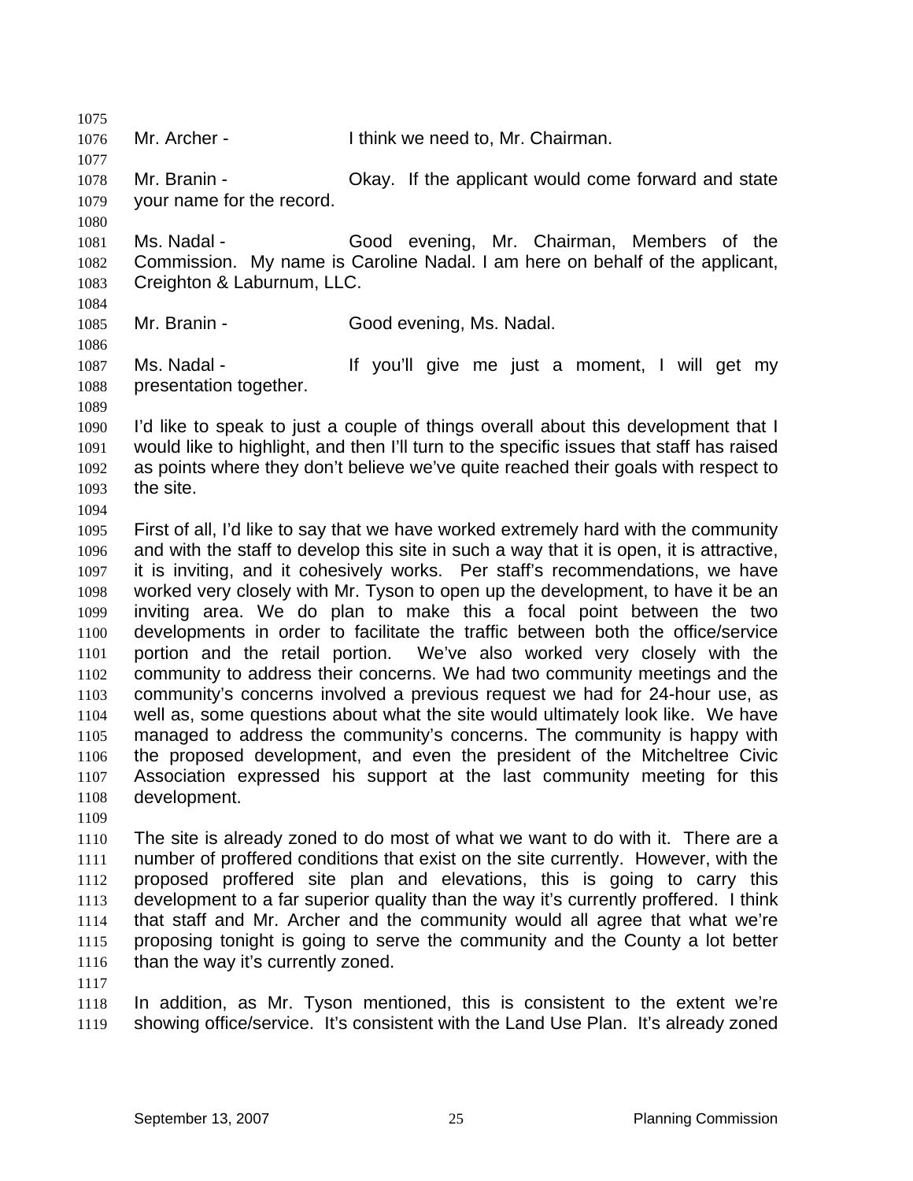Mr. Archer - I think we need to, Mr. Chairman.

Mr. Branin - Okay. If the applicant would come forward and state your name for the record.

Ms. Nadal - Good evening, Mr. Chairman, Members of the Commission. My name is Caroline Nadal. I am here on behalf of the applicant, Creighton & Laburnum, LLC.

Mr. Branin - Good evening, Ms. Nadal.

Ms. Nadal - If you'll give me just a moment, I will get my presentation together.

I'd like to speak to just a couple of things overall about this development that I would like to highlight, and then I'll turn to the specific issues that staff has raised as points where they don't believe we've quite reached their goals with respect to the site.

First of all, I'd like to say that we have worked extremely hard with the community and with the staff to develop this site in such a way that it is open, it is attractive, it is inviting, and it cohesively works. Per staff's recommendations, we have worked very closely with Mr. Tyson to open up the development, to have it be an inviting area. We do plan to make this a focal point between the two developments in order to facilitate the traffic between both the office/service portion and the retail portion. We've also worked very closely with the community to address their concerns. We had two community meetings and the community's concerns involved a previous request we had for 24-hour use, as well as, some questions about what the site would ultimately look like. We have managed to address the community's concerns. The community is happy with the proposed development, and even the president of the Mitcheltree Civic Association expressed his support at the last community meeting for this development.

The site is already zoned to do most of what we want to do with it. There are a number of proffered conditions that exist on the site currently. However, with the proposed proffered site plan and elevations, this is going to carry this development to a far superior quality than the way it's currently proffered. I think that staff and Mr. Archer and the community would all agree that what we're proposing tonight is going to serve the community and the County a lot better than the way it's currently zoned.

In addition, as Mr. Tyson mentioned, this is consistent to the extent we're showing office/service. It's consistent with the Land Use Plan. It's already zoned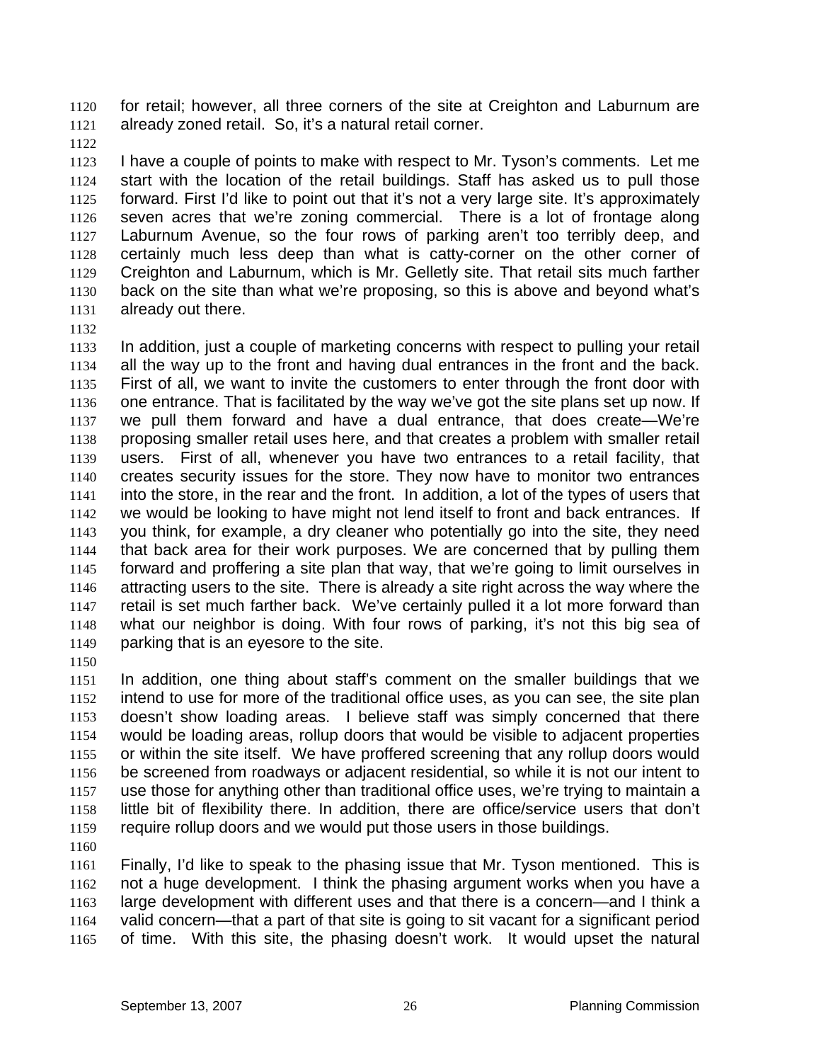for retail; however, all three corners of the site at Creighton and Laburnum are already zoned retail. So, it's a natural retail corner.

I have a couple of points to make with respect to Mr. Tyson's comments. Let me start with the location of the retail buildings. Staff has asked us to pull those forward. First I'd like to point out that it's not a very large site. It's approximately seven acres that we're zoning commercial. There is a lot of frontage along Laburnum Avenue, so the four rows of parking aren't too terribly deep, and certainly much less deep than what is catty-corner on the other corner of Creighton and Laburnum, which is Mr. Gelletly site. That retail sits much farther back on the site than what we're proposing, so this is above and beyond what's already out there.

In addition, just a couple of marketing concerns with respect to pulling your retail all the way up to the front and having dual entrances in the front and the back. First of all, we want to invite the customers to enter through the front door with one entrance. That is facilitated by the way we've got the site plans set up now. If we pull them forward and have a dual entrance, that does create—We're proposing smaller retail uses here, and that creates a problem with smaller retail users. First of all, whenever you have two entrances to a retail facility, that creates security issues for the store. They now have to monitor two entrances into the store, in the rear and the front. In addition, a lot of the types of users that we would be looking to have might not lend itself to front and back entrances. If you think, for example, a dry cleaner who potentially go into the site, they need that back area for their work purposes. We are concerned that by pulling them forward and proffering a site plan that way, that we're going to limit ourselves in attracting users to the site. There is already a site right across the way where the retail is set much farther back. We've certainly pulled it a lot more forward than what our neighbor is doing. With four rows of parking, it's not this big sea of parking that is an eyesore to the site.

In addition, one thing about staff's comment on the smaller buildings that we intend to use for more of the traditional office uses, as you can see, the site plan doesn't show loading areas. I believe staff was simply concerned that there would be loading areas, rollup doors that would be visible to adjacent properties or within the site itself. We have proffered screening that any rollup doors would be screened from roadways or adjacent residential, so while it is not our intent to use those for anything other than traditional office uses, we're trying to maintain a little bit of flexibility there. In addition, there are office/service users that don't require rollup doors and we would put those users in those buildings.

Finally, I'd like to speak to the phasing issue that Mr. Tyson mentioned. This is not a huge development. I think the phasing argument works when you have a large development with different uses and that there is a concern—and I think a valid concern—that a part of that site is going to sit vacant for a significant period of time. With this site, the phasing doesn't work. It would upset the natural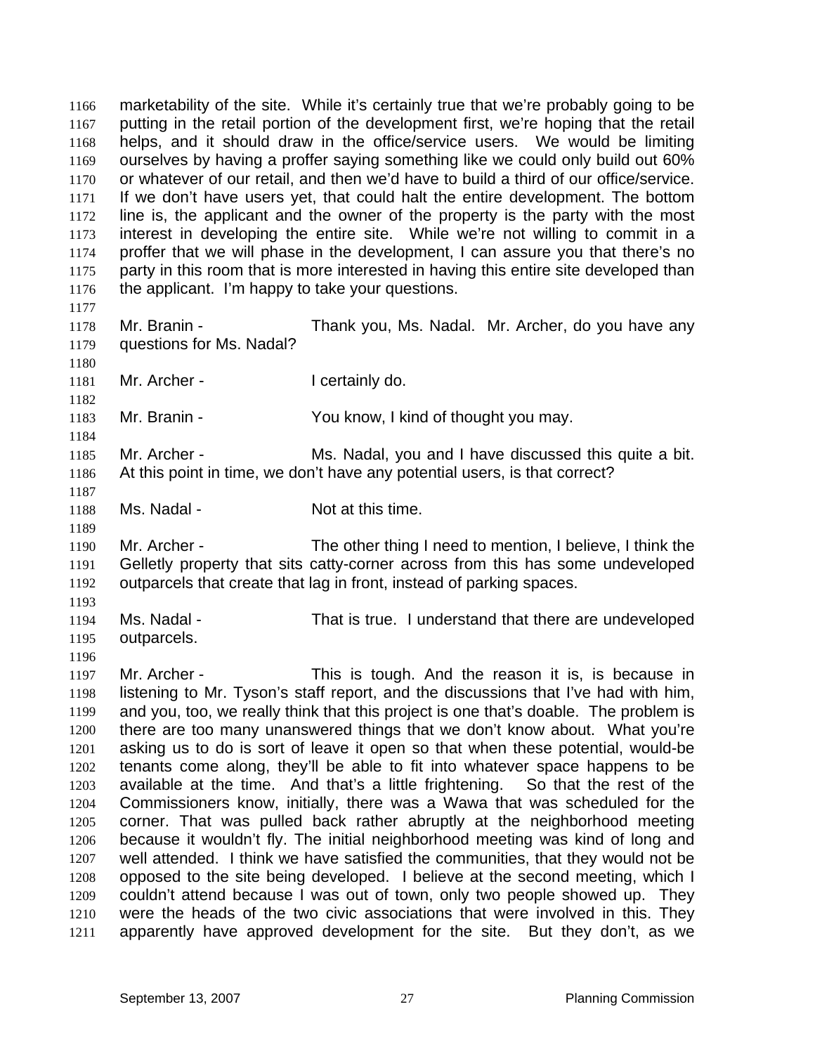marketability of the site. While it's certainly true that we're probably going to be putting in the retail portion of the development first, we're hoping that the retail helps, and it should draw in the office/service users. We would be limiting ourselves by having a proffer saying something like we could only build out 60% or whatever of our retail, and then we'd have to build a third of our office/service. If we don't have users yet, that could halt the entire development. The bottom line is, the applicant and the owner of the property is the party with the most interest in developing the entire site. While we're not willing to commit in a proffer that we will phase in the development, I can assure you that there's no party in this room that is more interested in having this entire site developed than the applicant. I'm happy to take your questions.

Mr. Branin - Thank you, Ms. Nadal. Mr. Archer, do you have any questions for Ms. Nadal?

Mr. Archer - I certainly do.

Mr. Branin - You know, I kind of thought you may.

Mr. Archer - Ms. Nadal, you and I have discussed this quite a bit. At this point in time, we don't have any potential users, is that correct?

Ms. Nadal - Not at this time.

Mr. Archer - The other thing I need to mention, I believe, I think the Gelletly property that sits catty-corner across from this has some undeveloped outparcels that create that lag in front, instead of parking spaces.

Ms. Nadal - That is true. I understand that there are undeveloped outparcels.

Mr. Archer - This is tough. And the reason it is, is because in listening to Mr. Tyson's staff report, and the discussions that I've had with him, and you, too, we really think that this project is one that's doable. The problem is there are too many unanswered things that we don't know about. What you're asking us to do is sort of leave it open so that when these potential, would-be tenants come along, they'll be able to fit into whatever space happens to be available at the time. And that's a little frightening. So that the rest of the Commissioners know, initially, there was a Wawa that was scheduled for the corner. That was pulled back rather abruptly at the neighborhood meeting because it wouldn't fly. The initial neighborhood meeting was kind of long and well attended. I think we have satisfied the communities, that they would not be opposed to the site being developed. I believe at the second meeting, which I couldn't attend because I was out of town, only two people showed up. They were the heads of the two civic associations that were involved in this. They apparently have approved development for the site. But they don't, as we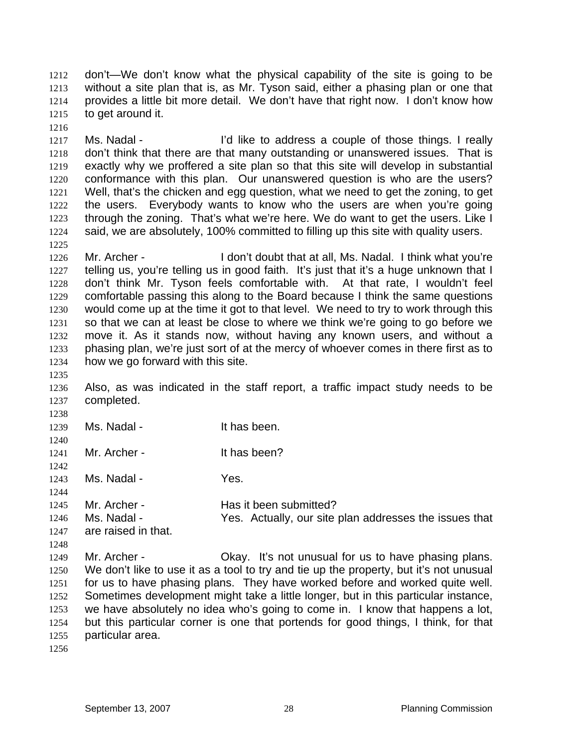don't—We don't know what the physical capability of the site is going to be without a site plan that is, as Mr. Tyson said, either a phasing plan or one that provides a little bit more detail. We don't have that right now. I don't know how to get around it.

Ms. Nadal - I'd like to address a couple of those things. I really don't think that there are that many outstanding or unanswered issues. That is exactly why we proffered a site plan so that this site will develop in substantial conformance with this plan. Our unanswered question is who are the users? Well, that's the chicken and egg question, what we need to get the zoning, to get the users. Everybody wants to know who the users are when you're going through the zoning. That's what we're here. We do want to get the users. Like I said, we are absolutely, 100% committed to filling up this site with quality users.

Mr. Archer - I don't doubt that at all, Ms. Nadal. I think what you're telling us, you're telling us in good faith. It's just that it's a huge unknown that I don't think Mr. Tyson feels comfortable with. At that rate, I wouldn't feel comfortable passing this along to the Board because I think the same questions would come up at the time it got to that level. We need to try to work through this so that we can at least be close to where we think we're going to go before we move it. As it stands now, without having any known users, and without a phasing plan, we're just sort of at the mercy of whoever comes in there first as to how we go forward with this site.

Also, as was indicated in the staff report, a traffic impact study needs to be completed.

Ms. Nadal - It has been.

Mr. Archer - It has been?

Ms. Nadal - Yes.

Mr. Archer - Has it been submitted?

Ms. Nadal - Yes. Actually, our site plan addresses the issues that are raised in that.

Mr. Archer - Okay. It's not unusual for us to have phasing plans. We don't like to use it as a tool to try and tie up the property, but it's not unusual for us to have phasing plans. They have worked before and worked quite well. Sometimes development might take a little longer, but in this particular instance, we have absolutely no idea who's going to come in. I know that happens a lot, but this particular corner is one that portends for good things, I think, for that particular area.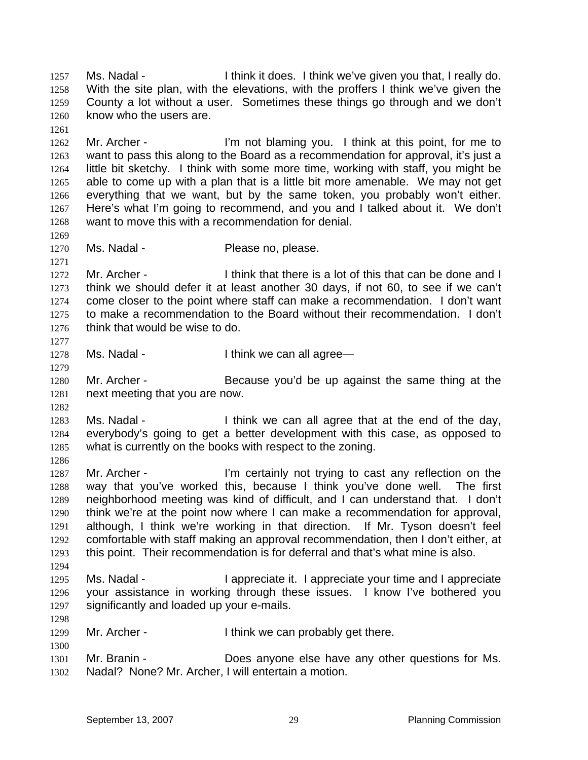1257 Ms. Nadal - I think it does. I think we've given you that, I really do.
1258 With the site plan, with the elevations, with the proffers I think we've given the
1259 County a lot without a user. Sometimes these things go through and we don't
1260 know who the users are.
1261
1262 Mr. Archer - I'm not blaming you. I think at this point, for me to
1263 want to pass this along to the Board as a recommendation for approval, it's just a
1264 little bit sketchy. I think with some more time, working with staff, you might be
1265 able to come up with a plan that is a little bit more amenable. We may not get
1266 everything that we want, but by the same token, you probably won't either.
1267 Here's what I'm going to recommend, and you and I talked about it. We don't
1268 want to move this with a recommendation for denial.
1269
1270 Ms. Nadal - Please no, please.
1271
1272 Mr. Archer - I think that there is a lot of this that can be done and I
1273 think we should defer it at least another 30 days, if not 60, to see if we can't
1274 come closer to the point where staff can make a recommendation. I don't want
1275 to make a recommendation to the Board without their recommendation. I don't
1276 think that would be wise to do.
1277
1278 Ms. Nadal - I think we can all agree—
1279
1280 Mr. Archer - Because you'd be up against the same thing at the
1281 next meeting that you are now.
1282
1283 Ms. Nadal - I think we can all agree that at the end of the day,
1284 everybody's going to get a better development with this case, as opposed to
1285 what is currently on the books with respect to the zoning.
1286
1287 Mr. Archer - I'm certainly not trying to cast any reflection on the
1288 way that you've worked this, because I think you've done well. The first
1289 neighborhood meeting was kind of difficult, and I can understand that. I don't
1290 think we're at the point now where I can make a recommendation for approval,
1291 although, I think we're working in that direction. If Mr. Tyson doesn't feel
1292 comfortable with staff making an approval recommendation, then I don't either, at
1293 this point. Their recommendation is for deferral and that's what mine is also.
1294
1295 Ms. Nadal - I appreciate it. I appreciate your time and I appreciate
1296 your assistance in working through these issues. I know I've bothered you
1297 significantly and loaded up your e-mails.
1298
1299 Mr. Archer - I think we can probably get there.
1300
1301 Mr. Branin - Does anyone else have any other questions for Ms.
1302 Nadal? None? Mr. Archer, I will entertain a motion.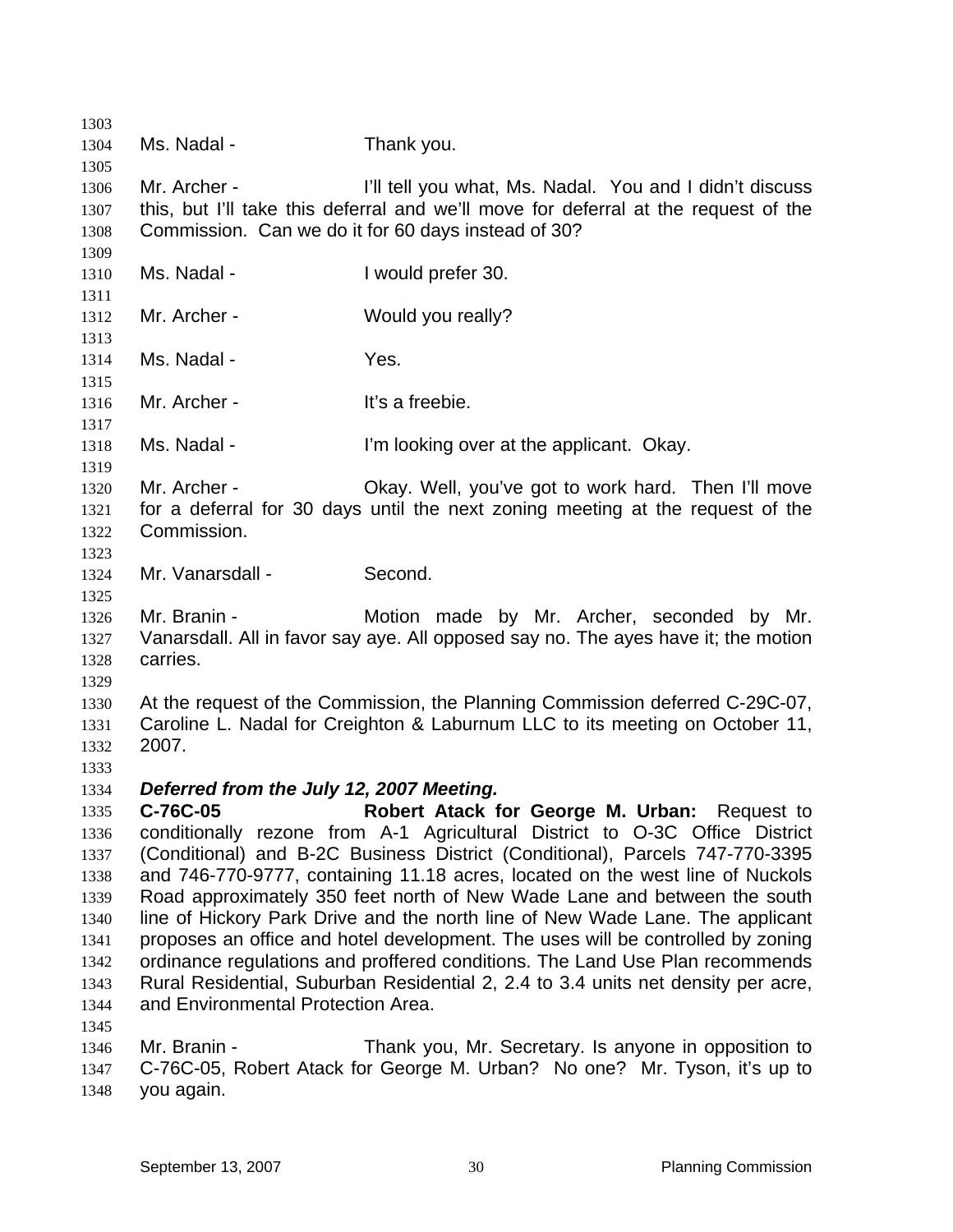Ms. Nadal - Thank you.

Mr. Archer - I'll tell you what, Ms. Nadal. You and I didn't discuss this, but I'll take this deferral and we'll move for deferral at the request of the Commission. Can we do it for 60 days instead of 30?

Ms. Nadal - I would prefer 30.

Mr. Archer - Would you really?

Ms. Nadal - Yes.

Mr. Archer - It's a freebie.

Ms. Nadal - I'm looking over at the applicant. Okay.

Mr. Archer - Okay. Well, you've got to work hard. Then I'll move for a deferral for 30 days until the next zoning meeting at the request of the Commission.

Mr. Vanarsdall - Second.

Mr. Branin - Motion made by Mr. Archer, seconded by Mr. Vanarsdall. All in favor say aye. All opposed say no. The ayes have it; the motion carries.

At the request of the Commission, the Planning Commission deferred C-29C-07, Caroline L. Nadal for Creighton & Laburnum LLC to its meeting on October 11, 2007.

***Deferred from the July 12, 2007 Meeting.***

**C-76C-05 Robert Atack for George M. Urban:** Request to conditionally rezone from A-1 Agricultural District to O-3C Office District (Conditional) and B-2C Business District (Conditional), Parcels 747-770-3395 and 746-770-9777, containing 11.18 acres, located on the west line of Nuckols Road approximately 350 feet north of New Wade Lane and between the south line of Hickory Park Drive and the north line of New Wade Lane. The applicant proposes an office and hotel development. The uses will be controlled by zoning ordinance regulations and proffered conditions. The Land Use Plan recommends Rural Residential, Suburban Residential 2, 2.4 to 3.4 units net density per acre, and Environmental Protection Area.

Mr. Branin - Thank you, Mr. Secretary. Is anyone in opposition to C-76C-05, Robert Atack for George M. Urban? No one? Mr. Tyson, it's up to you again.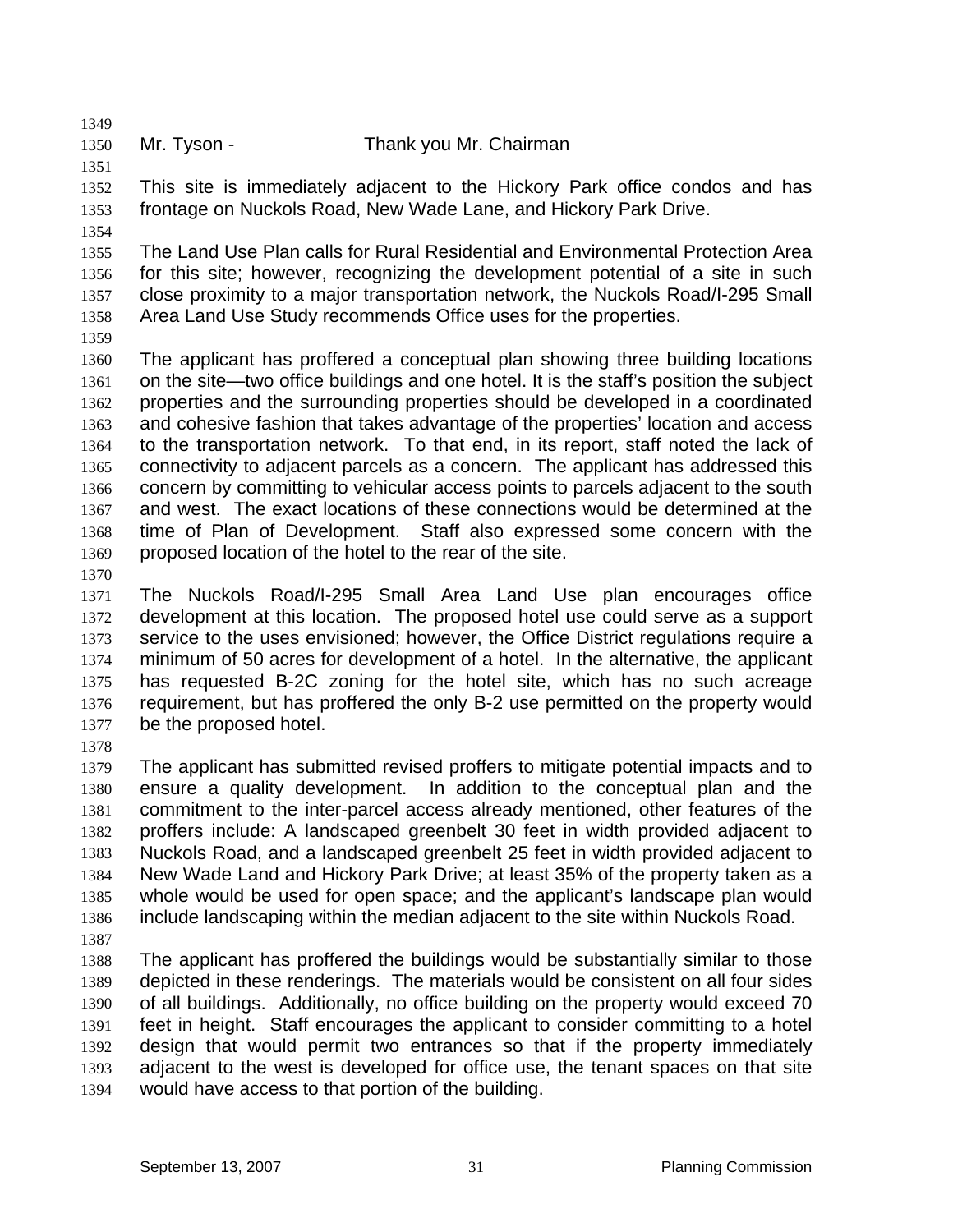Mr. Tyson - Thank you Mr. Chairman

This site is immediately adjacent to the Hickory Park office condos and has frontage on Nuckols Road, New Wade Lane, and Hickory Park Drive.

The Land Use Plan calls for Rural Residential and Environmental Protection Area for this site; however, recognizing the development potential of a site in such close proximity to a major transportation network, the Nuckols Road/I-295 Small Area Land Use Study recommends Office uses for the properties.

The applicant has proffered a conceptual plan showing three building locations on the site—two office buildings and one hotel. It is the staff's position the subject properties and the surrounding properties should be developed in a coordinated and cohesive fashion that takes advantage of the properties' location and access to the transportation network. To that end, in its report, staff noted the lack of connectivity to adjacent parcels as a concern. The applicant has addressed this concern by committing to vehicular access points to parcels adjacent to the south and west. The exact locations of these connections would be determined at the time of Plan of Development. Staff also expressed some concern with the proposed location of the hotel to the rear of the site.

The Nuckols Road/I-295 Small Area Land Use plan encourages office development at this location. The proposed hotel use could serve as a support service to the uses envisioned; however, the Office District regulations require a minimum of 50 acres for development of a hotel. In the alternative, the applicant has requested B-2C zoning for the hotel site, which has no such acreage requirement, but has proffered the only B-2 use permitted on the property would be the proposed hotel.

The applicant has submitted revised proffers to mitigate potential impacts and to ensure a quality development. In addition to the conceptual plan and the commitment to the inter-parcel access already mentioned, other features of the proffers include: A landscaped greenbelt 30 feet in width provided adjacent to Nuckols Road, and a landscaped greenbelt 25 feet in width provided adjacent to New Wade Land and Hickory Park Drive; at least 35% of the property taken as a whole would be used for open space; and the applicant's landscape plan would include landscaping within the median adjacent to the site within Nuckols Road.

The applicant has proffered the buildings would be substantially similar to those depicted in these renderings. The materials would be consistent on all four sides of all buildings. Additionally, no office building on the property would exceed 70 feet in height. Staff encourages the applicant to consider committing to a hotel design that would permit two entrances so that if the property immediately adjacent to the west is developed for office use, the tenant spaces on that site would have access to that portion of the building.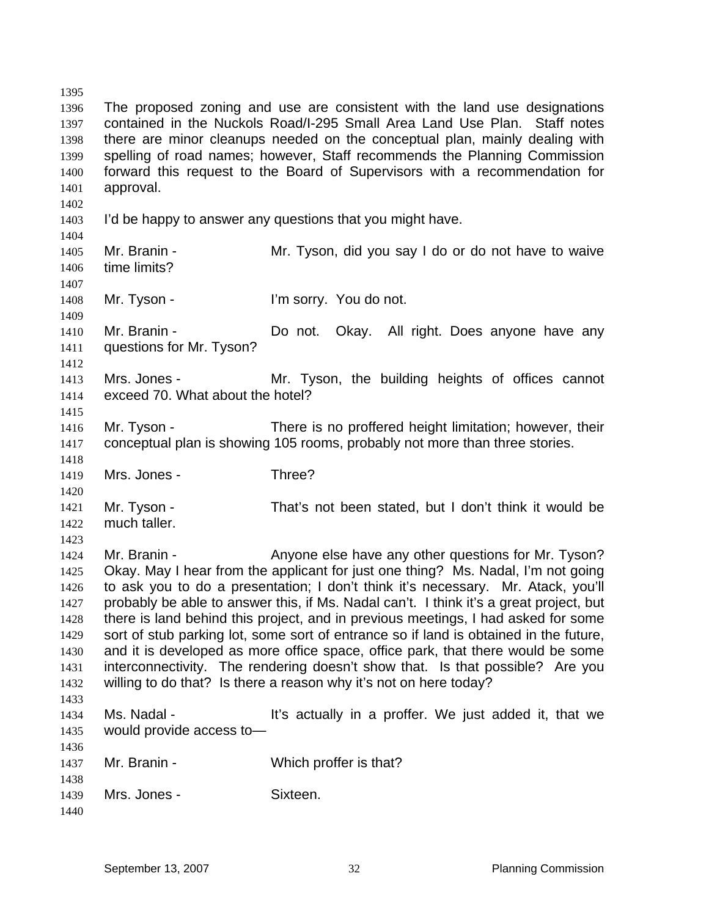The proposed zoning and use are consistent with the land use designations contained in the Nuckols Road/I-295 Small Area Land Use Plan. Staff notes there are minor cleanups needed on the conceptual plan, mainly dealing with spelling of road names; however, Staff recommends the Planning Commission forward this request to the Board of Supervisors with a recommendation for approval.

I'd be happy to answer any questions that you might have.

Mr. Branin - Mr. Tyson, did you say I do or do not have to waive time limits?

Mr. Tyson - I'm sorry. You do not.

Mr. Branin - Do not. Okay. All right. Does anyone have any questions for Mr. Tyson?

Mrs. Jones - Mr. Tyson, the building heights of offices cannot exceed 70. What about the hotel?

Mr. Tyson - There is no proffered height limitation; however, their conceptual plan is showing 105 rooms, probably not more than three stories.

Mrs. Jones - Three?

Mr. Tyson - That's not been stated, but I don't think it would be much taller.

Mr. Branin - Anyone else have any other questions for Mr. Tyson? Okay. May I hear from the applicant for just one thing? Ms. Nadal, I'm not going to ask you to do a presentation; I don't think it's necessary. Mr. Atack, you'll probably be able to answer this, if Ms. Nadal can't. I think it's a great project, but there is land behind this project, and in previous meetings, I had asked for some sort of stub parking lot, some sort of entrance so if land is obtained in the future, and it is developed as more office space, office park, that there would be some interconnectivity. The rendering doesn't show that. Is that possible? Are you willing to do that? Is there a reason why it's not on here today?

Ms. Nadal - It's actually in a proffer. We just added it, that we would provide access to—

Mr. Branin - Which proffer is that?

Mrs. Jones - Sixteen.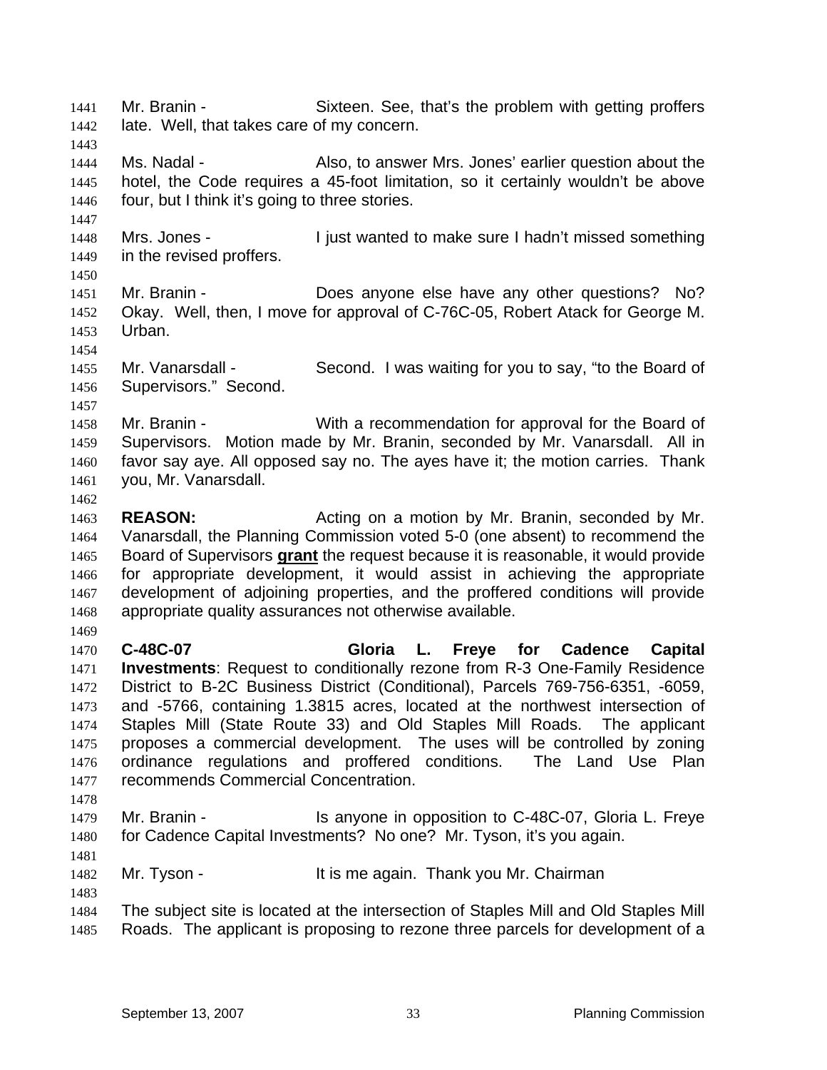Mr. Branin - Sixteen. See, that's the problem with getting proffers late. Well, that takes care of my concern.

Ms. Nadal - Also, to answer Mrs. Jones' earlier question about the hotel, the Code requires a 45-foot limitation, so it certainly wouldn't be above four, but I think it's going to three stories.

Mrs. Jones - I just wanted to make sure I hadn't missed something in the revised proffers.

Mr. Branin - Does anyone else have any other questions? No? Okay. Well, then, I move for approval of C-76C-05, Robert Atack for George M. Urban.

Mr. Vanarsdall - Second. I was waiting for you to say, "to the Board of Supervisors." Second.

Mr. Branin - With a recommendation for approval for the Board of Supervisors. Motion made by Mr. Branin, seconded by Mr. Vanarsdall. All in favor say aye. All opposed say no. The ayes have it; the motion carries. Thank you, Mr. Vanarsdall.

**REASON:** Acting on a motion by Mr. Branin, seconded by Mr. Vanarsdall, the Planning Commission voted 5-0 (one absent) to recommend the Board of Supervisors **grant** the request because it is reasonable, it would provide for appropriate development, it would assist in achieving the appropriate development of adjoining properties, and the proffered conditions will provide appropriate quality assurances not otherwise available.

**C-48C-07 Gloria L. Freye for Cadence Capital Investments**: Request to conditionally rezone from R-3 One-Family Residence District to B-2C Business District (Conditional), Parcels 769-756-6351, -6059, and -5766, containing 1.3815 acres, located at the northwest intersection of Staples Mill (State Route 33) and Old Staples Mill Roads. The applicant proposes a commercial development. The uses will be controlled by zoning ordinance regulations and proffered conditions. The Land Use Plan recommends Commercial Concentration.

Mr. Branin - Is anyone in opposition to C-48C-07, Gloria L. Freye for Cadence Capital Investments? No one? Mr. Tyson, it's you again.

Mr. Tyson - It is me again. Thank you Mr. Chairman

The subject site is located at the intersection of Staples Mill and Old Staples Mill Roads. The applicant is proposing to rezone three parcels for development of a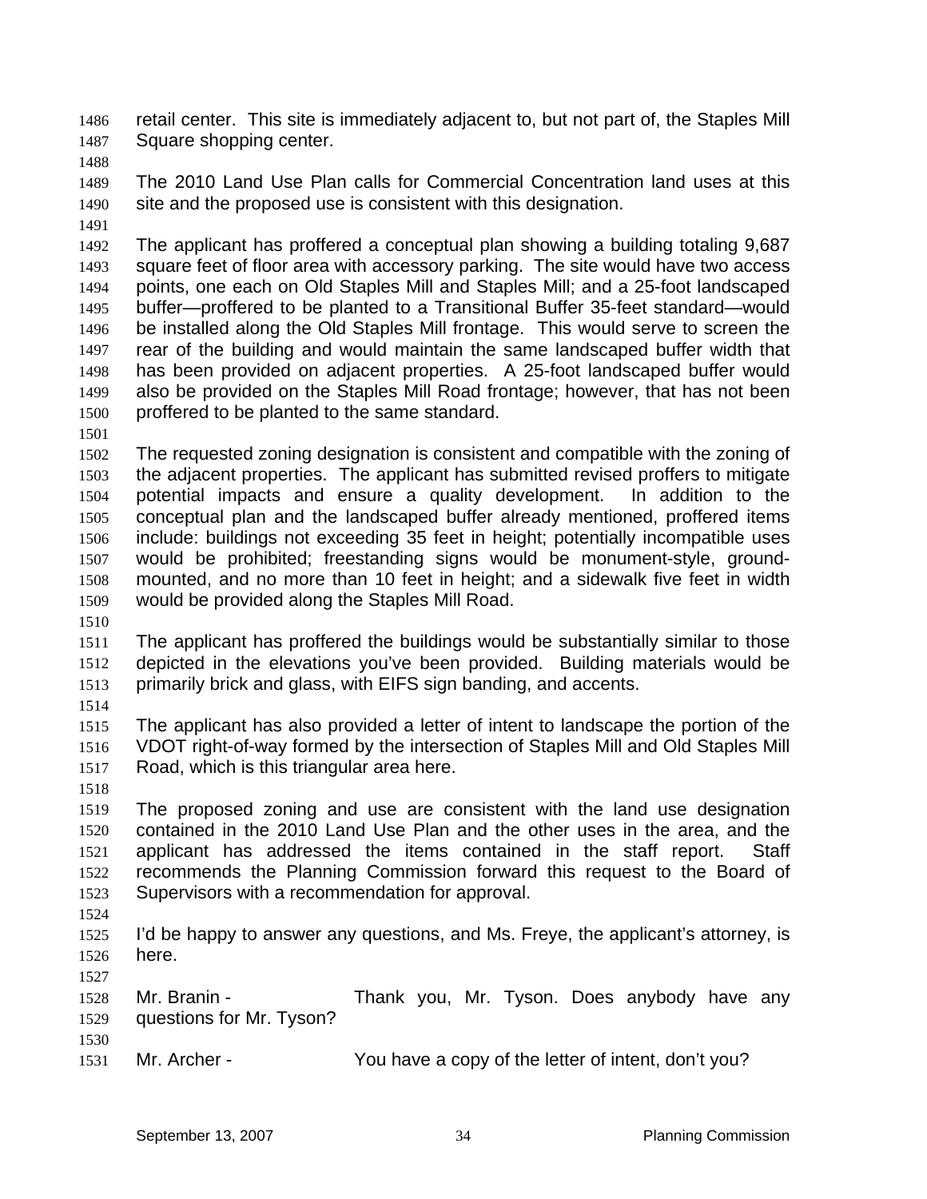retail center. This site is immediately adjacent to, but not part of, the Staples Mill Square shopping center.

The 2010 Land Use Plan calls for Commercial Concentration land uses at this site and the proposed use is consistent with this designation.

The applicant has proffered a conceptual plan showing a building totaling 9,687 square feet of floor area with accessory parking. The site would have two access points, one each on Old Staples Mill and Staples Mill; and a 25-foot landscaped buffer—proffered to be planted to a Transitional Buffer 35-feet standard—would be installed along the Old Staples Mill frontage. This would serve to screen the rear of the building and would maintain the same landscaped buffer width that has been provided on adjacent properties. A 25-foot landscaped buffer would also be provided on the Staples Mill Road frontage; however, that has not been proffered to be planted to the same standard.

The requested zoning designation is consistent and compatible with the zoning of the adjacent properties. The applicant has submitted revised proffers to mitigate potential impacts and ensure a quality development. In addition to the conceptual plan and the landscaped buffer already mentioned, proffered items include: buildings not exceeding 35 feet in height; potentially incompatible uses would be prohibited; freestanding signs would be monument-style, ground-mounted, and no more than 10 feet in height; and a sidewalk five feet in width would be provided along the Staples Mill Road.

The applicant has proffered the buildings would be substantially similar to those depicted in the elevations you've been provided. Building materials would be primarily brick and glass, with EIFS sign banding, and accents.

The applicant has also provided a letter of intent to landscape the portion of the VDOT right-of-way formed by the intersection of Staples Mill and Old Staples Mill Road, which is this triangular area here.

The proposed zoning and use are consistent with the land use designation contained in the 2010 Land Use Plan and the other uses in the area, and the applicant has addressed the items contained in the staff report. Staff recommends the Planning Commission forward this request to the Board of Supervisors with a recommendation for approval.

I'd be happy to answer any questions, and Ms. Freye, the applicant's attorney, is here.

Mr. Branin - Thank you, Mr. Tyson. Does anybody have any questions for Mr. Tyson?

Mr. Archer - You have a copy of the letter of intent, don't you?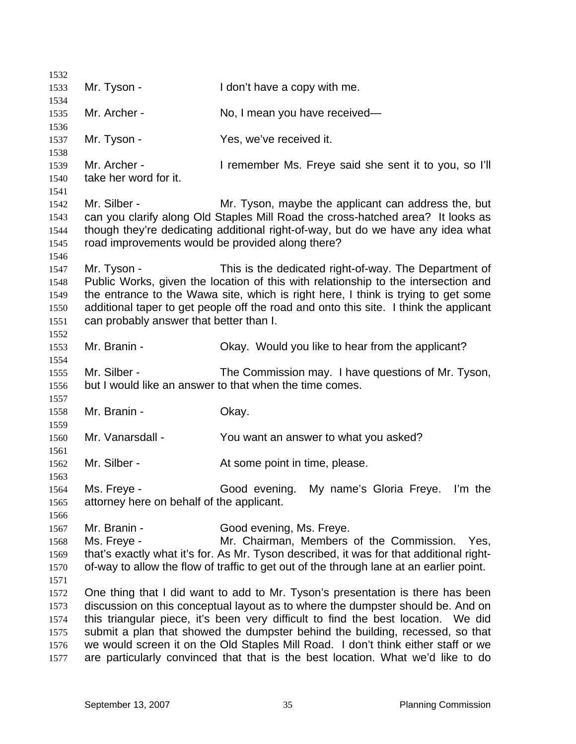Mr. Tyson - I don't have a copy with me.

Mr. Archer - No, I mean you have received—

Mr. Tyson - Yes, we've received it.

Mr. Archer - I remember Ms. Freye said she sent it to you, so I'll take her word for it.

Mr. Silber - Mr. Tyson, maybe the applicant can address the, but can you clarify along Old Staples Mill Road the cross-hatched area? It looks as though they're dedicating additional right-of-way, but do we have any idea what road improvements would be provided along there?

Mr. Tyson - This is the dedicated right-of-way. The Department of Public Works, given the location of this with relationship to the intersection and the entrance to the Wawa site, which is right here, I think is trying to get some additional taper to get people off the road and onto this site. I think the applicant can probably answer that better than I.

Mr. Branin - Okay. Would you like to hear from the applicant?

Mr. Silber - The Commission may. I have questions of Mr. Tyson, but I would like an answer to that when the time comes.

Mr. Branin - Okay.

Mr. Vanarsdall - You want an answer to what you asked?

Mr. Silber - At some point in time, please.

Ms. Freye - Good evening. My name's Gloria Freye. I'm the attorney here on behalf of the applicant.

Mr. Branin - Good evening, Ms. Freye.

Ms. Freye - Mr. Chairman, Members of the Commission. Yes, that's exactly what it's for. As Mr. Tyson described, it was for that additional right-of-way to allow the flow of traffic to get out of the through lane at an earlier point.

One thing that I did want to add to Mr. Tyson's presentation is there has been discussion on this conceptual layout as to where the dumpster should be. And on this triangular piece, it's been very difficult to find the best location. We did submit a plan that showed the dumpster behind the building, recessed, so that we would screen it on the Old Staples Mill Road. I don't think either staff or we are particularly convinced that that is the best location. What we'd like to do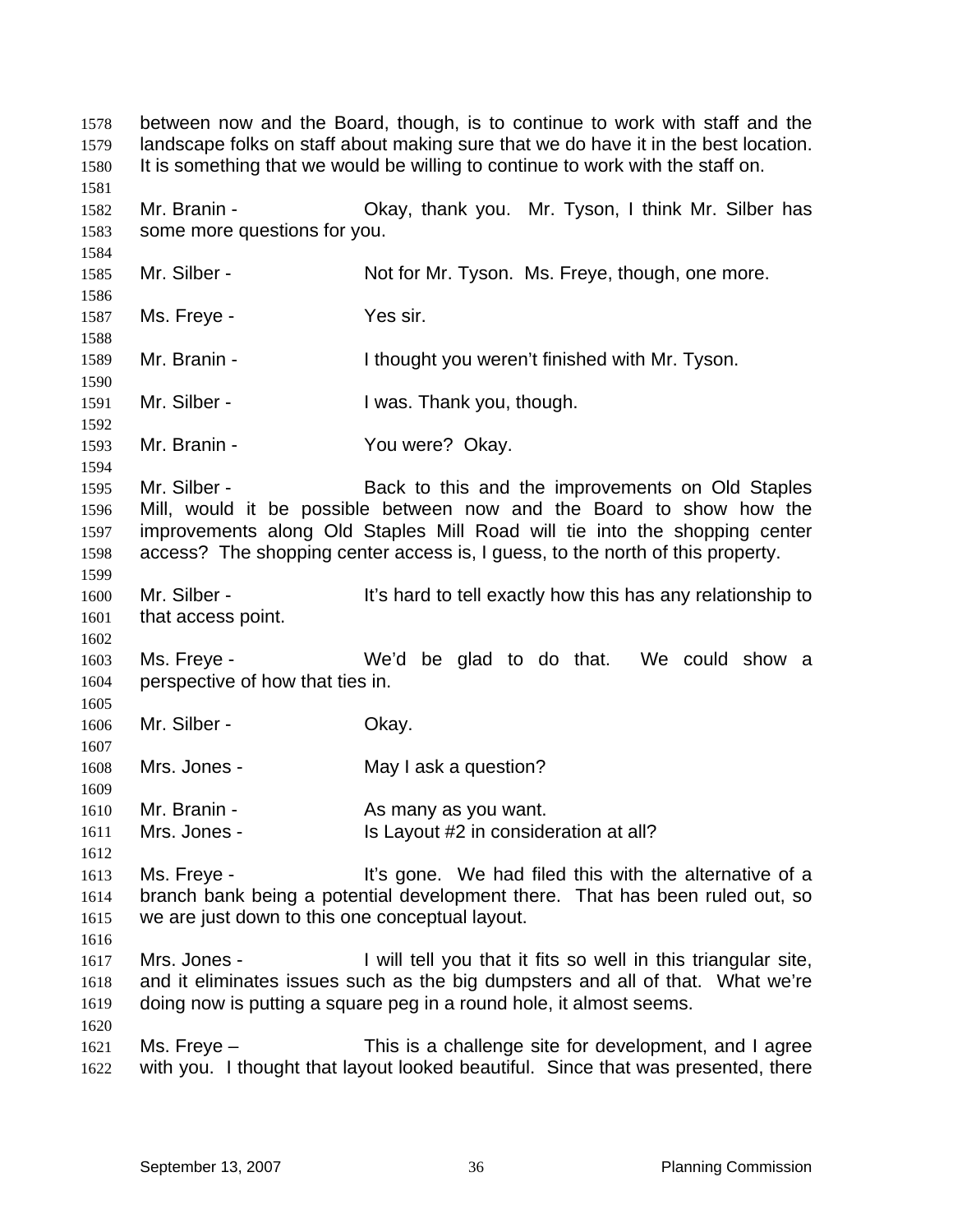between now and the Board, though, is to continue to work with staff and the landscape folks on staff about making sure that we do have it in the best location. It is something that we would be willing to continue to work with the staff on.

Mr. Branin - Okay, thank you. Mr. Tyson, I think Mr. Silber has some more questions for you.

Mr. Silber - Not for Mr. Tyson. Ms. Freye, though, one more.

Ms. Freye - Yes sir.

Mr. Branin - I thought you weren't finished with Mr. Tyson.

Mr. Silber - I was. Thank you, though.

Mr. Branin - You were? Okay.

Mr. Silber - Back to this and the improvements on Old Staples Mill, would it be possible between now and the Board to show how the improvements along Old Staples Mill Road will tie into the shopping center access? The shopping center access is, I guess, to the north of this property.

Mr. Silber - It's hard to tell exactly how this has any relationship to that access point.

Ms. Freye - We'd be glad to do that. We could show a perspective of how that ties in.

Mr. Silber - Okay.

Mrs. Jones - May I ask a question?

Mr. Branin - As many as you want.

Mrs. Jones - Is Layout #2 in consideration at all?

Ms. Freye - It's gone. We had filed this with the alternative of a branch bank being a potential development there. That has been ruled out, so we are just down to this one conceptual layout.

Mrs. Jones - I will tell you that it fits so well in this triangular site, and it eliminates issues such as the big dumpsters and all of that. What we're doing now is putting a square peg in a round hole, it almost seems.

Ms. Freye – This is a challenge site for development, and I agree with you. I thought that layout looked beautiful. Since that was presented, there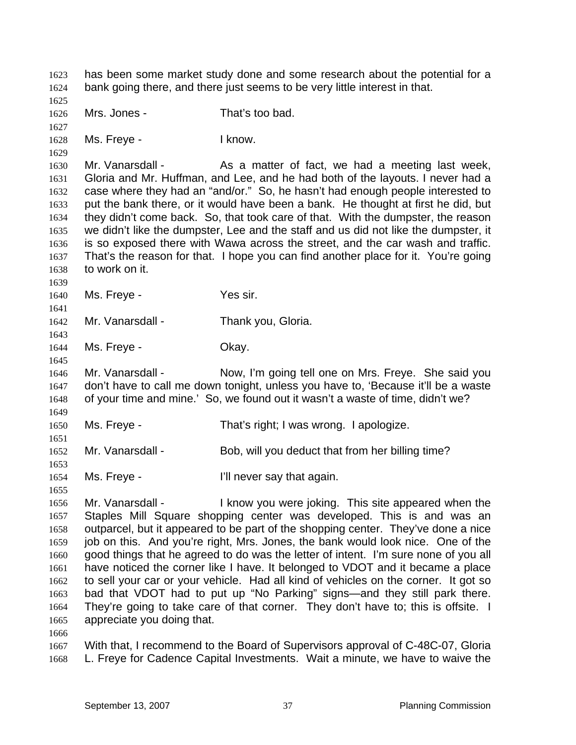has been some market study done and some research about the potential for a bank going there, and there just seems to be very little interest in that.

Mrs. Jones - That's too bad.

Ms. Freye - I know.

Mr. Vanarsdall - As a matter of fact, we had a meeting last week, Gloria and Mr. Huffman, and Lee, and he had both of the layouts. I never had a case where they had an "and/or." So, he hasn't had enough people interested to put the bank there, or it would have been a bank. He thought at first he did, but they didn't come back. So, that took care of that. With the dumpster, the reason we didn't like the dumpster, Lee and the staff and us did not like the dumpster, it is so exposed there with Wawa across the street, and the car wash and traffic. That's the reason for that. I hope you can find another place for it. You're going to work on it.

Ms. Freye - Yes sir.

Mr. Vanarsdall - Thank you, Gloria.

Ms. Freye - Okay.

Mr. Vanarsdall - Now, I'm going tell one on Mrs. Freye. She said you don't have to call me down tonight, unless you have to, 'Because it'll be a waste of your time and mine.' So, we found out it wasn't a waste of time, didn't we?

Ms. Freye - That's right; I was wrong. I apologize.

Mr. Vanarsdall - Bob, will you deduct that from her billing time?

Ms. Freye - I'll never say that again.

Mr. Vanarsdall - I know you were joking. This site appeared when the Staples Mill Square shopping center was developed. This is and was an outparcel, but it appeared to be part of the shopping center. They've done a nice job on this. And you're right, Mrs. Jones, the bank would look nice. One of the good things that he agreed to do was the letter of intent. I'm sure none of you all have noticed the corner like I have. It belonged to VDOT and it became a place to sell your car or your vehicle. Had all kind of vehicles on the corner. It got so bad that VDOT had to put up "No Parking" signs—and they still park there. They're going to take care of that corner. They don't have to; this is offsite. I appreciate you doing that.

With that, I recommend to the Board of Supervisors approval of C-48C-07, Gloria L. Freye for Cadence Capital Investments. Wait a minute, we have to waive the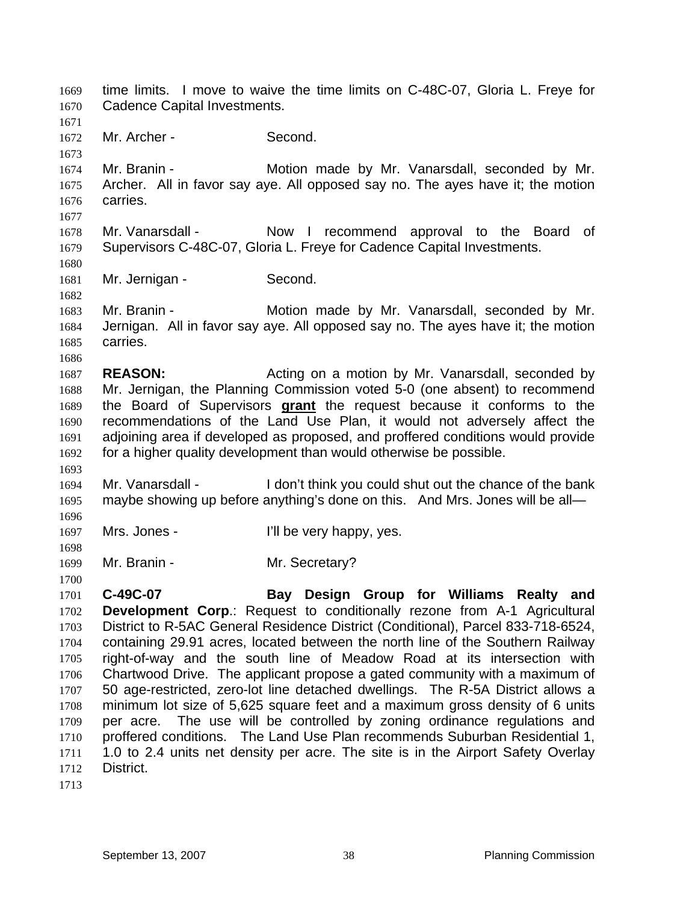time limits. I move to waive the time limits on C-48C-07, Gloria L. Freye for Cadence Capital Investments.

Mr. Archer - Second.

Mr. Branin - Motion made by Mr. Vanarsdall, seconded by Mr. Archer. All in favor say aye. All opposed say no. The ayes have it; the motion carries.

Mr. Vanarsdall - Now I recommend approval to the Board of Supervisors C-48C-07, Gloria L. Freye for Cadence Capital Investments.

Mr. Jernigan - Second.

Mr. Branin - Motion made by Mr. Vanarsdall, seconded by Mr. Jernigan. All in favor say aye. All opposed say no. The ayes have it; the motion carries.

**REASON:** Acting on a motion by Mr. Vanarsdall, seconded by Mr. Jernigan, the Planning Commission voted 5-0 (one absent) to recommend the Board of Supervisors **grant** the request because it conforms to the recommendations of the Land Use Plan, it would not adversely affect the adjoining area if developed as proposed, and proffered conditions would provide for a higher quality development than would otherwise be possible.

Mr. Vanarsdall - I don't think you could shut out the chance of the bank maybe showing up before anything's done on this. And Mrs. Jones will be all—

Mrs. Jones - I'll be very happy, yes.

Mr. Branin - Mr. Secretary?

**C-49C-07 Bay Design Group for Williams Realty and Development Corp.**: Request to conditionally rezone from A-1 Agricultural District to R-5AC General Residence District (Conditional), Parcel 833-718-6524, containing 29.91 acres, located between the north line of the Southern Railway right-of-way and the south line of Meadow Road at its intersection with Chartwood Drive. The applicant propose a gated community with a maximum of 50 age-restricted, zero-lot line detached dwellings. The R-5A District allows a minimum lot size of 5,625 square feet and a maximum gross density of 6 units per acre. The use will be controlled by zoning ordinance regulations and proffered conditions. The Land Use Plan recommends Suburban Residential 1, 1.0 to 2.4 units net density per acre. The site is in the Airport Safety Overlay District.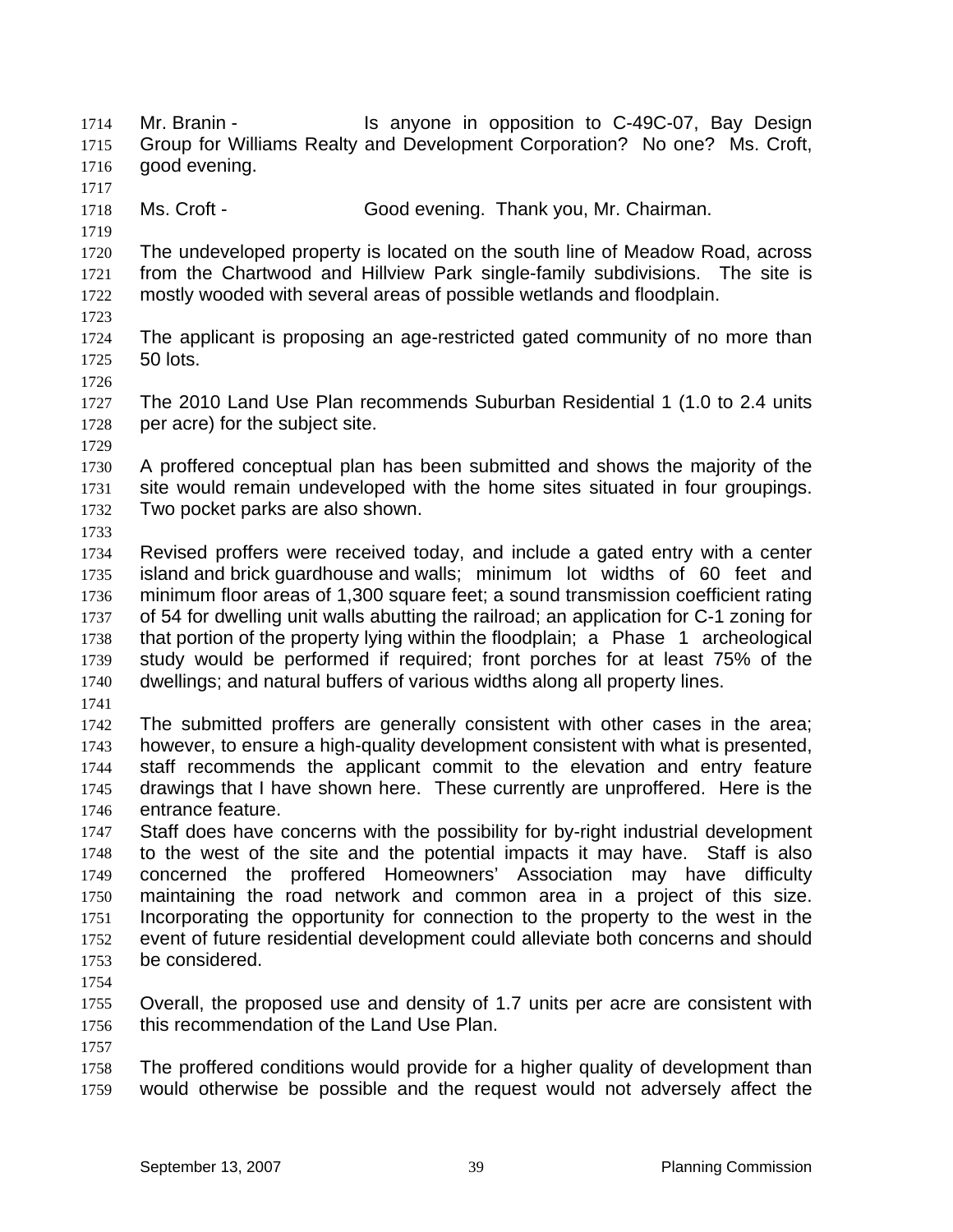Mr. Branin - Is anyone in opposition to C-49C-07, Bay Design Group for Williams Realty and Development Corporation? No one? Ms. Croft, good evening.

Ms. Croft - Good evening. Thank you, Mr. Chairman.

The undeveloped property is located on the south line of Meadow Road, across from the Chartwood and Hillview Park single-family subdivisions. The site is mostly wooded with several areas of possible wetlands and floodplain.

The applicant is proposing an age-restricted gated community of no more than 50 lots.

The 2010 Land Use Plan recommends Suburban Residential 1 (1.0 to 2.4 units per acre) for the subject site.

A proffered conceptual plan has been submitted and shows the majority of the site would remain undeveloped with the home sites situated in four groupings. Two pocket parks are also shown.

Revised proffers were received today, and include a gated entry with a center island and brick guardhouse and walls; minimum lot widths of 60 feet and minimum floor areas of 1,300 square feet; a sound transmission coefficient rating of 54 for dwelling unit walls abutting the railroad; an application for C-1 zoning for that portion of the property lying within the floodplain; a Phase 1 archeological study would be performed if required; front porches for at least 75% of the dwellings; and natural buffers of various widths along all property lines.

The submitted proffers are generally consistent with other cases in the area; however, to ensure a high-quality development consistent with what is presented, staff recommends the applicant commit to the elevation and entry feature drawings that I have shown here. These currently are unproffered. Here is the entrance feature.
Staff does have concerns with the possibility for by-right industrial development to the west of the site and the potential impacts it may have. Staff is also concerned the proffered Homeowners' Association may have difficulty maintaining the road network and common area in a project of this size. Incorporating the opportunity for connection to the property to the west in the event of future residential development could alleviate both concerns and should be considered.

Overall, the proposed use and density of 1.7 units per acre are consistent with this recommendation of the Land Use Plan.

The proffered conditions would provide for a higher quality of development than would otherwise be possible and the request would not adversely affect the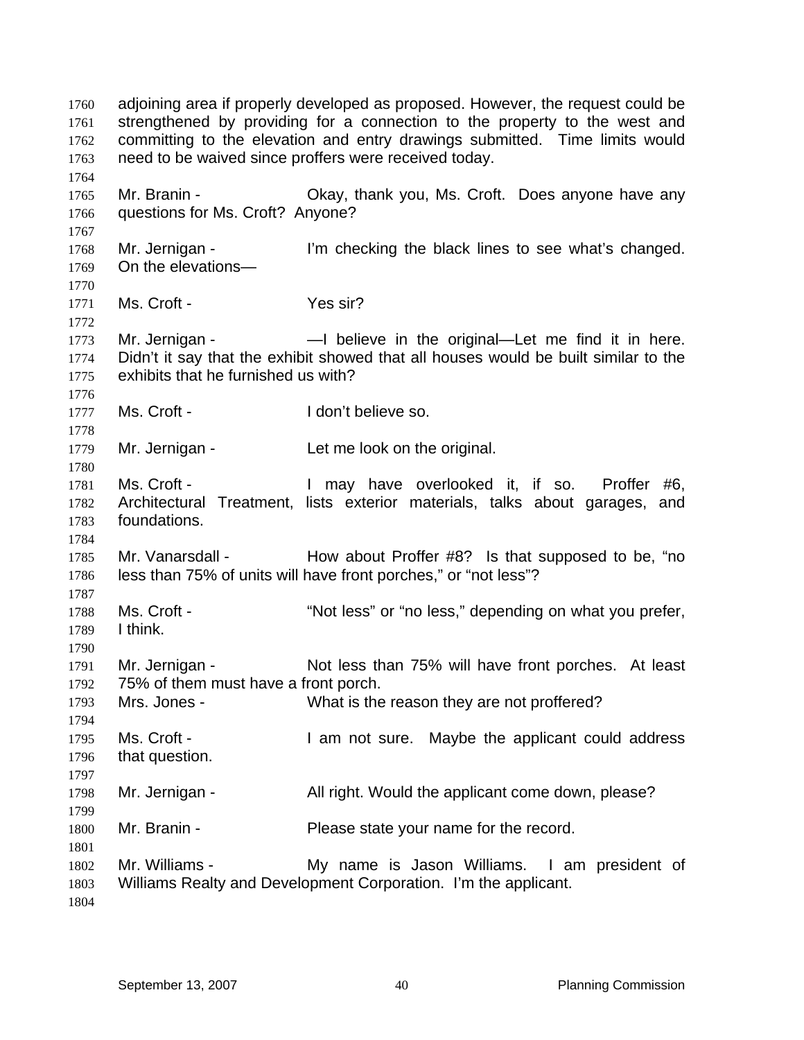adjoining area if properly developed as proposed. However, the request could be strengthened by providing for a connection to the property to the west and committing to the elevation and entry drawings submitted. Time limits would need to be waived since proffers were received today.

Mr. Branin - Okay, thank you, Ms. Croft. Does anyone have any questions for Ms. Croft? Anyone?

Mr. Jernigan - I'm checking the black lines to see what's changed. On the elevations—

Ms. Croft - Yes sir?

Mr. Jernigan - —I believe in the original—Let me find it in here. Didn't it say that the exhibit showed that all houses would be built similar to the exhibits that he furnished us with?

Ms. Croft - I don't believe so.

Mr. Jernigan - Let me look on the original.

Ms. Croft - I may have overlooked it, if so. Proffer #6, Architectural Treatment, lists exterior materials, talks about garages, and foundations.

Mr. Vanarsdall - How about Proffer #8? Is that supposed to be, "no less than 75% of units will have front porches," or "not less"?

Ms. Croft - "Not less" or "no less," depending on what you prefer, I think.

Mr. Jernigan - Not less than 75% will have front porches. At least 75% of them must have a front porch.

Mrs. Jones - What is the reason they are not proffered?

Ms. Croft - I am not sure. Maybe the applicant could address that question.

Mr. Jernigan - All right. Would the applicant come down, please?

Mr. Branin - Please state your name for the record.

Mr. Williams - My name is Jason Williams. I am president of Williams Realty and Development Corporation. I'm the applicant.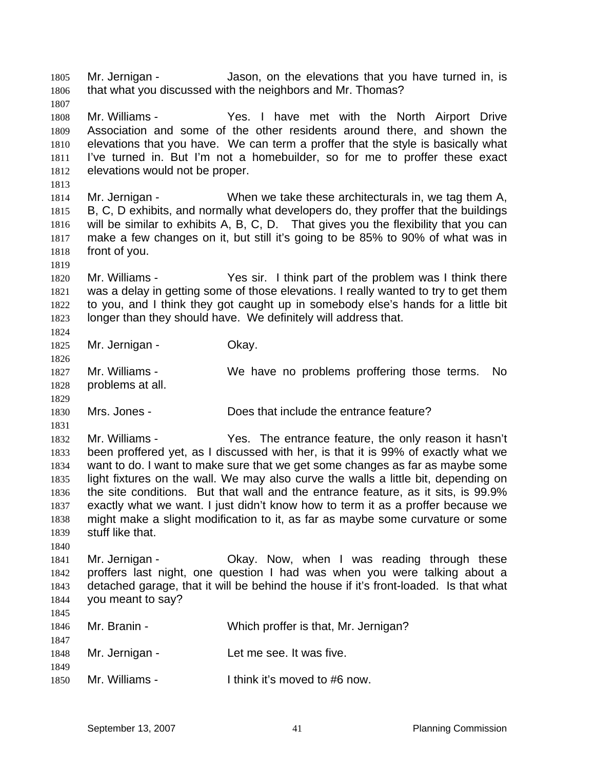1805 Mr. Jernigan - Jason, on the elevations that you have turned in, is
1806 that what you discussed with the neighbors and Mr. Thomas?
1807
1808 Mr. Williams - Yes. I have met with the North Airport Drive
1809 Association and some of the other residents around there, and shown the
1810 elevations that you have. We can term a proffer that the style is basically what
1811 I've turned in. But I'm not a homebuilder, so for me to proffer these exact
1812 elevations would not be proper.
1813
1814 Mr. Jernigan - When we take these architecturals in, we tag them A,
1815 B, C, D exhibits, and normally what developers do, they proffer that the buildings
1816 will be similar to exhibits A, B, C, D. That gives you the flexibility that you can
1817 make a few changes on it, but still it's going to be 85% to 90% of what was in
1818 front of you.
1819
1820 Mr. Williams - Yes sir. I think part of the problem was I think there
1821 was a delay in getting some of those elevations. I really wanted to try to get them
1822 to you, and I think they got caught up in somebody else's hands for a little bit
1823 longer than they should have. We definitely will address that.
1824
1825 Mr. Jernigan - Okay.
1826
1827 Mr. Williams - We have no problems proffering those terms. No
1828 problems at all.
1829
1830 Mrs. Jones - Does that include the entrance feature?
1831
1832 Mr. Williams - Yes. The entrance feature, the only reason it hasn't
1833 been proffered yet, as I discussed with her, is that it is 99% of exactly what we
1834 want to do. I want to make sure that we get some changes as far as maybe some
1835 light fixtures on the wall. We may also curve the walls a little bit, depending on
1836 the site conditions. But that wall and the entrance feature, as it sits, is 99.9%
1837 exactly what we want. I just didn't know how to term it as a proffer because we
1838 might make a slight modification to it, as far as maybe some curvature or some
1839 stuff like that.
1840
1841 Mr. Jernigan - Okay. Now, when I was reading through these
1842 proffers last night, one question I had was when you were talking about a
1843 detached garage, that it will be behind the house if it's front-loaded. Is that what
1844 you meant to say?
1845
1846 Mr. Branin - Which proffer is that, Mr. Jernigan?
1847
1848 Mr. Jernigan - Let me see. It was five.
1849
1850 Mr. Williams - I think it's moved to #6 now.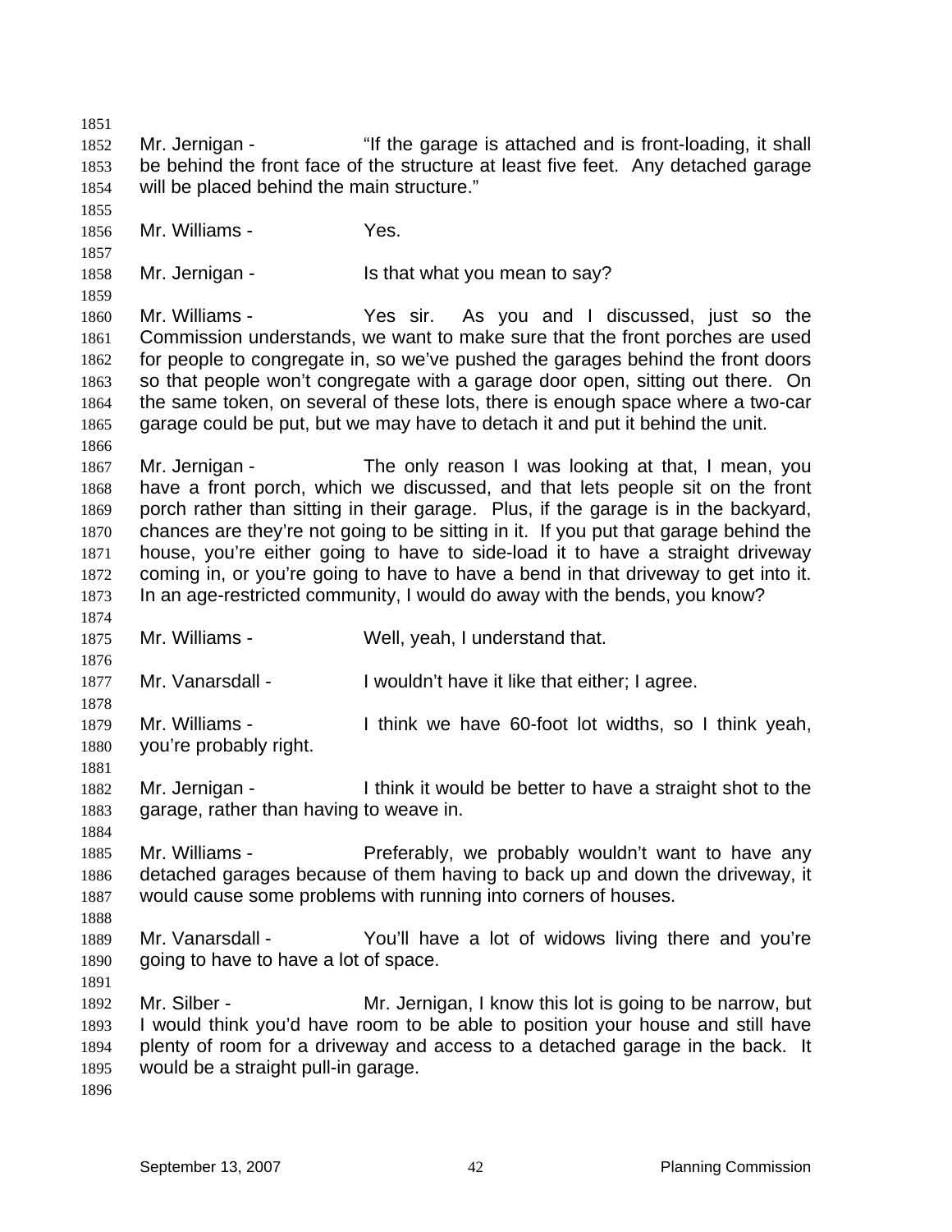Mr. Jernigan - "If the garage is attached and is front-loading, it shall be behind the front face of the structure at least five feet. Any detached garage will be placed behind the main structure."

Mr. Williams - Yes.

Mr. Jernigan - Is that what you mean to say?

Mr. Williams - Yes sir. As you and I discussed, just so the Commission understands, we want to make sure that the front porches are used for people to congregate in, so we've pushed the garages behind the front doors so that people won't congregate with a garage door open, sitting out there. On the same token, on several of these lots, there is enough space where a two-car garage could be put, but we may have to detach it and put it behind the unit.

Mr. Jernigan - The only reason I was looking at that, I mean, you have a front porch, which we discussed, and that lets people sit on the front porch rather than sitting in their garage. Plus, if the garage is in the backyard, chances are they're not going to be sitting in it. If you put that garage behind the house, you're either going to have to side-load it to have a straight driveway coming in, or you're going to have to have a bend in that driveway to get into it. In an age-restricted community, I would do away with the bends, you know?

Mr. Williams - Well, yeah, I understand that.

Mr. Vanarsdall - I wouldn't have it like that either; I agree.

Mr. Williams - I think we have 60-foot lot widths, so I think yeah, you're probably right.

Mr. Jernigan - I think it would be better to have a straight shot to the garage, rather than having to weave in.

Mr. Williams - Preferably, we probably wouldn't want to have any detached garages because of them having to back up and down the driveway, it would cause some problems with running into corners of houses.

Mr. Vanarsdall - You'll have a lot of widows living there and you're going to have to have a lot of space.

Mr. Silber - Mr. Jernigan, I know this lot is going to be narrow, but I would think you'd have room to be able to position your house and still have plenty of room for a driveway and access to a detached garage in the back. It would be a straight pull-in garage.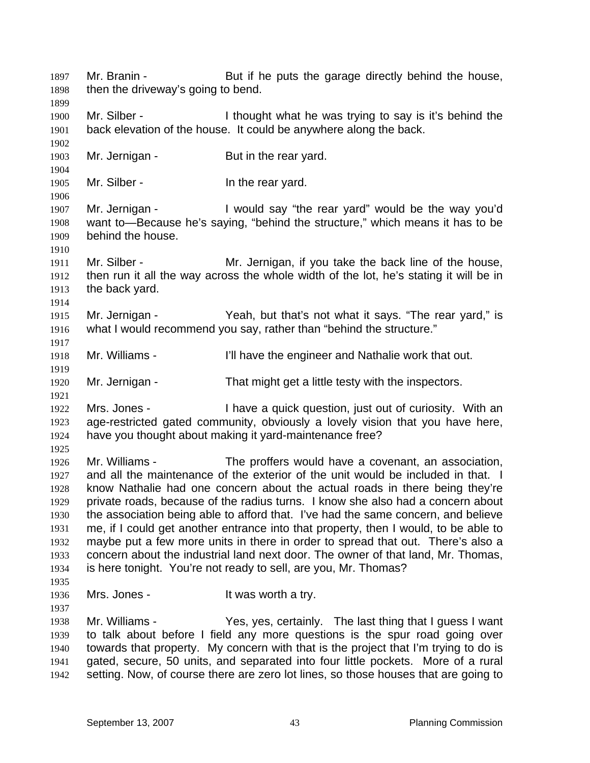Mr. Branin - But if he puts the garage directly behind the house, then the driveway's going to bend.

Mr. Silber - I thought what he was trying to say is it's behind the back elevation of the house. It could be anywhere along the back.

Mr. Jernigan - But in the rear yard.

Mr. Silber - In the rear yard.

Mr. Jernigan - I would say "the rear yard" would be the way you'd want to—Because he's saying, "behind the structure," which means it has to be behind the house.

Mr. Silber - Mr. Jernigan, if you take the back line of the house, then run it all the way across the whole width of the lot, he's stating it will be in the back yard.

Mr. Jernigan - Yeah, but that's not what it says. "The rear yard," is what I would recommend you say, rather than "behind the structure."

Mr. Williams - I'll have the engineer and Nathalie work that out.

Mr. Jernigan - That might get a little testy with the inspectors.

Mrs. Jones - I have a quick question, just out of curiosity. With an age-restricted gated community, obviously a lovely vision that you have here, have you thought about making it yard-maintenance free?

Mr. Williams - The proffers would have a covenant, an association, and all the maintenance of the exterior of the unit would be included in that. I know Nathalie had one concern about the actual roads in there being they're private roads, because of the radius turns. I know she also had a concern about the association being able to afford that. I've had the same concern, and believe me, if I could get another entrance into that property, then I would, to be able to maybe put a few more units in there in order to spread that out. There's also a concern about the industrial land next door. The owner of that land, Mr. Thomas, is here tonight. You're not ready to sell, are you, Mr. Thomas?

Mrs. Jones - It was worth a try.

Mr. Williams - Yes, yes, certainly. The last thing that I guess I want to talk about before I field any more questions is the spur road going over towards that property. My concern with that is the project that I'm trying to do is gated, secure, 50 units, and separated into four little pockets. More of a rural setting. Now, of course there are zero lot lines, so those houses that are going to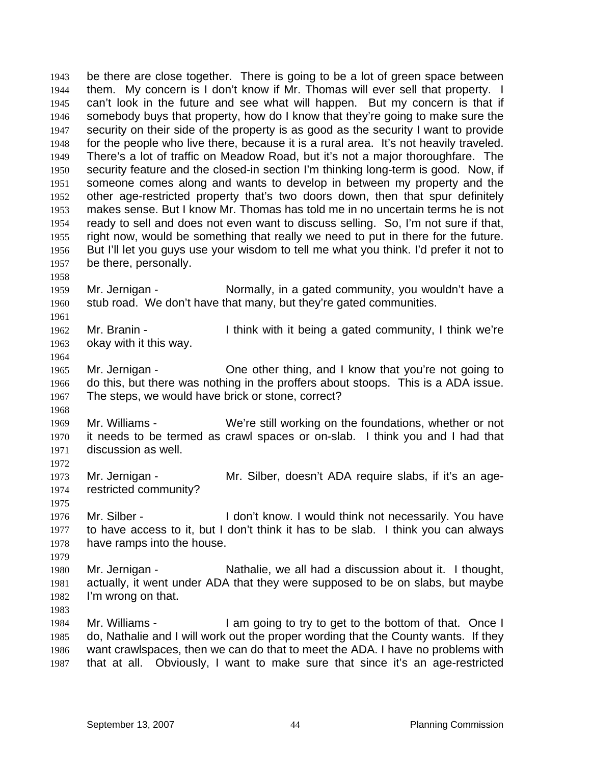be there are close together. There is going to be a lot of green space between them. My concern is I don't know if Mr. Thomas will ever sell that property. I can't look in the future and see what will happen. But my concern is that if somebody buys that property, how do I know that they're going to make sure the security on their side of the property is as good as the security I want to provide for the people who live there, because it is a rural area. It's not heavily traveled. There's a lot of traffic on Meadow Road, but it's not a major thoroughfare. The security feature and the closed-in section I'm thinking long-term is good. Now, if someone comes along and wants to develop in between my property and the other age-restricted property that's two doors down, then that spur definitely makes sense. But I know Mr. Thomas has told me in no uncertain terms he is not ready to sell and does not even want to discuss selling. So, I'm not sure if that, right now, would be something that really we need to put in there for the future. But I'll let you guys use your wisdom to tell me what you think. I'd prefer it not to be there, personally.

Mr. Jernigan - Normally, in a gated community, you wouldn't have a stub road. We don't have that many, but they're gated communities.

Mr. Branin - I think with it being a gated community, I think we're okay with it this way.

Mr. Jernigan - One other thing, and I know that you're not going to do this, but there was nothing in the proffers about stoops. This is a ADA issue. The steps, we would have brick or stone, correct?

Mr. Williams - We're still working on the foundations, whether or not it needs to be termed as crawl spaces or on-slab. I think you and I had that discussion as well.

Mr. Jernigan - Mr. Silber, doesn't ADA require slabs, if it's an age-restricted community?

Mr. Silber - I don't know. I would think not necessarily. You have to have access to it, but I don't think it has to be slab. I think you can always have ramps into the house.

Mr. Jernigan - Nathalie, we all had a discussion about it. I thought, actually, it went under ADA that they were supposed to be on slabs, but maybe I'm wrong on that.

Mr. Williams - I am going to try to get to the bottom of that. Once I do, Nathalie and I will work out the proper wording that the County wants. If they want crawlspaces, then we can do that to meet the ADA. I have no problems with that at all. Obviously, I want to make sure that since it's an age-restricted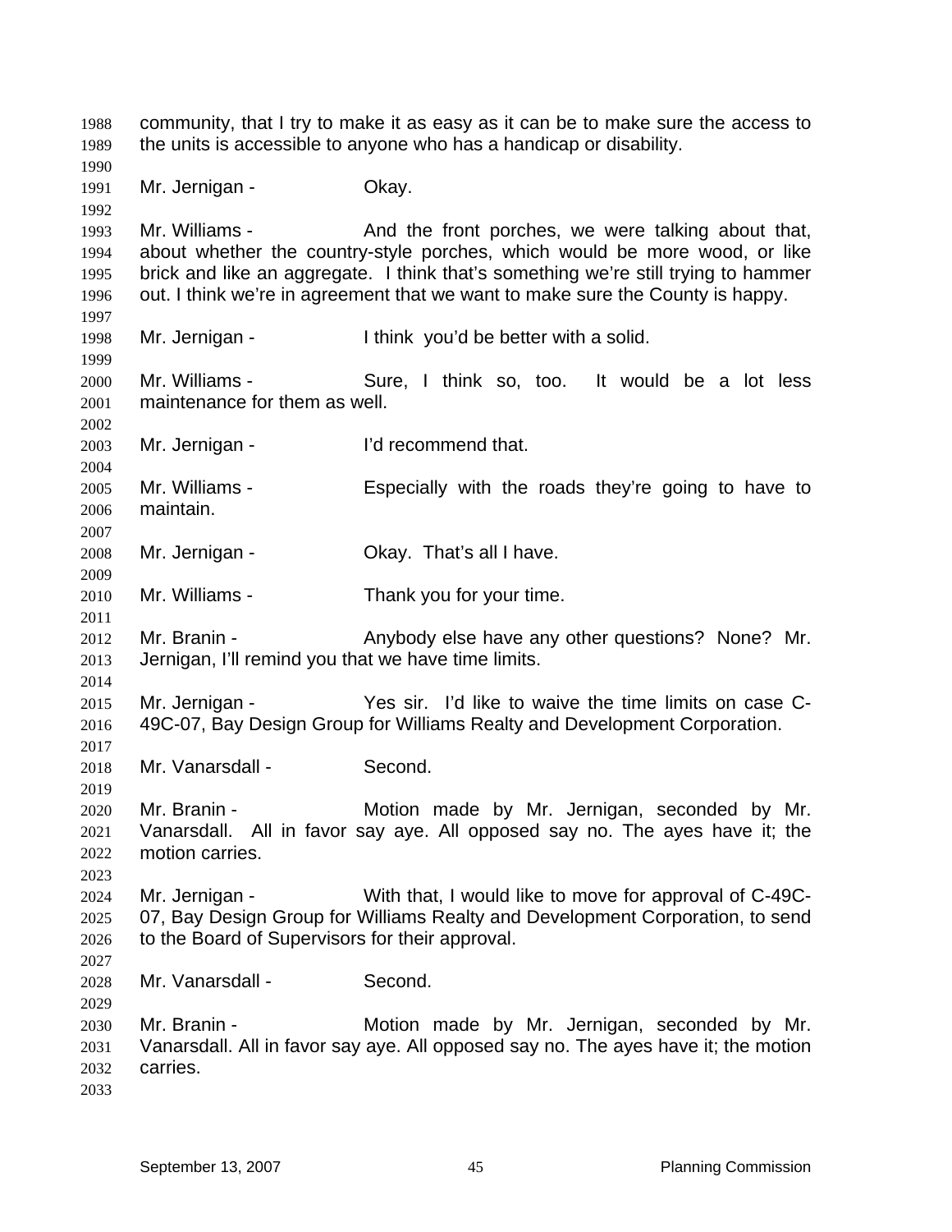community, that I try to make it as easy as it can be to make sure the access to the units is accessible to anyone who has a handicap or disability.

Mr. Jernigan - Okay.

Mr. Williams - And the front porches, we were talking about that, about whether the country-style porches, which would be more wood, or like brick and like an aggregate. I think that's something we're still trying to hammer out. I think we're in agreement that we want to make sure the County is happy.

Mr. Jernigan - I think you'd be better with a solid.

Mr. Williams - Sure, I think so, too. It would be a lot less maintenance for them as well.

Mr. Jernigan - I'd recommend that.

Mr. Williams - Especially with the roads they're going to have to maintain.

Mr. Jernigan - Okay. That's all I have.

Mr. Williams - Thank you for your time.

Mr. Branin - Anybody else have any other questions? None? Mr. Jernigan, I'll remind you that we have time limits.

Mr. Jernigan - Yes sir. I'd like to waive the time limits on case C-49C-07, Bay Design Group for Williams Realty and Development Corporation.

Mr. Vanarsdall - Second.

Mr. Branin - Motion made by Mr. Jernigan, seconded by Mr. Vanarsdall. All in favor say aye. All opposed say no. The ayes have it; the motion carries.

Mr. Jernigan - With that, I would like to move for approval of C-49C-07, Bay Design Group for Williams Realty and Development Corporation, to send to the Board of Supervisors for their approval.

Mr. Vanarsdall - Second.

Mr. Branin - Motion made by Mr. Jernigan, seconded by Mr. Vanarsdall. All in favor say aye. All opposed say no. The ayes have it; the motion carries.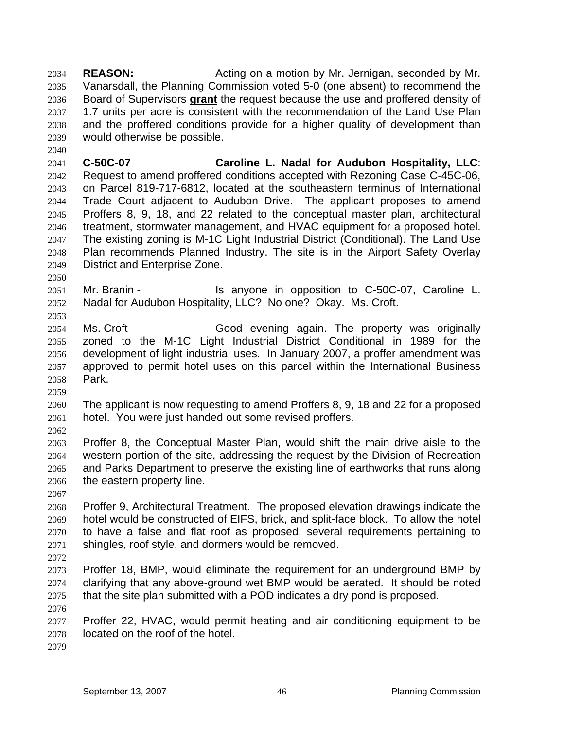**REASON:** Acting on a motion by Mr. Jernigan, seconded by Mr. Vanarsdall, the Planning Commission voted 5-0 (one absent) to recommend the Board of Supervisors **grant** the request because the use and proffered density of 1.7 units per acre is consistent with the recommendation of the Land Use Plan and the proffered conditions provide for a higher quality of development than would otherwise be possible.

**C-50C-07 Caroline L. Nadal for Audubon Hospitality, LLC**: Request to amend proffered conditions accepted with Rezoning Case C-45C-06, on Parcel 819-717-6812, located at the southeastern terminus of International Trade Court adjacent to Audubon Drive. The applicant proposes to amend Proffers 8, 9, 18, and 22 related to the conceptual master plan, architectural treatment, stormwater management, and HVAC equipment for a proposed hotel. The existing zoning is M-1C Light Industrial District (Conditional). The Land Use Plan recommends Planned Industry. The site is in the Airport Safety Overlay District and Enterprise Zone.

Mr. Branin - Is anyone in opposition to C-50C-07, Caroline L. Nadal for Audubon Hospitality, LLC? No one? Okay. Ms. Croft.

Ms. Croft - Good evening again. The property was originally zoned to the M-1C Light Industrial District Conditional in 1989 for the development of light industrial uses. In January 2007, a proffer amendment was approved to permit hotel uses on this parcel within the International Business Park.

The applicant is now requesting to amend Proffers 8, 9, 18 and 22 for a proposed hotel. You were just handed out some revised proffers.

Proffer 8, the Conceptual Master Plan, would shift the main drive aisle to the western portion of the site, addressing the request by the Division of Recreation and Parks Department to preserve the existing line of earthworks that runs along the eastern property line.

Proffer 9, Architectural Treatment. The proposed elevation drawings indicate the hotel would be constructed of EIFS, brick, and split-face block. To allow the hotel to have a false and flat roof as proposed, several requirements pertaining to shingles, roof style, and dormers would be removed.

Proffer 18, BMP, would eliminate the requirement for an underground BMP by clarifying that any above-ground wet BMP would be aerated. It should be noted that the site plan submitted with a POD indicates a dry pond is proposed.

Proffer 22, HVAC, would permit heating and air conditioning equipment to be located on the roof of the hotel.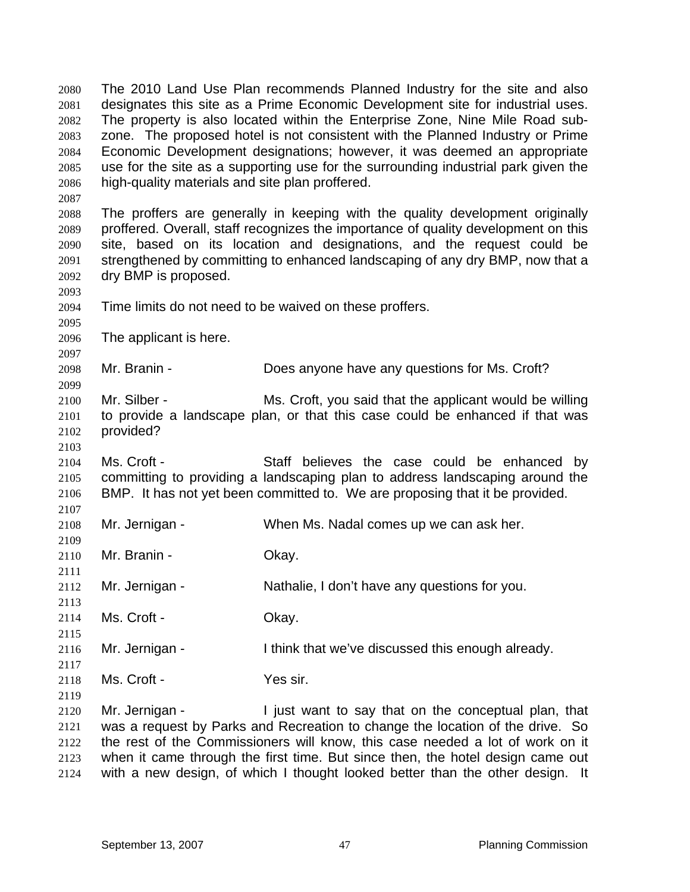The 2010 Land Use Plan recommends Planned Industry for the site and also designates this site as a Prime Economic Development site for industrial uses. The property is also located within the Enterprise Zone, Nine Mile Road sub-zone. The proposed hotel is not consistent with the Planned Industry or Prime Economic Development designations; however, it was deemed an appropriate use for the site as a supporting use for the surrounding industrial park given the high-quality materials and site plan proffered.

The proffers are generally in keeping with the quality development originally proffered. Overall, staff recognizes the importance of quality development on this site, based on its location and designations, and the request could be strengthened by committing to enhanced landscaping of any dry BMP, now that a dry BMP is proposed.

Time limits do not need to be waived on these proffers.

The applicant is here.

Mr. Branin - Does anyone have any questions for Ms. Croft?

Mr. Silber - Ms. Croft, you said that the applicant would be willing to provide a landscape plan, or that this case could be enhanced if that was provided?

Ms. Croft - Staff believes the case could be enhanced by committing to providing a landscaping plan to address landscaping around the BMP. It has not yet been committed to. We are proposing that it be provided.

Mr. Jernigan - When Ms. Nadal comes up we can ask her.

Mr. Branin - Okay.

Mr. Jernigan - Nathalie, I don't have any questions for you.

Ms. Croft - Okay.

Mr. Jernigan - I think that we've discussed this enough already.

Ms. Croft - Yes sir.

Mr. Jernigan - I just want to say that on the conceptual plan, that was a request by Parks and Recreation to change the location of the drive. So the rest of the Commissioners will know, this case needed a lot of work on it when it came through the first time. But since then, the hotel design came out with a new design, of which I thought looked better than the other design. It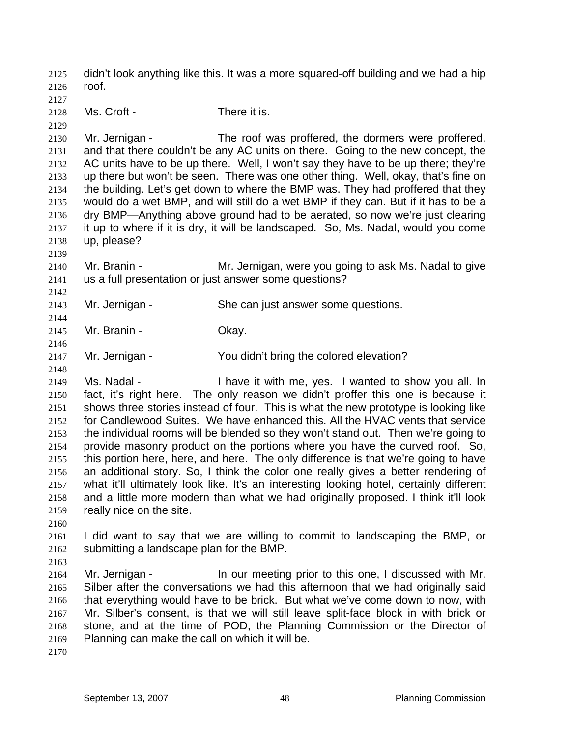didn't look anything like this. It was a more squared-off building and we had a hip roof.

Ms. Croft - There it is.

Mr. Jernigan - The roof was proffered, the dormers were proffered, and that there couldn't be any AC units on there. Going to the new concept, the AC units have to be up there. Well, I won't say they have to be up there; they're up there but won't be seen. There was one other thing. Well, okay, that's fine on the building. Let's get down to where the BMP was. They had proffered that they would do a wet BMP, and will still do a wet BMP if they can. But if it has to be a dry BMP—Anything above ground had to be aerated, so now we're just clearing it up to where if it is dry, it will be landscaped. So, Ms. Nadal, would you come up, please?

Mr. Branin - Mr. Jernigan, were you going to ask Ms. Nadal to give us a full presentation or just answer some questions?

Mr. Jernigan - She can just answer some questions.

Mr. Branin - Okay.

Mr. Jernigan - You didn't bring the colored elevation?

Ms. Nadal - I have it with me, yes. I wanted to show you all. In fact, it's right here. The only reason we didn't proffer this one is because it shows three stories instead of four. This is what the new prototype is looking like for Candlewood Suites. We have enhanced this. All the HVAC vents that service the individual rooms will be blended so they won't stand out. Then we're going to provide masonry product on the portions where you have the curved roof. So, this portion here, here, and here. The only difference is that we're going to have an additional story. So, I think the color one really gives a better rendering of what it'll ultimately look like. It's an interesting looking hotel, certainly different and a little more modern than what we had originally proposed. I think it'll look really nice on the site.

I did want to say that we are willing to commit to landscaping the BMP, or submitting a landscape plan for the BMP.

Mr. Jernigan - In our meeting prior to this one, I discussed with Mr. Silber after the conversations we had this afternoon that we had originally said that everything would have to be brick. But what we've come down to now, with Mr. Silber's consent, is that we will still leave split-face block in with brick or stone, and at the time of POD, the Planning Commission or the Director of Planning can make the call on which it will be.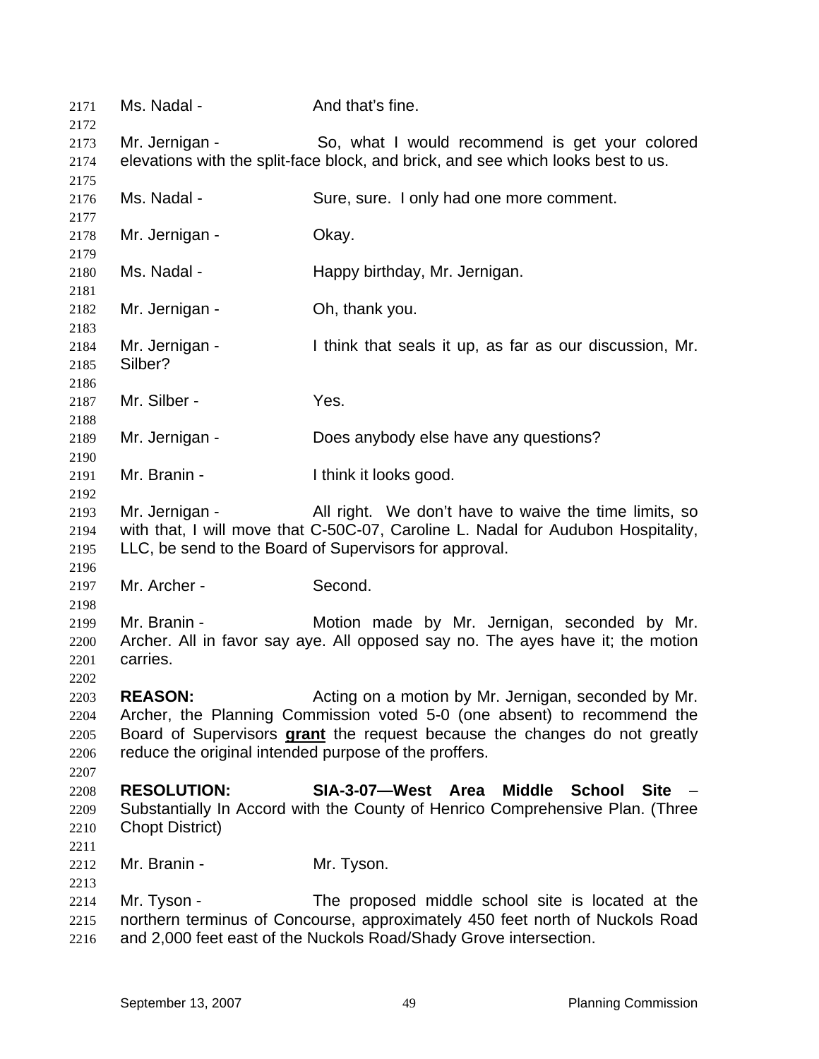Ms. Nadal - And that's fine.

Mr. Jernigan - So, what I would recommend is get your colored elevations with the split-face block, and brick, and see which looks best to us.

Ms. Nadal - Sure, sure. I only had one more comment.

Mr. Jernigan - Okay.

Ms. Nadal - Happy birthday, Mr. Jernigan.

Mr. Jernigan - Oh, thank you.

Mr. Jernigan - I think that seals it up, as far as our discussion, Mr. Silber?

Mr. Silber - Yes.

Mr. Jernigan - Does anybody else have any questions?

Mr. Branin - I think it looks good.

Mr. Jernigan - All right. We don't have to waive the time limits, so with that, I will move that C-50C-07, Caroline L. Nadal for Audubon Hospitality, LLC, be send to the Board of Supervisors for approval.

Mr. Archer - Second.

Mr. Branin - Motion made by Mr. Jernigan, seconded by Mr. Archer. All in favor say aye. All opposed say no. The ayes have it; the motion carries.

**REASON:** Acting on a motion by Mr. Jernigan, seconded by Mr. Archer, the Planning Commission voted 5-0 (one absent) to recommend the Board of Supervisors **grant** the request because the changes do not greatly reduce the original intended purpose of the proffers.

**RESOLUTION:** **SIA-3-07—West Area Middle School Site** – Substantially In Accord with the County of Henrico Comprehensive Plan. (Three Chopt District)

Mr. Branin - Mr. Tyson.

Mr. Tyson - The proposed middle school site is located at the northern terminus of Concourse, approximately 450 feet north of Nuckols Road and 2,000 feet east of the Nuckols Road/Shady Grove intersection.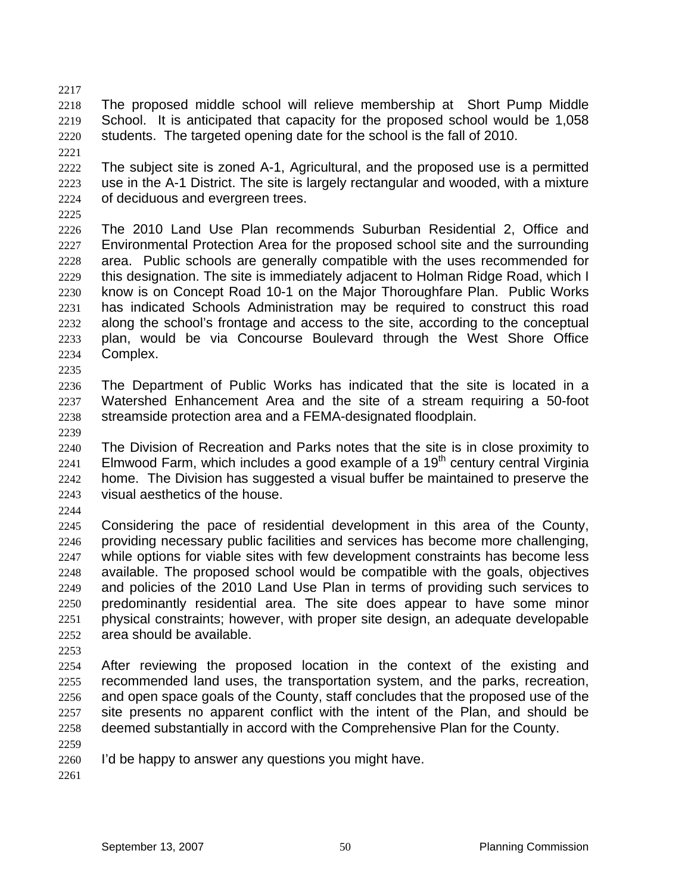The proposed middle school will relieve membership at Short Pump Middle School. It is anticipated that capacity for the proposed school would be 1,058 students. The targeted opening date for the school is the fall of 2010.

The subject site is zoned A-1, Agricultural, and the proposed use is a permitted use in the A-1 District. The site is largely rectangular and wooded, with a mixture of deciduous and evergreen trees.

The 2010 Land Use Plan recommends Suburban Residential 2, Office and Environmental Protection Area for the proposed school site and the surrounding area. Public schools are generally compatible with the uses recommended for this designation. The site is immediately adjacent to Holman Ridge Road, which I know is on Concept Road 10-1 on the Major Thoroughfare Plan. Public Works has indicated Schools Administration may be required to construct this road along the school's frontage and access to the site, according to the conceptual plan, would be via Concourse Boulevard through the West Shore Office Complex.

The Department of Public Works has indicated that the site is located in a Watershed Enhancement Area and the site of a stream requiring a 50-foot streamside protection area and a FEMA-designated floodplain.

The Division of Recreation and Parks notes that the site is in close proximity to Elmwood Farm, which includes a good example of a 19th century central Virginia home. The Division has suggested a visual buffer be maintained to preserve the visual aesthetics of the house.

Considering the pace of residential development in this area of the County, providing necessary public facilities and services has become more challenging, while options for viable sites with few development constraints has become less available. The proposed school would be compatible with the goals, objectives and policies of the 2010 Land Use Plan in terms of providing such services to predominantly residential area. The site does appear to have some minor physical constraints; however, with proper site design, an adequate developable area should be available.

After reviewing the proposed location in the context of the existing and recommended land uses, the transportation system, and the parks, recreation, and open space goals of the County, staff concludes that the proposed use of the site presents no apparent conflict with the intent of the Plan, and should be deemed substantially in accord with the Comprehensive Plan for the County.

I'd be happy to answer any questions you might have.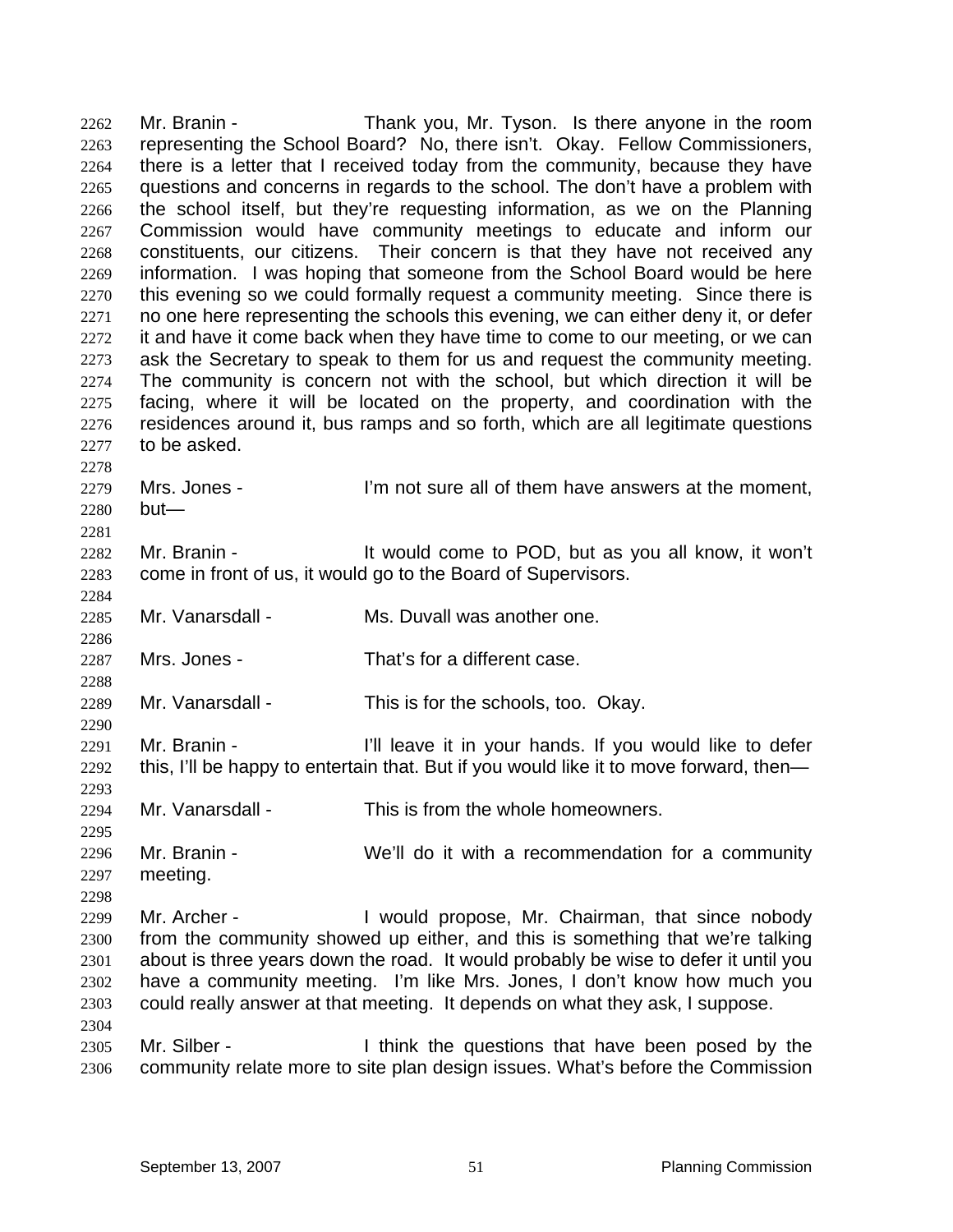2262 Mr. Branin - Thank you, Mr. Tyson. Is there anyone in the room
2263 representing the School Board? No, there isn't. Okay. Fellow Commissioners,
2264 there is a letter that I received today from the community, because they have
2265 questions and concerns in regards to the school. The don't have a problem with
2266 the school itself, but they're requesting information, as we on the Planning
2267 Commission would have community meetings to educate and inform our
2268 constituents, our citizens. Their concern is that they have not received any
2269 information. I was hoping that someone from the School Board would be here
2270 this evening so we could formally request a community meeting. Since there is
2271 no one here representing the schools this evening, we can either deny it, or defer
2272 it and have it come back when they have time to come to our meeting, or we can
2273 ask the Secretary to speak to them for us and request the community meeting.
2274 The community is concern not with the school, but which direction it will be
2275 facing, where it will be located on the property, and coordination with the
2276 residences around it, bus ramps and so forth, which are all legitimate questions
2277 to be asked.
2278
2279 Mrs. Jones - I'm not sure all of them have answers at the moment,
2280 but—
2281
2282 Mr. Branin - It would come to POD, but as you all know, it won't
2283 come in front of us, it would go to the Board of Supervisors.
2284
2285 Mr. Vanarsdall - Ms. Duvall was another one.
2286
2287 Mrs. Jones - That's for a different case.
2288
2289 Mr. Vanarsdall - This is for the schools, too. Okay.
2290
2291 Mr. Branin - I'll leave it in your hands. If you would like to defer
2292 this, I'll be happy to entertain that. But if you would like it to move forward, then—
2293
2294 Mr. Vanarsdall - This is from the whole homeowners.
2295
2296 Mr. Branin - We'll do it with a recommendation for a community
2297 meeting.
2298
2299 Mr. Archer - I would propose, Mr. Chairman, that since nobody
2300 from the community showed up either, and this is something that we're talking
2301 about is three years down the road. It would probably be wise to defer it until you
2302 have a community meeting. I'm like Mrs. Jones, I don't know how much you
2303 could really answer at that meeting. It depends on what they ask, I suppose.
2304
2305 Mr. Silber - I think the questions that have been posed by the
2306 community relate more to site plan design issues. What's before the Commission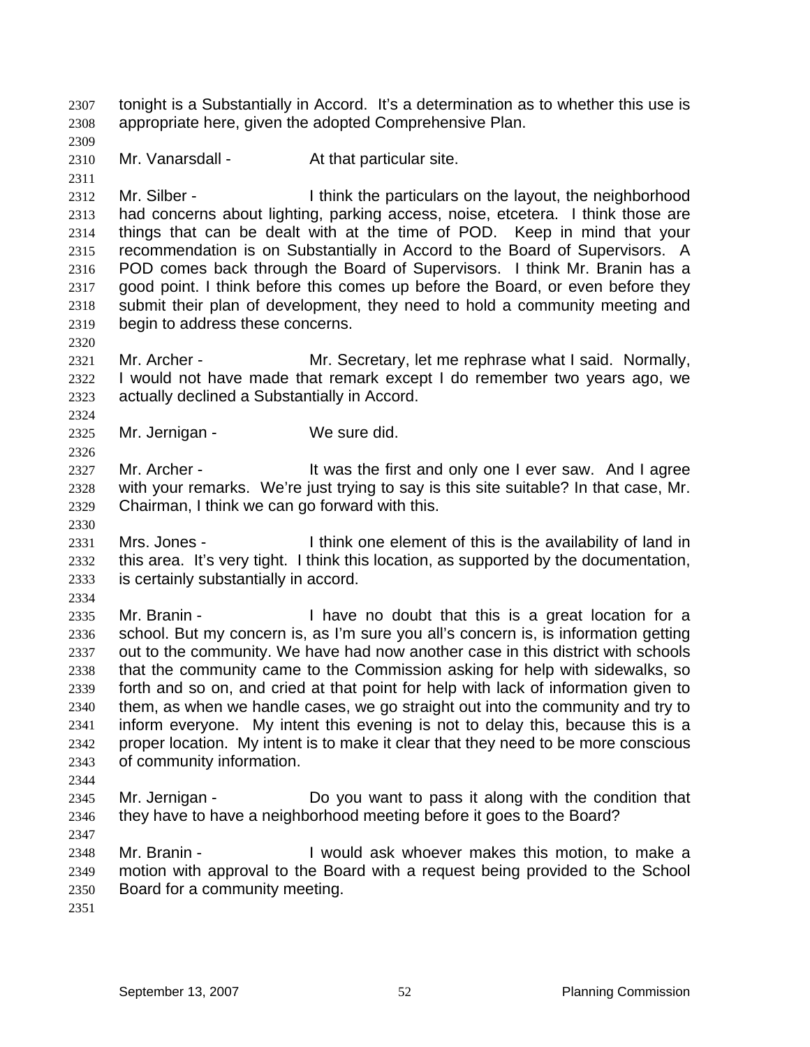tonight is a Substantially in Accord. It's a determination as to whether this use is appropriate here, given the adopted Comprehensive Plan.

Mr. Vanarsdall - At that particular site.

Mr. Silber - I think the particulars on the layout, the neighborhood had concerns about lighting, parking access, noise, etcetera. I think those are things that can be dealt with at the time of POD. Keep in mind that your recommendation is on Substantially in Accord to the Board of Supervisors. A POD comes back through the Board of Supervisors. I think Mr. Branin has a good point. I think before this comes up before the Board, or even before they submit their plan of development, they need to hold a community meeting and begin to address these concerns.

Mr. Archer - Mr. Secretary, let me rephrase what I said. Normally, I would not have made that remark except I do remember two years ago, we actually declined a Substantially in Accord.

Mr. Jernigan - We sure did.

Mr. Archer - It was the first and only one I ever saw. And I agree with your remarks. We're just trying to say is this site suitable? In that case, Mr. Chairman, I think we can go forward with this.

Mrs. Jones - I think one element of this is the availability of land in this area. It's very tight. I think this location, as supported by the documentation, is certainly substantially in accord.

Mr. Branin - I have no doubt that this is a great location for a school. But my concern is, as I'm sure you all's concern is, is information getting out to the community. We have had now another case in this district with schools that the community came to the Commission asking for help with sidewalks, so forth and so on, and cried at that point for help with lack of information given to them, as when we handle cases, we go straight out into the community and try to inform everyone. My intent this evening is not to delay this, because this is a proper location. My intent is to make it clear that they need to be more conscious of community information.

Mr. Jernigan - Do you want to pass it along with the condition that they have to have a neighborhood meeting before it goes to the Board?

Mr. Branin - I would ask whoever makes this motion, to make a motion with approval to the Board with a request being provided to the School Board for a community meeting.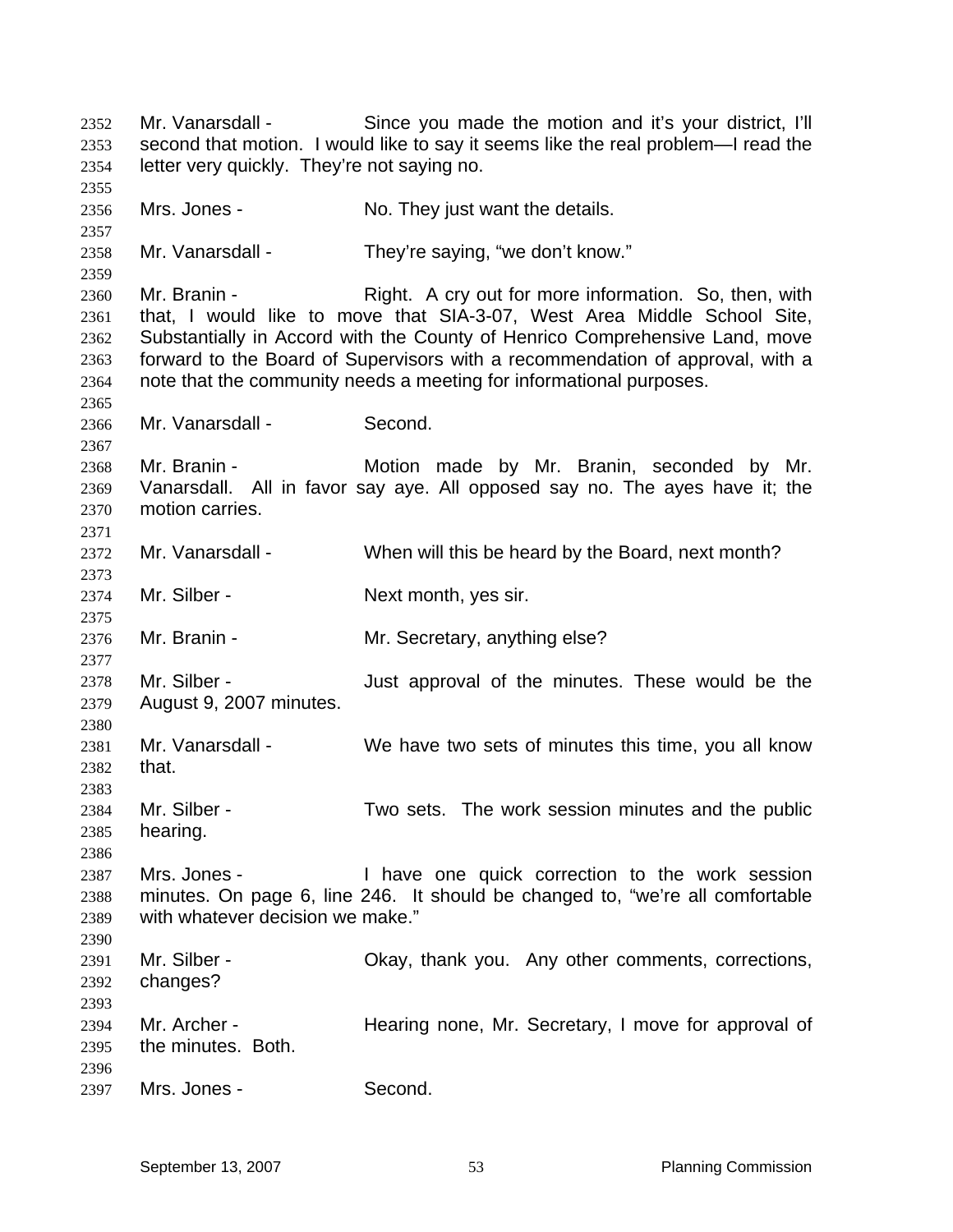Mr. Vanarsdall - Since you made the motion and it's your district, I'll second that motion. I would like to say it seems like the real problem—I read the letter very quickly. They're not saying no.

Mrs. Jones - No. They just want the details.

Mr. Vanarsdall - They're saying, "we don't know."

Mr. Branin - Right. A cry out for more information. So, then, with that, I would like to move that SIA-3-07, West Area Middle School Site, Substantially in Accord with the County of Henrico Comprehensive Land, move forward to the Board of Supervisors with a recommendation of approval, with a note that the community needs a meeting for informational purposes.

Mr. Vanarsdall - Second.

Mr. Branin - Motion made by Mr. Branin, seconded by Mr. Vanarsdall. All in favor say aye. All opposed say no. The ayes have it; the motion carries.

Mr. Vanarsdall - When will this be heard by the Board, next month?

Mr. Silber - Next month, yes sir.

Mr. Branin - Mr. Secretary, anything else?

Mr. Silber - Just approval of the minutes. These would be the August 9, 2007 minutes.

Mr. Vanarsdall - We have two sets of minutes this time, you all know that.

Mr. Silber - Two sets. The work session minutes and the public hearing.

Mrs. Jones - I have one quick correction to the work session minutes. On page 6, line 246. It should be changed to, "we're all comfortable with whatever decision we make."

Mr. Silber - Okay, thank you. Any other comments, corrections, changes?

Mr. Archer - Hearing none, Mr. Secretary, I move for approval of the minutes. Both.

Mrs. Jones - Second.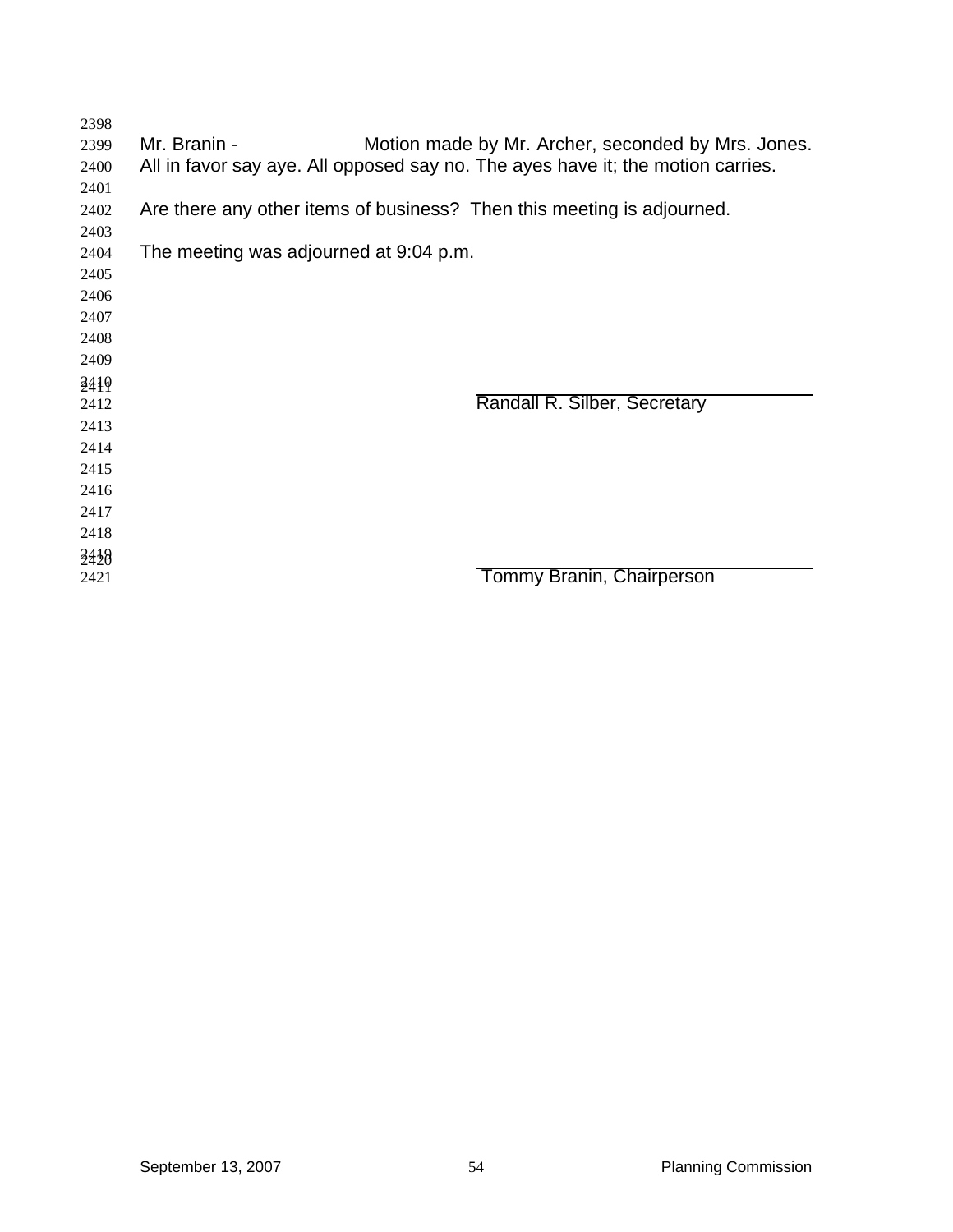Mr. Branin - Motion made by Mr. Archer, seconded by Mrs. Jones. All in favor say aye. All opposed say no. The ayes have it; the motion carries.

Are there any other items of business? Then this meeting is adjourned.

The meeting was adjourned at 9:04 p.m.

\_\_\_\_\_\_\_\_\_\_\_\_\_\_\_\_\_\_\_\_\_\_\_\_\_\_\_\_\_\_

Randall R. Silber, Secretary

\_\_\_\_\_\_\_\_\_\_\_\_\_\_\_\_\_\_\_\_\_\_\_\_\_\_\_\_\_\_

Tommy Branin, Chairperson